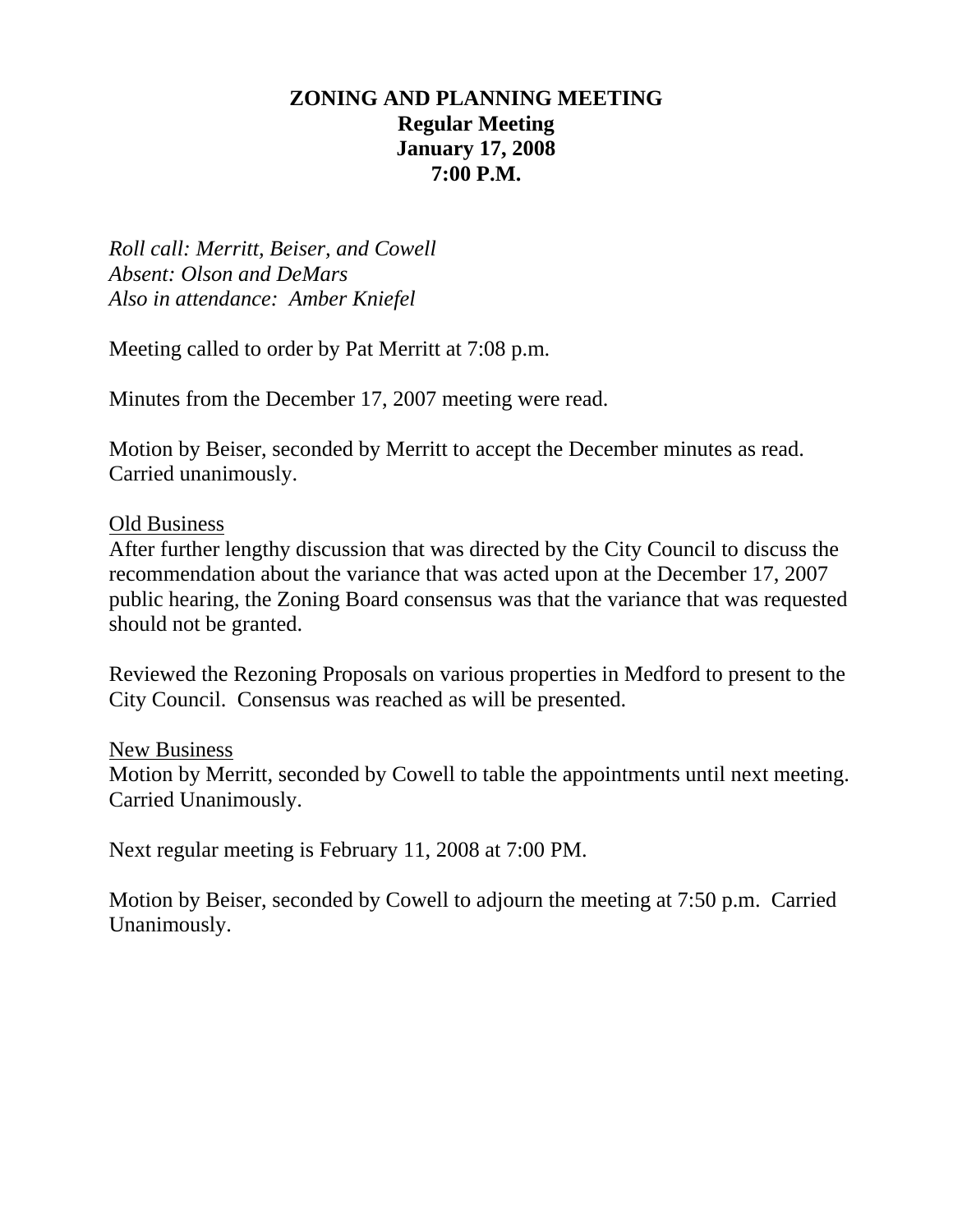# ZONING AND PLANNING MEETING
## Regular Meeting
## January 17, 2008
## 7:00 P.M.

*Roll call: Merritt, Beiser, and Cowell*
*Absent: Olson and DeMars*
*Also in attendance: Amber Kniefel*

Meeting called to order by Pat Merritt at 7:08 p.m.

Minutes from the December 17, 2007 meeting were read.

Motion by Beiser, seconded by Merritt to accept the December minutes as read. Carried unanimously.

Old Business

After further lengthy discussion that was directed by the City Council to discuss the recommendation about the variance that was acted upon at the December 17, 2007 public hearing, the Zoning Board consensus was that the variance that was requested should not be granted.

Reviewed the Rezoning Proposals on various properties in Medford to present to the City Council. Consensus was reached as will be presented.

New Business

Motion by Merritt, seconded by Cowell to table the appointments until next meeting. Carried Unanimously.

Next regular meeting is February 11, 2008 at 7:00 PM.

Motion by Beiser, seconded by Cowell to adjourn the meeting at 7:50 p.m. Carried Unanimously.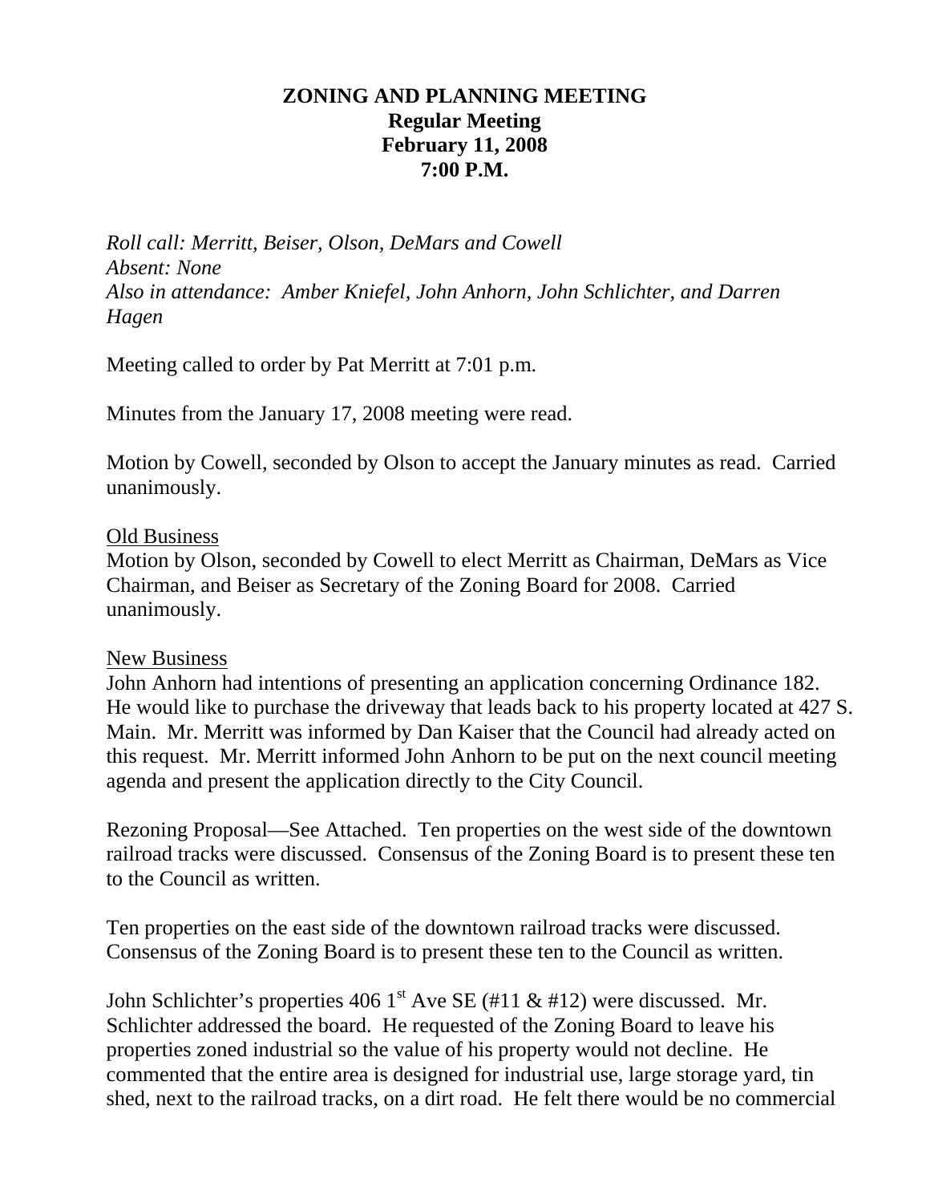**ZONING AND PLANNING MEETING**
**Regular Meeting**
**February 11, 2008**
**7:00 P.M.**

*Roll call: Merritt, Beiser, Olson, DeMars and Cowell*
*Absent: None*
*Also in attendance: Amber Kniefel, John Anhorn, John Schlichter, and Darren Hagen*

Meeting called to order by Pat Merritt at 7:01 p.m.

Minutes from the January 17, 2008 meeting were read.

Motion by Cowell, seconded by Olson to accept the January minutes as read. Carried unanimously.

Old Business

Motion by Olson, seconded by Cowell to elect Merritt as Chairman, DeMars as Vice Chairman, and Beiser as Secretary of the Zoning Board for 2008. Carried unanimously.

New Business

John Anhorn had intentions of presenting an application concerning Ordinance 182. He would like to purchase the driveway that leads back to his property located at 427 S. Main. Mr. Merritt was informed by Dan Kaiser that the Council had already acted on this request. Mr. Merritt informed John Anhorn to be put on the next council meeting agenda and present the application directly to the City Council.

Rezoning Proposal—See Attached. Ten properties on the west side of the downtown railroad tracks were discussed. Consensus of the Zoning Board is to present these ten to the Council as written.

Ten properties on the east side of the downtown railroad tracks were discussed. Consensus of the Zoning Board is to present these ten to the Council as written.

John Schlichter's properties 406 1st Ave SE (#11 & #12) were discussed. Mr. Schlichter addressed the board. He requested of the Zoning Board to leave his properties zoned industrial so the value of his property would not decline. He commented that the entire area is designed for industrial use, large storage yard, tin shed, next to the railroad tracks, on a dirt road. He felt there would be no commercial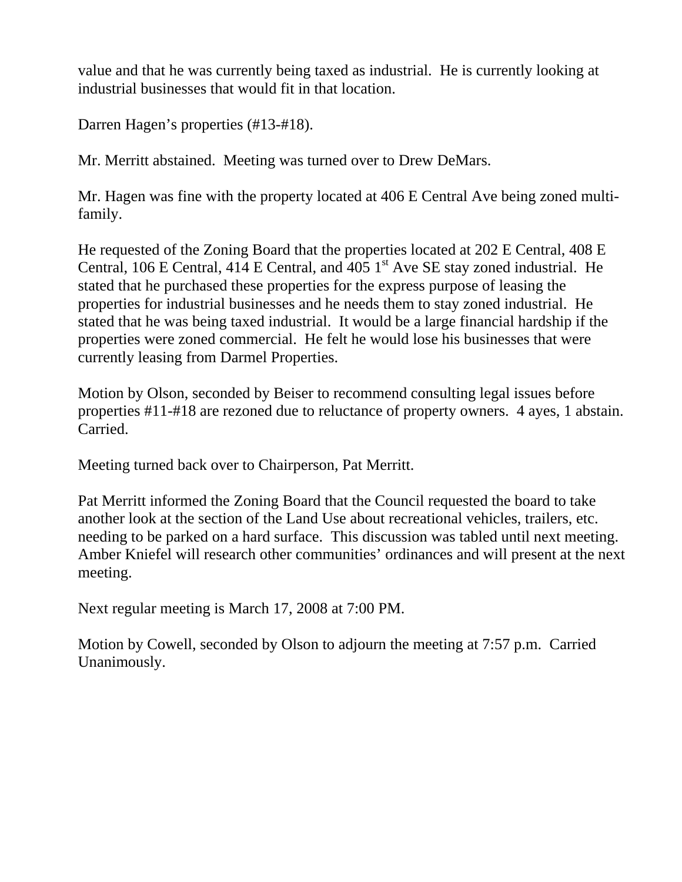value and that he was currently being taxed as industrial. He is currently looking at industrial businesses that would fit in that location.

Darren Hagen's properties (#13-#18).

Mr. Merritt abstained. Meeting was turned over to Drew DeMars.

Mr. Hagen was fine with the property located at 406 E Central Ave being zoned multi-family.

He requested of the Zoning Board that the properties located at 202 E Central, 408 E Central, 106 E Central, 414 E Central, and 405 1st Ave SE stay zoned industrial. He stated that he purchased these properties for the express purpose of leasing the properties for industrial businesses and he needs them to stay zoned industrial. He stated that he was being taxed industrial. It would be a large financial hardship if the properties were zoned commercial. He felt he would lose his businesses that were currently leasing from Darmel Properties.

Motion by Olson, seconded by Beiser to recommend consulting legal issues before properties #11-#18 are rezoned due to reluctance of property owners. 4 ayes, 1 abstain. Carried.

Meeting turned back over to Chairperson, Pat Merritt.

Pat Merritt informed the Zoning Board that the Council requested the board to take another look at the section of the Land Use about recreational vehicles, trailers, etc. needing to be parked on a hard surface. This discussion was tabled until next meeting. Amber Kniefel will research other communities' ordinances and will present at the next meeting.

Next regular meeting is March 17, 2008 at 7:00 PM.

Motion by Cowell, seconded by Olson to adjourn the meeting at 7:57 p.m. Carried Unanimously.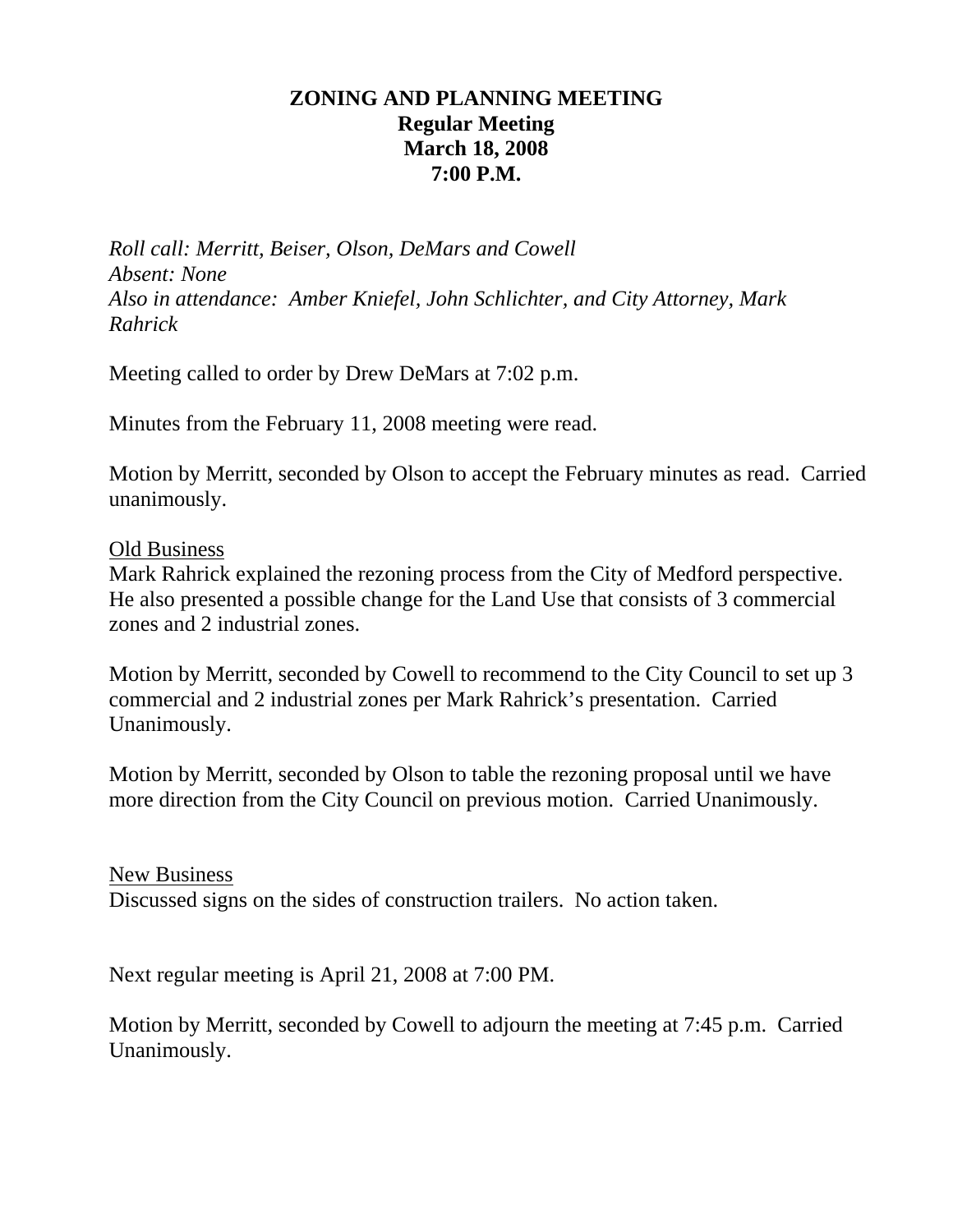# ZONING AND PLANNING MEETING
## Regular Meeting
## March 18, 2008
## 7:00 P.M.

*Roll call: Merritt, Beiser, Olson, DeMars and Cowell*
*Absent: None*
*Also in attendance: Amber Kniefel, John Schlichter, and City Attorney, Mark Rahrick*

Meeting called to order by Drew DeMars at 7:02 p.m.

Minutes from the February 11, 2008 meeting were read.

Motion by Merritt, seconded by Olson to accept the February minutes as read. Carried unanimously.

<u>Old Business</u>
Mark Rahrick explained the rezoning process from the City of Medford perspective. He also presented a possible change for the Land Use that consists of 3 commercial zones and 2 industrial zones.

Motion by Merritt, seconded by Cowell to recommend to the City Council to set up 3 commercial and 2 industrial zones per Mark Rahrick's presentation. Carried Unanimously.

Motion by Merritt, seconded by Olson to table the rezoning proposal until we have more direction from the City Council on previous motion. Carried Unanimously.

<u>New Business</u>
Discussed signs on the sides of construction trailers. No action taken.

Next regular meeting is April 21, 2008 at 7:00 PM.

Motion by Merritt, seconded by Cowell to adjourn the meeting at 7:45 p.m. Carried Unanimously.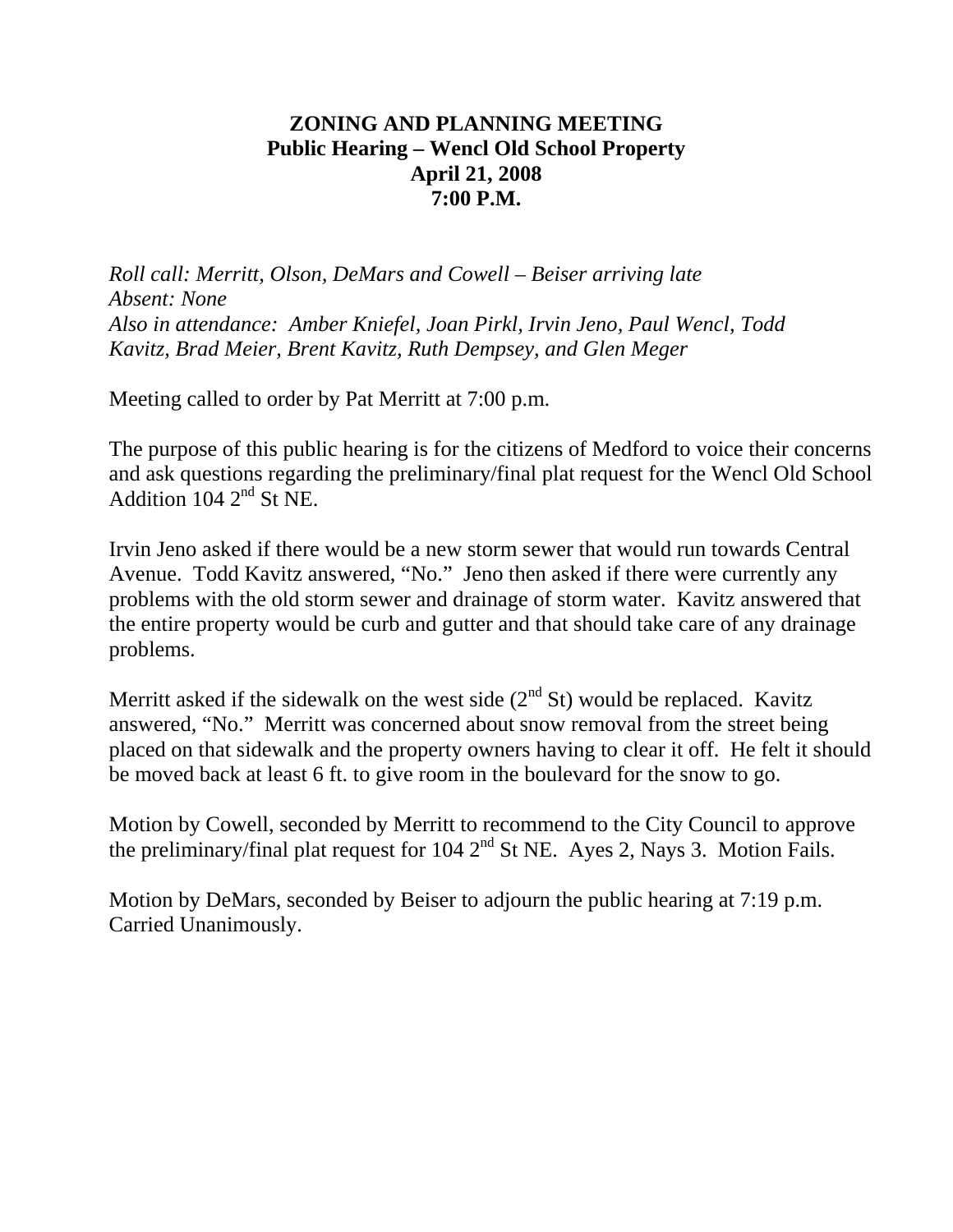# ZONING AND PLANNING MEETING
## Public Hearing – Wencl Old School Property
## April 21, 2008
## 7:00 P.M.

*Roll call: Merritt, Olson, DeMars and Cowell – Beiser arriving late*
*Absent: None*
*Also in attendance: Amber Kniefel, Joan Pirkl, Irvin Jeno, Paul Wencl, Todd Kavitz, Brad Meier, Brent Kavitz, Ruth Dempsey, and Glen Meger*

Meeting called to order by Pat Merritt at 7:00 p.m.

The purpose of this public hearing is for the citizens of Medford to voice their concerns and ask questions regarding the preliminary/final plat request for the Wencl Old School Addition 104 2nd St NE.

Irvin Jeno asked if there would be a new storm sewer that would run towards Central Avenue. Todd Kavitz answered, "No." Jeno then asked if there were currently any problems with the old storm sewer and drainage of storm water. Kavitz answered that the entire property would be curb and gutter and that should take care of any drainage problems.

Merritt asked if the sidewalk on the west side (2nd St) would be replaced. Kavitz answered, "No." Merritt was concerned about snow removal from the street being placed on that sidewalk and the property owners having to clear it off. He felt it should be moved back at least 6 ft. to give room in the boulevard for the snow to go.

Motion by Cowell, seconded by Merritt to recommend to the City Council to approve the preliminary/final plat request for 104 2nd St NE. Ayes 2, Nays 3. Motion Fails.

Motion by DeMars, seconded by Beiser to adjourn the public hearing at 7:19 p.m. Carried Unanimously.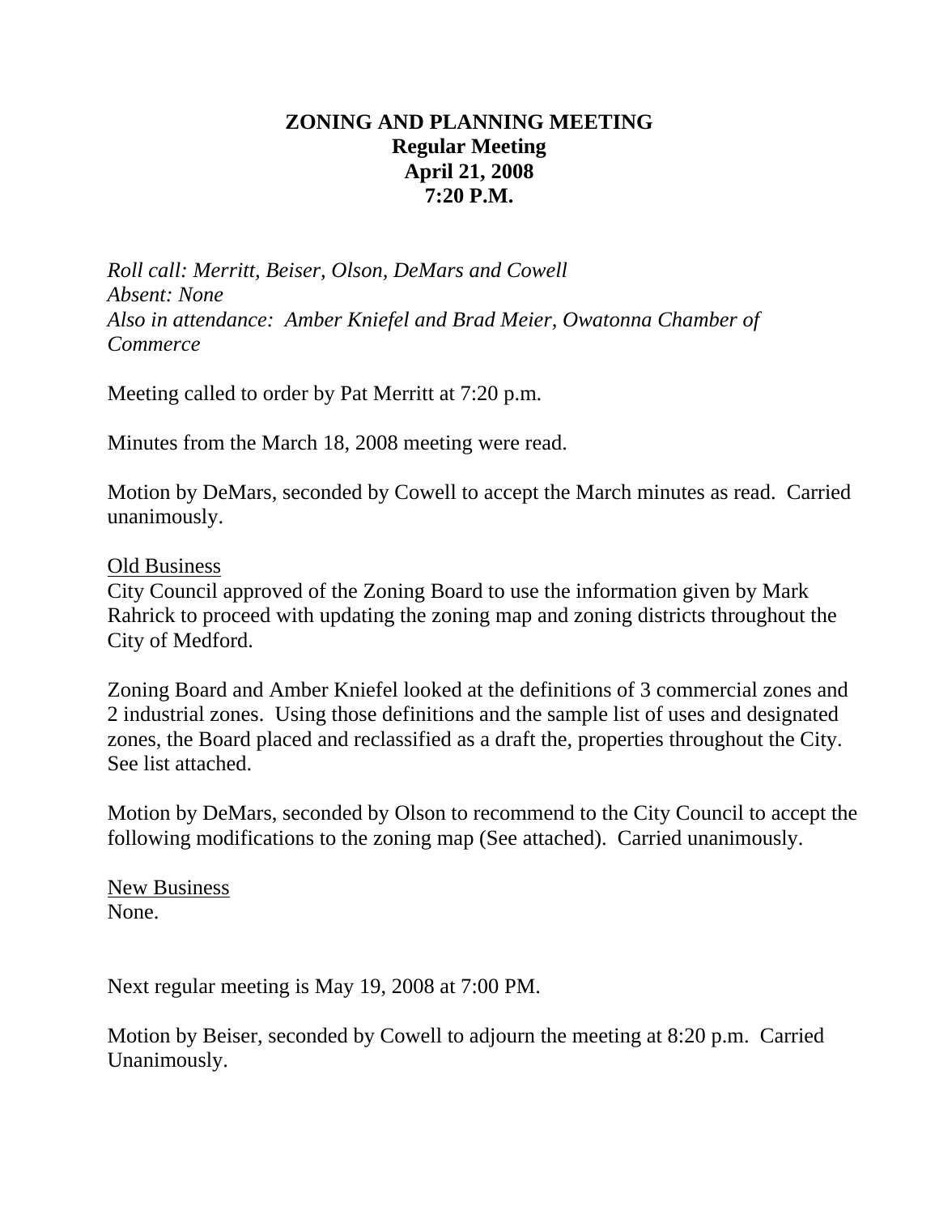**ZONING AND PLANNING MEETING**
**Regular Meeting**
**April 21, 2008**
**7:20 P.M.**

*Roll call: Merritt, Beiser, Olson, DeMars and Cowell*
*Absent: None*
*Also in attendance: Amber Kniefel and Brad Meier, Owatonna Chamber of Commerce*

Meeting called to order by Pat Merritt at 7:20 p.m.

Minutes from the March 18, 2008 meeting were read.

Motion by DeMars, seconded by Cowell to accept the March minutes as read. Carried unanimously.

<u>Old Business</u>
City Council approved of the Zoning Board to use the information given by Mark Rahrick to proceed with updating the zoning map and zoning districts throughout the City of Medford.

Zoning Board and Amber Kniefel looked at the definitions of 3 commercial zones and 2 industrial zones. Using those definitions and the sample list of uses and designated zones, the Board placed and reclassified as a draft the, properties throughout the City. See list attached.

Motion by DeMars, seconded by Olson to recommend to the City Council to accept the following modifications to the zoning map (See attached). Carried unanimously.

<u>New Business</u>
None.

Next regular meeting is May 19, 2008 at 7:00 PM.

Motion by Beiser, seconded by Cowell to adjourn the meeting at 8:20 p.m. Carried Unanimously.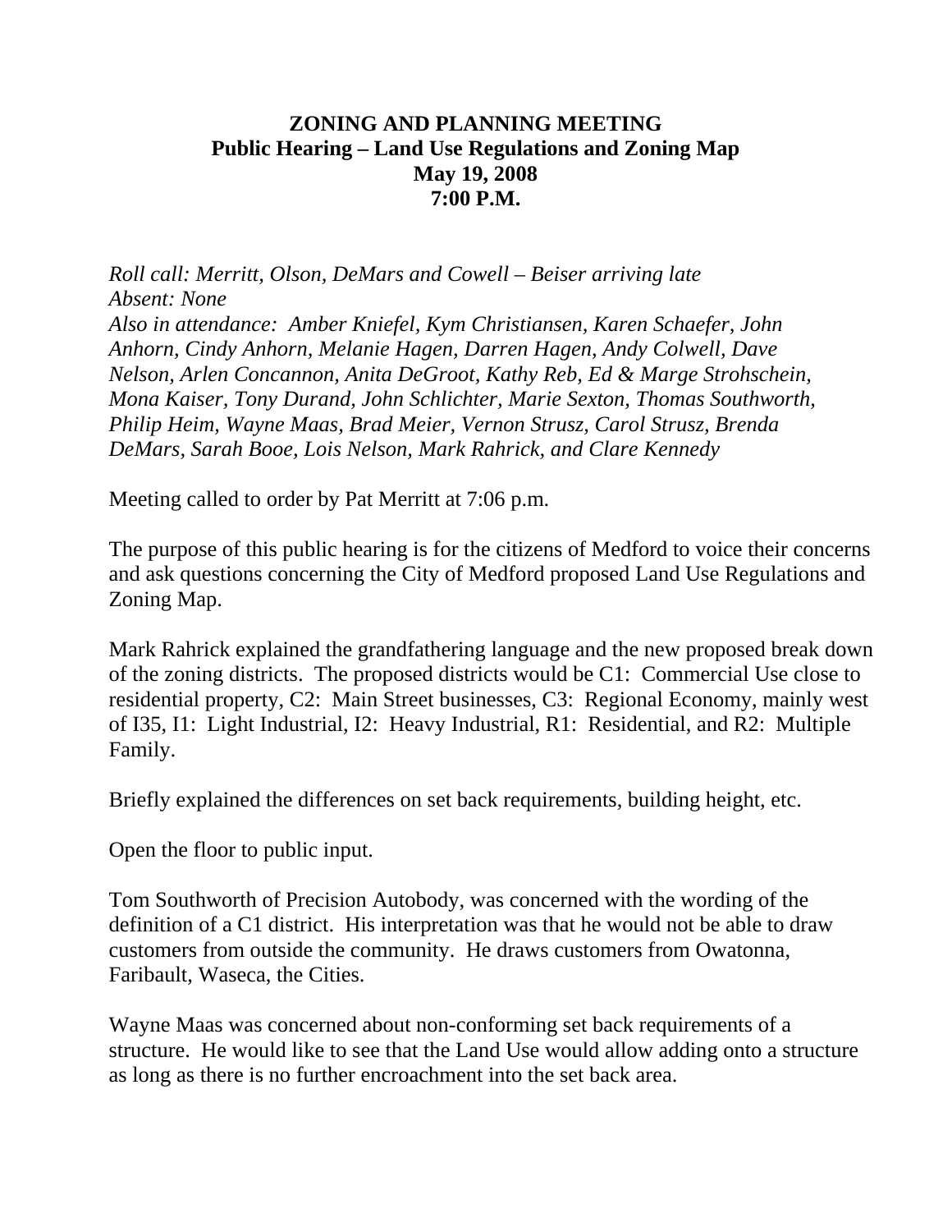**ZONING AND PLANNING MEETING**
**Public Hearing – Land Use Regulations and Zoning Map**
**May 19, 2008**
**7:00 P.M.**

*Roll call: Merritt, Olson, DeMars and Cowell – Beiser arriving late*
*Absent: None*
*Also in attendance: Amber Kniefel, Kym Christiansen, Karen Schaefer, John Anhorn, Cindy Anhorn, Melanie Hagen, Darren Hagen, Andy Colwell, Dave Nelson, Arlen Concannon, Anita DeGroot, Kathy Reb, Ed & Marge Strohschein, Mona Kaiser, Tony Durand, John Schlichter, Marie Sexton, Thomas Southworth, Philip Heim, Wayne Maas, Brad Meier, Vernon Strusz, Carol Strusz, Brenda DeMars, Sarah Booe, Lois Nelson, Mark Rahrick, and Clare Kennedy*

Meeting called to order by Pat Merritt at 7:06 p.m.

The purpose of this public hearing is for the citizens of Medford to voice their concerns and ask questions concerning the City of Medford proposed Land Use Regulations and Zoning Map.

Mark Rahrick explained the grandfathering language and the new proposed break down of the zoning districts. The proposed districts would be C1: Commercial Use close to residential property, C2: Main Street businesses, C3: Regional Economy, mainly west of I35, I1: Light Industrial, I2: Heavy Industrial, R1: Residential, and R2: Multiple Family.

Briefly explained the differences on set back requirements, building height, etc.

Open the floor to public input.

Tom Southworth of Precision Autobody, was concerned with the wording of the definition of a C1 district. His interpretation was that he would not be able to draw customers from outside the community. He draws customers from Owatonna, Faribault, Waseca, the Cities.

Wayne Maas was concerned about non-conforming set back requirements of a structure. He would like to see that the Land Use would allow adding onto a structure as long as there is no further encroachment into the set back area.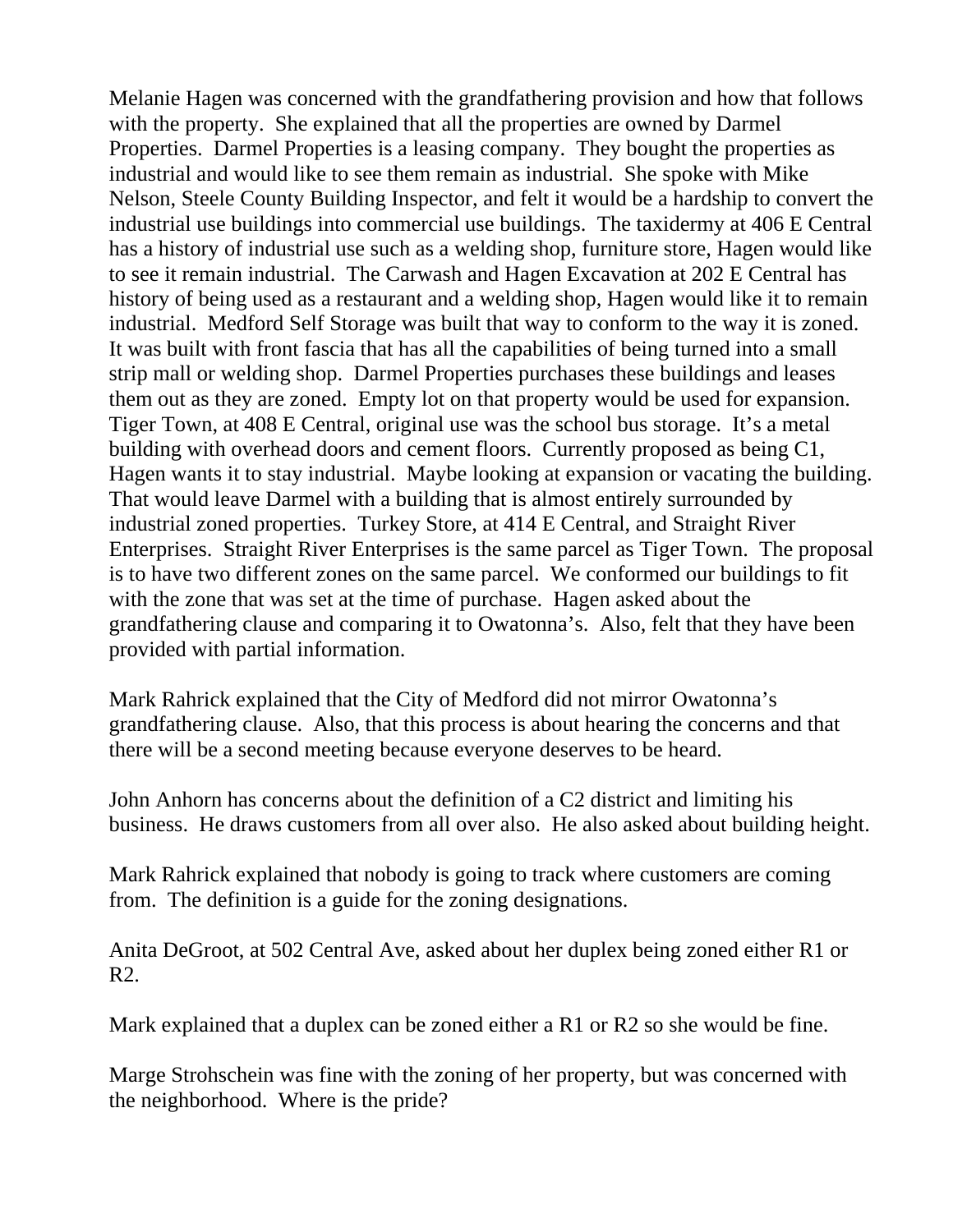Melanie Hagen was concerned with the grandfathering provision and how that follows with the property. She explained that all the properties are owned by Darmel Properties. Darmel Properties is a leasing company. They bought the properties as industrial and would like to see them remain as industrial. She spoke with Mike Nelson, Steele County Building Inspector, and felt it would be a hardship to convert the industrial use buildings into commercial use buildings. The taxidermy at 406 E Central has a history of industrial use such as a welding shop, furniture store, Hagen would like to see it remain industrial. The Carwash and Hagen Excavation at 202 E Central has history of being used as a restaurant and a welding shop, Hagen would like it to remain industrial. Medford Self Storage was built that way to conform to the way it is zoned. It was built with front fascia that has all the capabilities of being turned into a small strip mall or welding shop. Darmel Properties purchases these buildings and leases them out as they are zoned. Empty lot on that property would be used for expansion. Tiger Town, at 408 E Central, original use was the school bus storage. It's a metal building with overhead doors and cement floors. Currently proposed as being C1, Hagen wants it to stay industrial. Maybe looking at expansion or vacating the building. That would leave Darmel with a building that is almost entirely surrounded by industrial zoned properties. Turkey Store, at 414 E Central, and Straight River Enterprises. Straight River Enterprises is the same parcel as Tiger Town. The proposal is to have two different zones on the same parcel. We conformed our buildings to fit with the zone that was set at the time of purchase. Hagen asked about the grandfathering clause and comparing it to Owatonna's. Also, felt that they have been provided with partial information.

Mark Rahrick explained that the City of Medford did not mirror Owatonna's grandfathering clause. Also, that this process is about hearing the concerns and that there will be a second meeting because everyone deserves to be heard.

John Anhorn has concerns about the definition of a C2 district and limiting his business. He draws customers from all over also. He also asked about building height.

Mark Rahrick explained that nobody is going to track where customers are coming from. The definition is a guide for the zoning designations.

Anita DeGroot, at 502 Central Ave, asked about her duplex being zoned either R1 or R2.

Mark explained that a duplex can be zoned either a R1 or R2 so she would be fine.

Marge Strohschein was fine with the zoning of her property, but was concerned with the neighborhood. Where is the pride?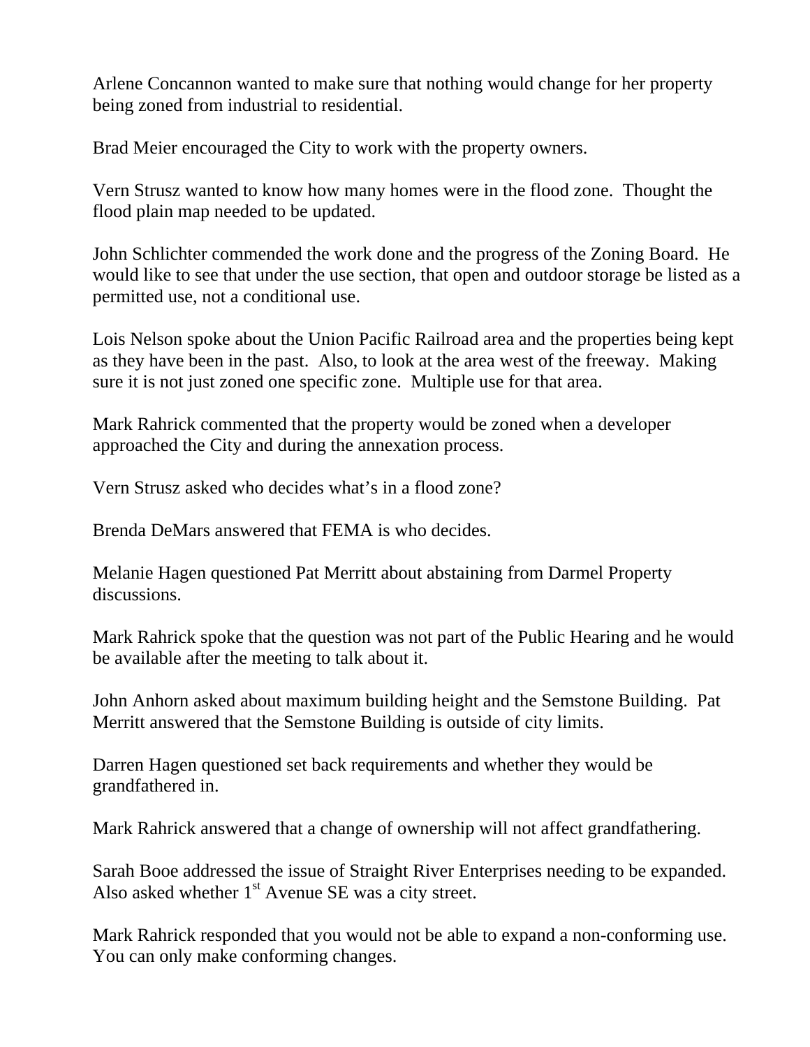Arlene Concannon wanted to make sure that nothing would change for her property being zoned from industrial to residential.

Brad Meier encouraged the City to work with the property owners.

Vern Strusz wanted to know how many homes were in the flood zone.  Thought the flood plain map needed to be updated.

John Schlichter commended the work done and the progress of the Zoning Board.  He would like to see that under the use section, that open and outdoor storage be listed as a permitted use, not a conditional use.

Lois Nelson spoke about the Union Pacific Railroad area and the properties being kept as they have been in the past.  Also, to look at the area west of the freeway.  Making sure it is not just zoned one specific zone.  Multiple use for that area.

Mark Rahrick commented that the property would be zoned when a developer approached the City and during the annexation process.

Vern Strusz asked who decides what's in a flood zone?

Brenda DeMars answered that FEMA is who decides.

Melanie Hagen questioned Pat Merritt about abstaining from Darmel Property discussions.

Mark Rahrick spoke that the question was not part of the Public Hearing and he would be available after the meeting to talk about it.

John Anhorn asked about maximum building height and the Semstone Building.  Pat Merritt answered that the Semstone Building is outside of city limits.

Darren Hagen questioned set back requirements and whether they would be grandfathered in.

Mark Rahrick answered that a change of ownership will not affect grandfathering.

Sarah Booe addressed the issue of Straight River Enterprises needing to be expanded.  Also asked whether 1st Avenue SE was a city street.

Mark Rahrick responded that you would not be able to expand a non-conforming use.  You can only make conforming changes.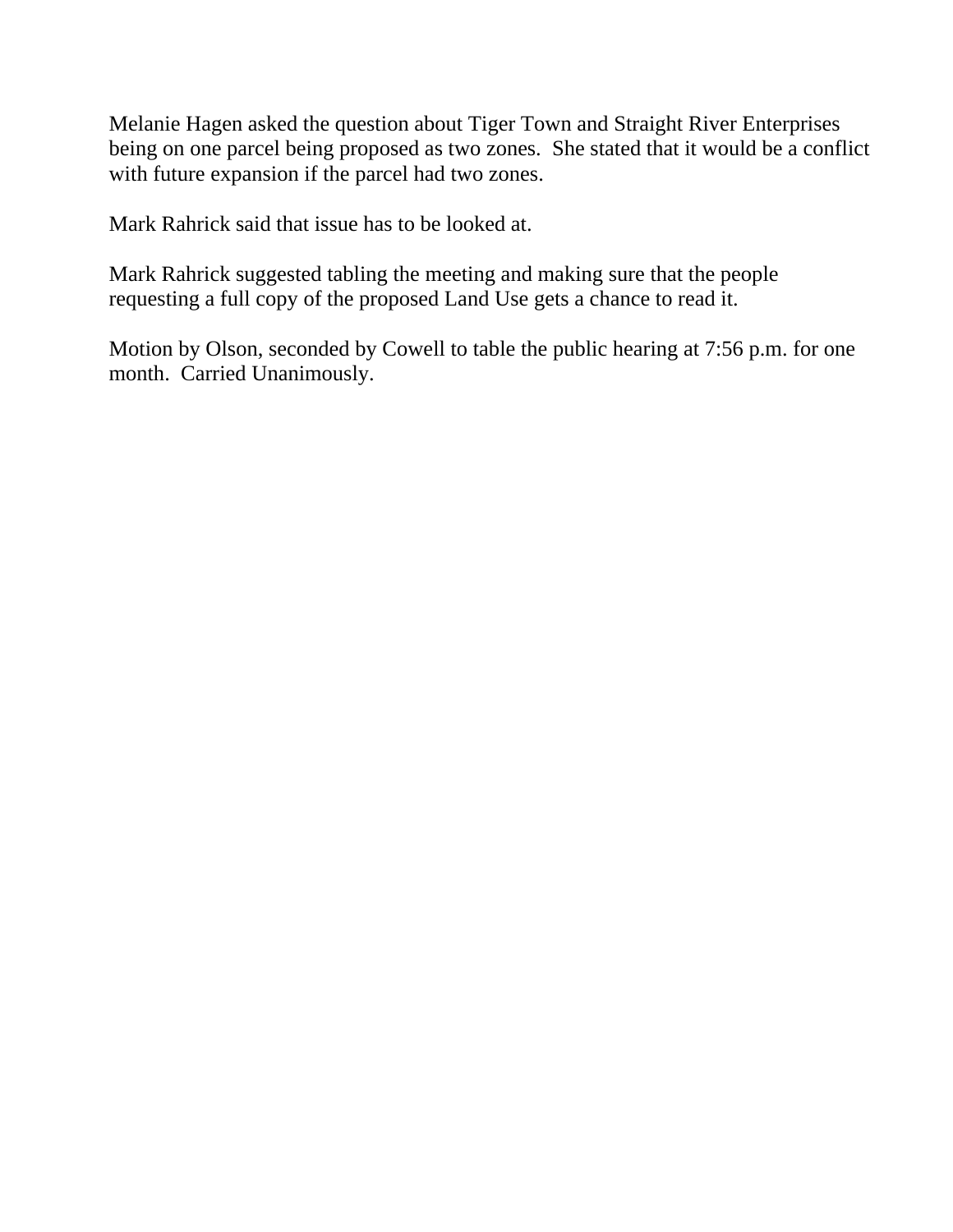Melanie Hagen asked the question about Tiger Town and Straight River Enterprises being on one parcel being proposed as two zones. She stated that it would be a conflict with future expansion if the parcel had two zones.

Mark Rahrick said that issue has to be looked at.

Mark Rahrick suggested tabling the meeting and making sure that the people requesting a full copy of the proposed Land Use gets a chance to read it.

Motion by Olson, seconded by Cowell to table the public hearing at 7:56 p.m. for one month. Carried Unanimously.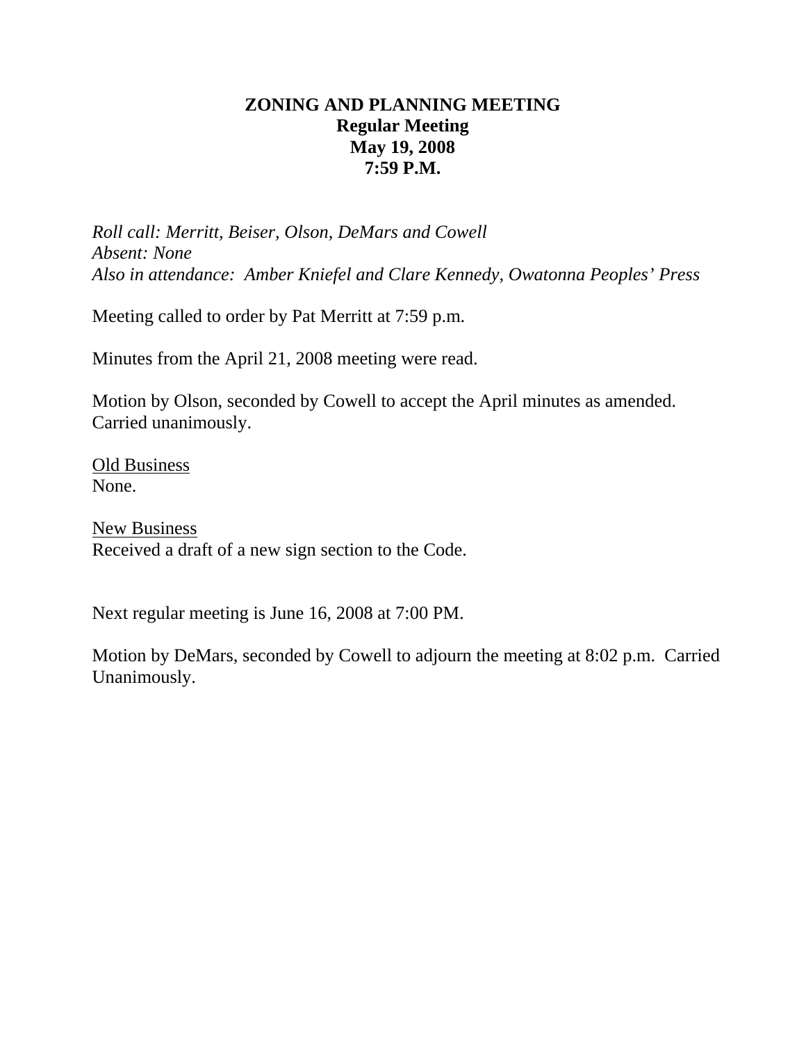# ZONING AND PLANNING MEETING
## Regular Meeting
## May 19, 2008
## 7:59 P.M.

*Roll call: Merritt, Beiser, Olson, DeMars and Cowell*
*Absent: None*
*Also in attendance: Amber Kniefel and Clare Kennedy, Owatonna Peoples' Press*

Meeting called to order by Pat Merritt at 7:59 p.m.

Minutes from the April 21, 2008 meeting were read.

Motion by Olson, seconded by Cowell to accept the April minutes as amended. Carried unanimously.

<u>Old Business</u>
None.

<u>New Business</u>
Received a draft of a new sign section to the Code.

Next regular meeting is June 16, 2008 at 7:00 PM.

Motion by DeMars, seconded by Cowell to adjourn the meeting at 8:02 p.m. Carried Unanimously.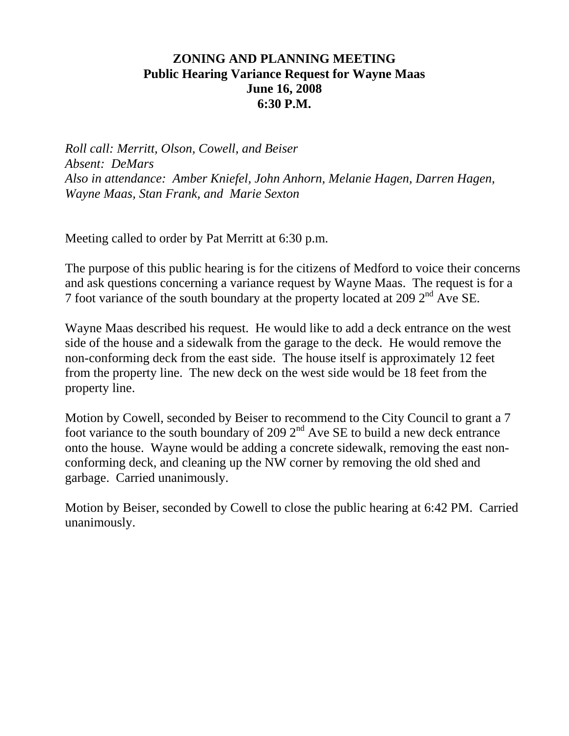**ZONING AND PLANNING MEETING**
**Public Hearing Variance Request for Wayne Maas**
**June 16, 2008**
**6:30 P.M.**

*Roll call: Merritt, Olson, Cowell, and Beiser*
*Absent: DeMars*
*Also in attendance: Amber Kniefel, John Anhorn, Melanie Hagen, Darren Hagen, Wayne Maas, Stan Frank, and Marie Sexton*

Meeting called to order by Pat Merritt at 6:30 p.m.

The purpose of this public hearing is for the citizens of Medford to voice their concerns and ask questions concerning a variance request by Wayne Maas. The request is for a 7 foot variance of the south boundary at the property located at 209 2nd Ave SE.

Wayne Maas described his request. He would like to add a deck entrance on the west side of the house and a sidewalk from the garage to the deck. He would remove the non-conforming deck from the east side. The house itself is approximately 12 feet from the property line. The new deck on the west side would be 18 feet from the property line.

Motion by Cowell, seconded by Beiser to recommend to the City Council to grant a 7 foot variance to the south boundary of 209 2nd Ave SE to build a new deck entrance onto the house. Wayne would be adding a concrete sidewalk, removing the east non-conforming deck, and cleaning up the NW corner by removing the old shed and garbage. Carried unanimously.

Motion by Beiser, seconded by Cowell to close the public hearing at 6:42 PM. Carried unanimously.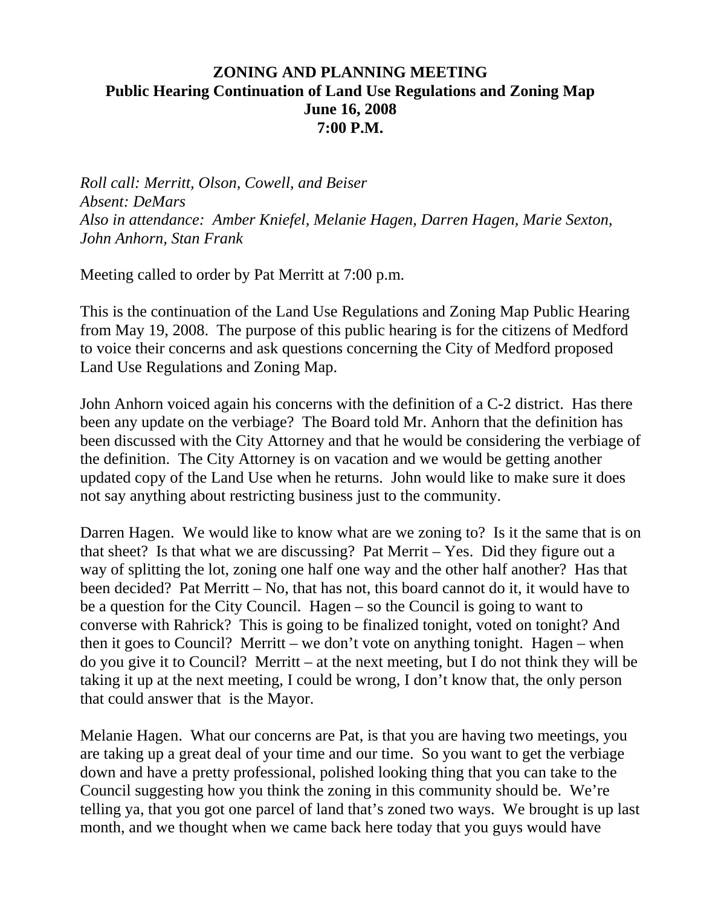**ZONING AND PLANNING MEETING**
**Public Hearing Continuation of Land Use Regulations and Zoning Map**
**June 16, 2008**
**7:00 P.M.**

*Roll call: Merritt, Olson, Cowell, and Beiser*
*Absent: DeMars*
*Also in attendance: Amber Kniefel, Melanie Hagen, Darren Hagen, Marie Sexton, John Anhorn, Stan Frank*

Meeting called to order by Pat Merritt at 7:00 p.m.

This is the continuation of the Land Use Regulations and Zoning Map Public Hearing from May 19, 2008. The purpose of this public hearing is for the citizens of Medford to voice their concerns and ask questions concerning the City of Medford proposed Land Use Regulations and Zoning Map.

John Anhorn voiced again his concerns with the definition of a C-2 district. Has there been any update on the verbiage? The Board told Mr. Anhorn that the definition has been discussed with the City Attorney and that he would be considering the verbiage of the definition. The City Attorney is on vacation and we would be getting another updated copy of the Land Use when he returns. John would like to make sure it does not say anything about restricting business just to the community.

Darren Hagen. We would like to know what are we zoning to? Is it the same that is on that sheet? Is that what we are discussing? Pat Merrit – Yes. Did they figure out a way of splitting the lot, zoning one half one way and the other half another? Has that been decided? Pat Merritt – No, that has not, this board cannot do it, it would have to be a question for the City Council. Hagen – so the Council is going to want to converse with Rahrick? This is going to be finalized tonight, voted on tonight? And then it goes to Council? Merritt – we don't vote on anything tonight. Hagen – when do you give it to Council? Merritt – at the next meeting, but I do not think they will be taking it up at the next meeting, I could be wrong, I don't know that, the only person that could answer that is the Mayor.

Melanie Hagen. What our concerns are Pat, is that you are having two meetings, you are taking up a great deal of your time and our time. So you want to get the verbiage down and have a pretty professional, polished looking thing that you can take to the Council suggesting how you think the zoning in this community should be. We're telling ya, that you got one parcel of land that's zoned two ways. We brought is up last month, and we thought when we came back here today that you guys would have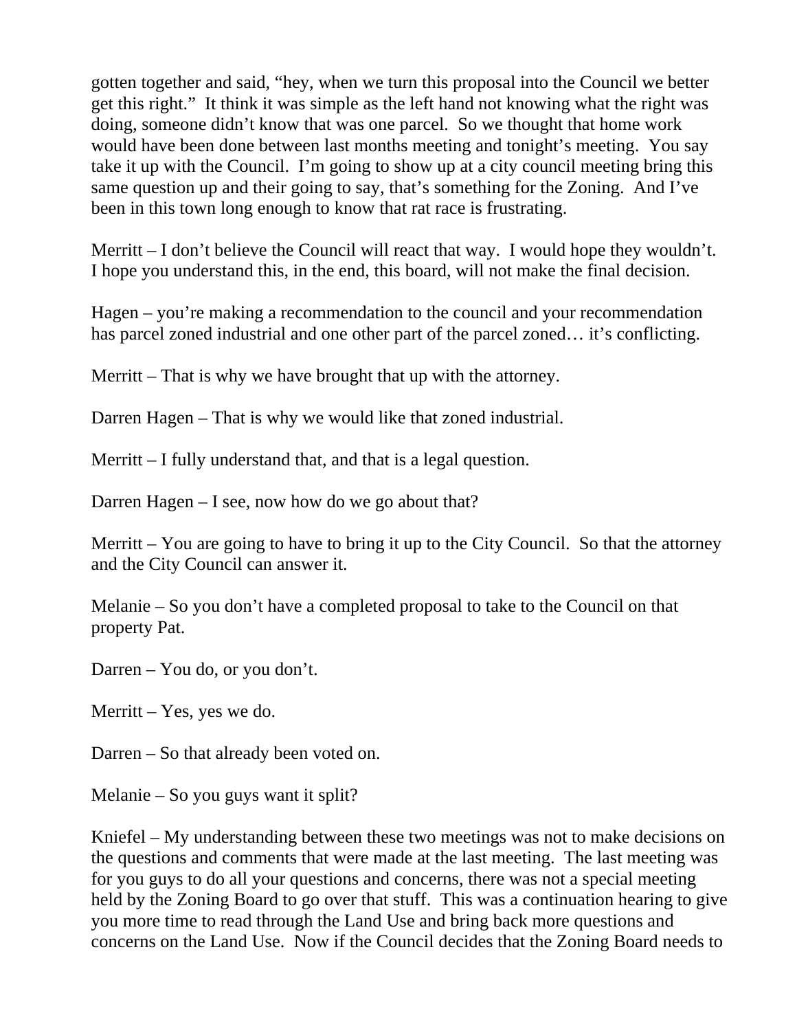gotten together and said, “hey, when we turn this proposal into the Council we better get this right.”  It think it was simple as the left hand not knowing what the right was doing, someone didn’t know that was one parcel.  So we thought that home work would have been done between last months meeting and tonight’s meeting.  You say take it up with the Council.  I’m going to show up at a city council meeting bring this same question up and their going to say, that’s something for the Zoning.  And I’ve been in this town long enough to know that rat race is frustrating.

Merritt – I don’t believe the Council will react that way.  I would hope they wouldn’t.  I hope you understand this, in the end, this board, will not make the final decision.

Hagen – you’re making a recommendation to the council and your recommendation has parcel zoned industrial and one other part of the parcel zoned… it’s conflicting.

Merritt – That is why we have brought that up with the attorney.

Darren Hagen – That is why we would like that zoned industrial.

Merritt – I fully understand that, and that is a legal question.

Darren Hagen – I see, now how do we go about that?

Merritt – You are going to have to bring it up to the City Council.  So that the attorney and the City Council can answer it.

Melanie – So you don’t have a completed proposal to take to the Council on that property Pat.

Darren – You do, or you don’t.

Merritt – Yes, yes we do.

Darren – So that already been voted on.

Melanie – So you guys want it split?

Kniefel – My understanding between these two meetings was not to make decisions on the questions and comments that were made at the last meeting.  The last meeting was for you guys to do all your questions and concerns, there was not a special meeting held by the Zoning Board to go over that stuff.  This was a continuation hearing to give you more time to read through the Land Use and bring back more questions and concerns on the Land Use.  Now if the Council decides that the Zoning Board needs to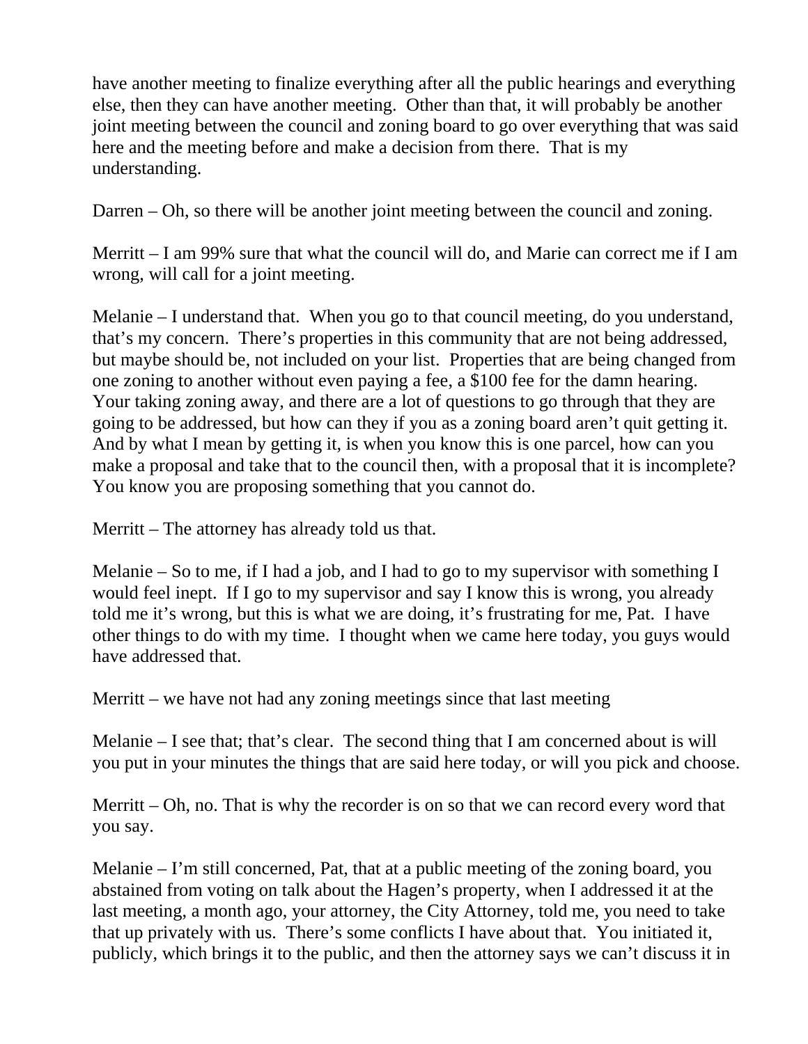have another meeting to finalize everything after all the public hearings and everything else, then they can have another meeting. Other than that, it will probably be another joint meeting between the council and zoning board to go over everything that was said here and the meeting before and make a decision from there. That is my understanding.

Darren – Oh, so there will be another joint meeting between the council and zoning.

Merritt – I am 99% sure that what the council will do, and Marie can correct me if I am wrong, will call for a joint meeting.

Melanie – I understand that. When you go to that council meeting, do you understand, that's my concern. There's properties in this community that are not being addressed, but maybe should be, not included on your list. Properties that are being changed from one zoning to another without even paying a fee, a $100 fee for the damn hearing. Your taking zoning away, and there are a lot of questions to go through that they are going to be addressed, but how can they if you as a zoning board aren't quit getting it. And by what I mean by getting it, is when you know this is one parcel, how can you make a proposal and take that to the council then, with a proposal that it is incomplete? You know you are proposing something that you cannot do.

Merritt – The attorney has already told us that.

Melanie – So to me, if I had a job, and I had to go to my supervisor with something I would feel inept. If I go to my supervisor and say I know this is wrong, you already told me it's wrong, but this is what we are doing, it's frustrating for me, Pat. I have other things to do with my time. I thought when we came here today, you guys would have addressed that.

Merritt – we have not had any zoning meetings since that last meeting

Melanie – I see that; that's clear. The second thing that I am concerned about is will you put in your minutes the things that are said here today, or will you pick and choose.

Merritt – Oh, no. That is why the recorder is on so that we can record every word that you say.

Melanie – I'm still concerned, Pat, that at a public meeting of the zoning board, you abstained from voting on talk about the Hagen's property, when I addressed it at the last meeting, a month ago, your attorney, the City Attorney, told me, you need to take that up privately with us. There's some conflicts I have about that. You initiated it, publicly, which brings it to the public, and then the attorney says we can't discuss it in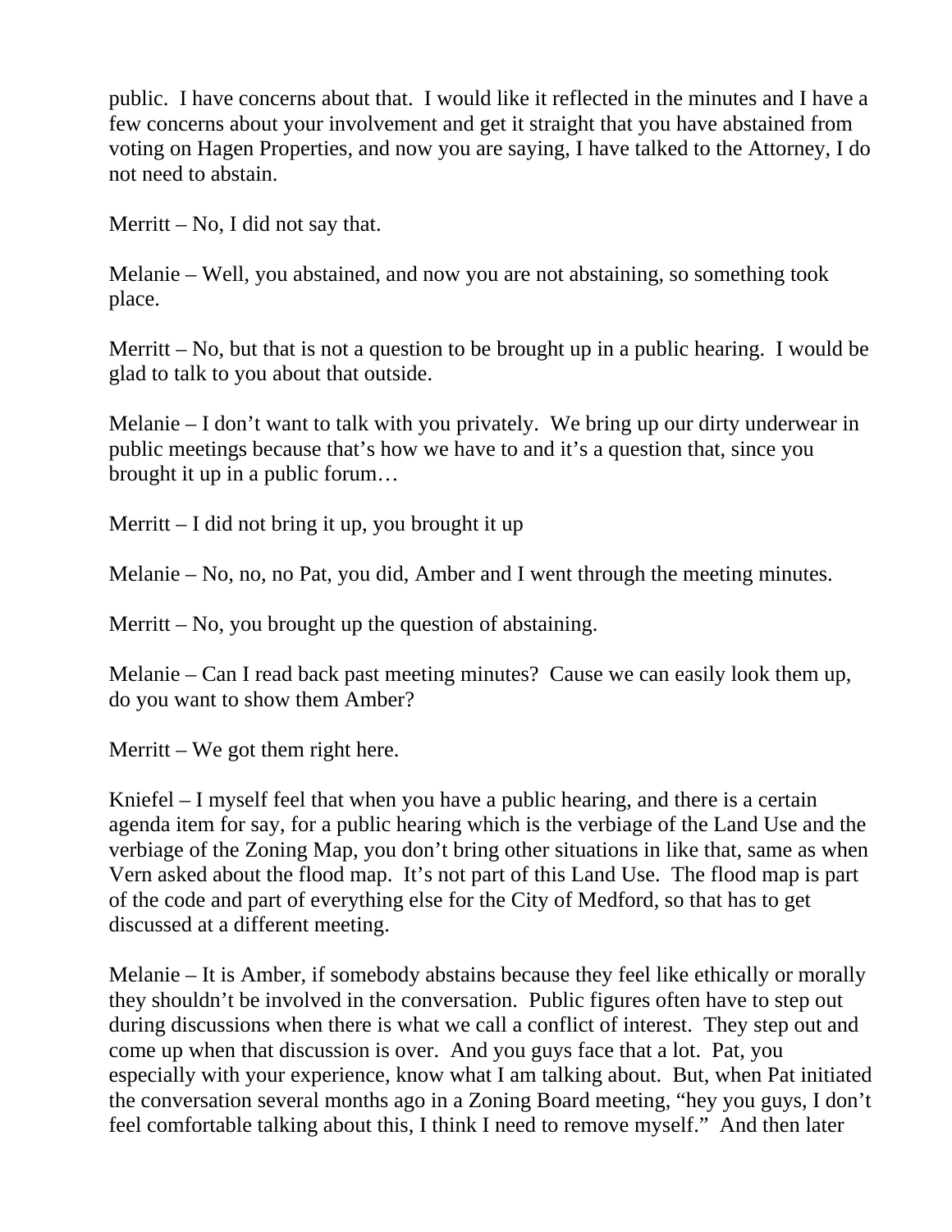public. I have concerns about that. I would like it reflected in the minutes and I have a few concerns about your involvement and get it straight that you have abstained from voting on Hagen Properties, and now you are saying, I have talked to the Attorney, I do not need to abstain.

Merritt – No, I did not say that.

Melanie – Well, you abstained, and now you are not abstaining, so something took place.

Merritt – No, but that is not a question to be brought up in a public hearing. I would be glad to talk to you about that outside.

Melanie – I don't want to talk with you privately. We bring up our dirty underwear in public meetings because that's how we have to and it's a question that, since you brought it up in a public forum…

Merritt – I did not bring it up, you brought it up

Melanie – No, no, no Pat, you did, Amber and I went through the meeting minutes.

Merritt – No, you brought up the question of abstaining.

Melanie – Can I read back past meeting minutes? Cause we can easily look them up, do you want to show them Amber?

Merritt – We got them right here.

Kniefel – I myself feel that when you have a public hearing, and there is a certain agenda item for say, for a public hearing which is the verbiage of the Land Use and the verbiage of the Zoning Map, you don't bring other situations in like that, same as when Vern asked about the flood map. It's not part of this Land Use. The flood map is part of the code and part of everything else for the City of Medford, so that has to get discussed at a different meeting.

Melanie – It is Amber, if somebody abstains because they feel like ethically or morally they shouldn't be involved in the conversation. Public figures often have to step out during discussions when there is what we call a conflict of interest. They step out and come up when that discussion is over. And you guys face that a lot. Pat, you especially with your experience, know what I am talking about. But, when Pat initiated the conversation several months ago in a Zoning Board meeting, "hey you guys, I don't feel comfortable talking about this, I think I need to remove myself." And then later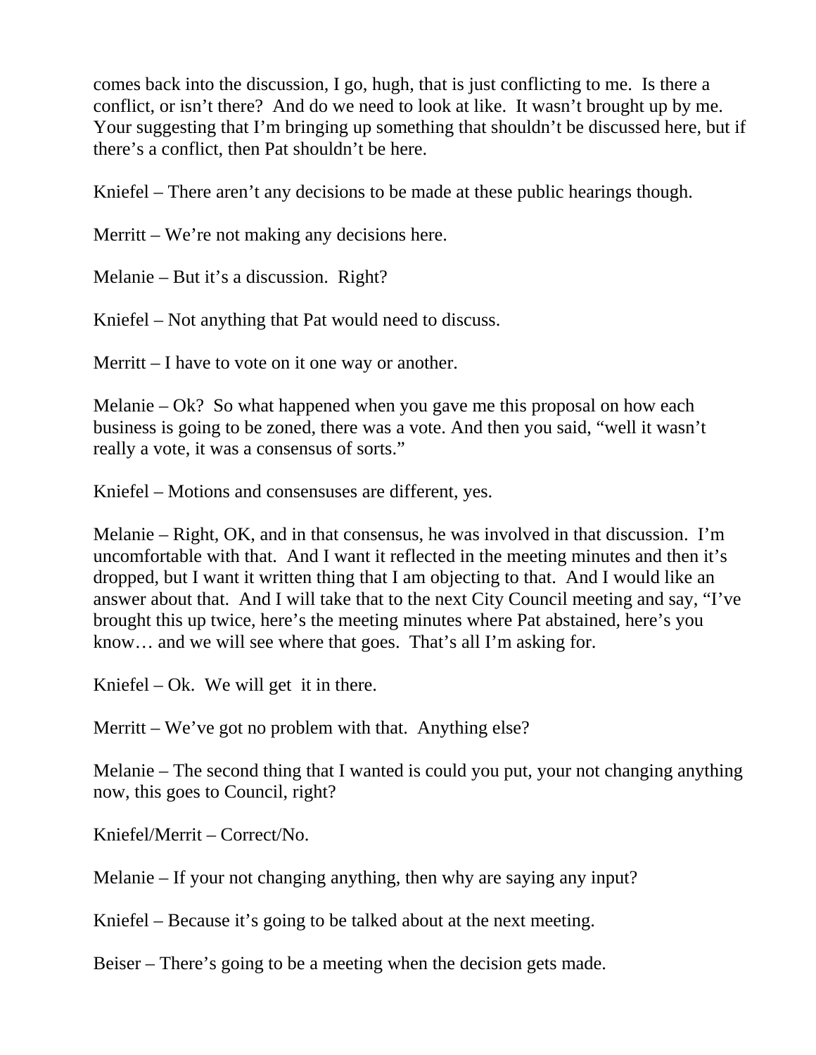comes back into the discussion, I go, hugh, that is just conflicting to me. Is there a conflict, or isn't there? And do we need to look at like. It wasn't brought up by me. Your suggesting that I'm bringing up something that shouldn't be discussed here, but if there's a conflict, then Pat shouldn't be here.

Kniefel – There aren't any decisions to be made at these public hearings though.

Merritt – We're not making any decisions here.

Melanie – But it's a discussion. Right?

Kniefel – Not anything that Pat would need to discuss.

Merritt – I have to vote on it one way or another.

Melanie – Ok? So what happened when you gave me this proposal on how each business is going to be zoned, there was a vote. And then you said, "well it wasn't really a vote, it was a consensus of sorts."

Kniefel – Motions and consensuses are different, yes.

Melanie – Right, OK, and in that consensus, he was involved in that discussion. I'm uncomfortable with that. And I want it reflected in the meeting minutes and then it's dropped, but I want it written thing that I am objecting to that. And I would like an answer about that. And I will take that to the next City Council meeting and say, "I've brought this up twice, here's the meeting minutes where Pat abstained, here's you know… and we will see where that goes. That's all I'm asking for.

Kniefel – Ok. We will get it in there.

Merritt – We've got no problem with that. Anything else?

Melanie – The second thing that I wanted is could you put, your not changing anything now, this goes to Council, right?

Kniefel/Merrit – Correct/No.

Melanie – If your not changing anything, then why are saying any input?

Kniefel – Because it's going to be talked about at the next meeting.

Beiser – There's going to be a meeting when the decision gets made.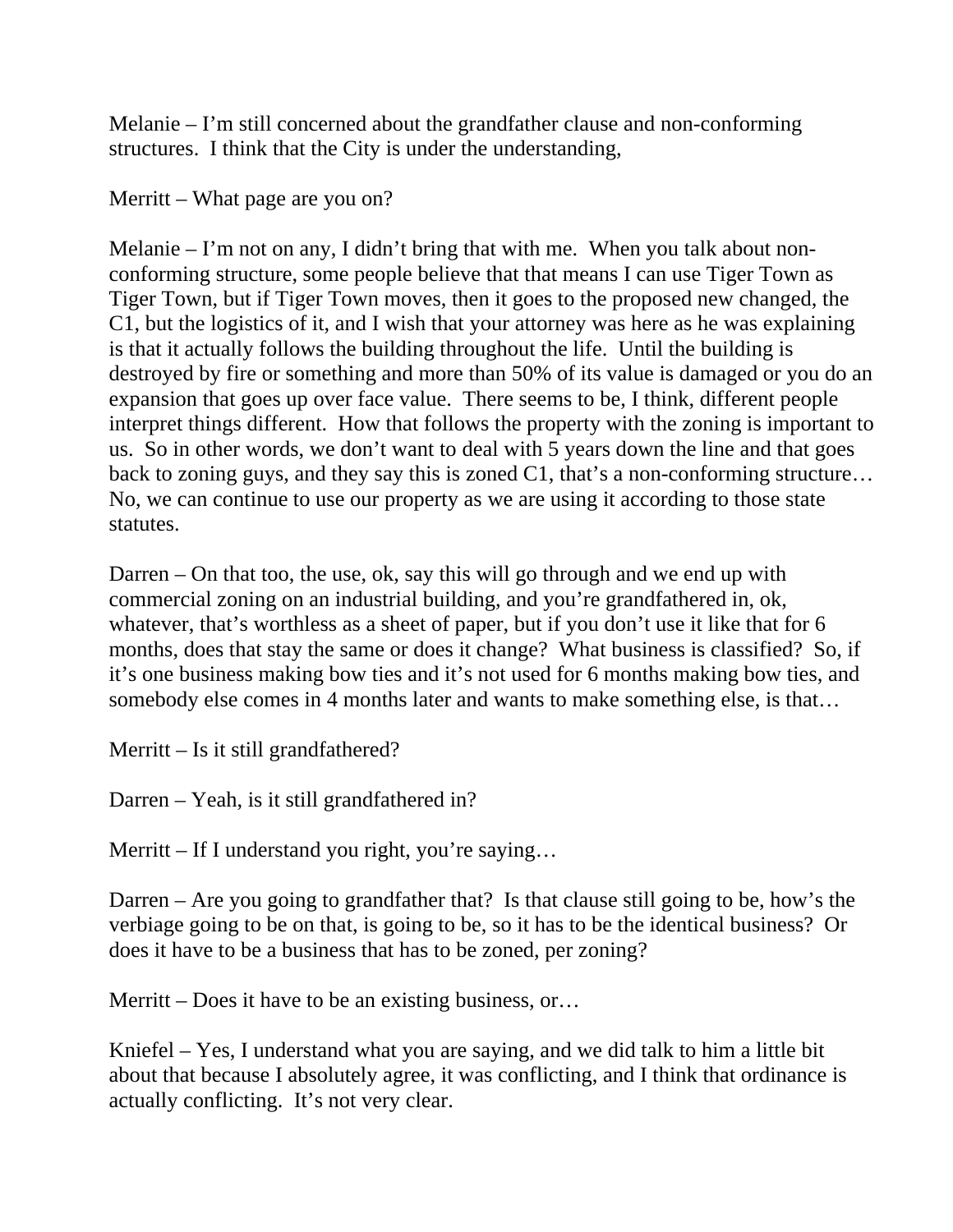Melanie – I'm still concerned about the grandfather clause and non-conforming structures. I think that the City is under the understanding,

Merritt – What page are you on?

Melanie – I'm not on any, I didn't bring that with me. When you talk about non-conforming structure, some people believe that that means I can use Tiger Town as Tiger Town, but if Tiger Town moves, then it goes to the proposed new changed, the C1, but the logistics of it, and I wish that your attorney was here as he was explaining is that it actually follows the building throughout the life. Until the building is destroyed by fire or something and more than 50% of its value is damaged or you do an expansion that goes up over face value. There seems to be, I think, different people interpret things different. How that follows the property with the zoning is important to us. So in other words, we don't want to deal with 5 years down the line and that goes back to zoning guys, and they say this is zoned C1, that's a non-conforming structure… No, we can continue to use our property as we are using it according to those state statutes.

Darren – On that too, the use, ok, say this will go through and we end up with commercial zoning on an industrial building, and you're grandfathered in, ok, whatever, that's worthless as a sheet of paper, but if you don't use it like that for 6 months, does that stay the same or does it change? What business is classified? So, if it's one business making bow ties and it's not used for 6 months making bow ties, and somebody else comes in 4 months later and wants to make something else, is that…

Merritt – Is it still grandfathered?

Darren – Yeah, is it still grandfathered in?

Merritt – If I understand you right, you're saying…

Darren – Are you going to grandfather that? Is that clause still going to be, how's the verbiage going to be on that, is going to be, so it has to be the identical business? Or does it have to be a business that has to be zoned, per zoning?

Merritt – Does it have to be an existing business, or…

Kniefel – Yes, I understand what you are saying, and we did talk to him a little bit about that because I absolutely agree, it was conflicting, and I think that ordinance is actually conflicting. It's not very clear.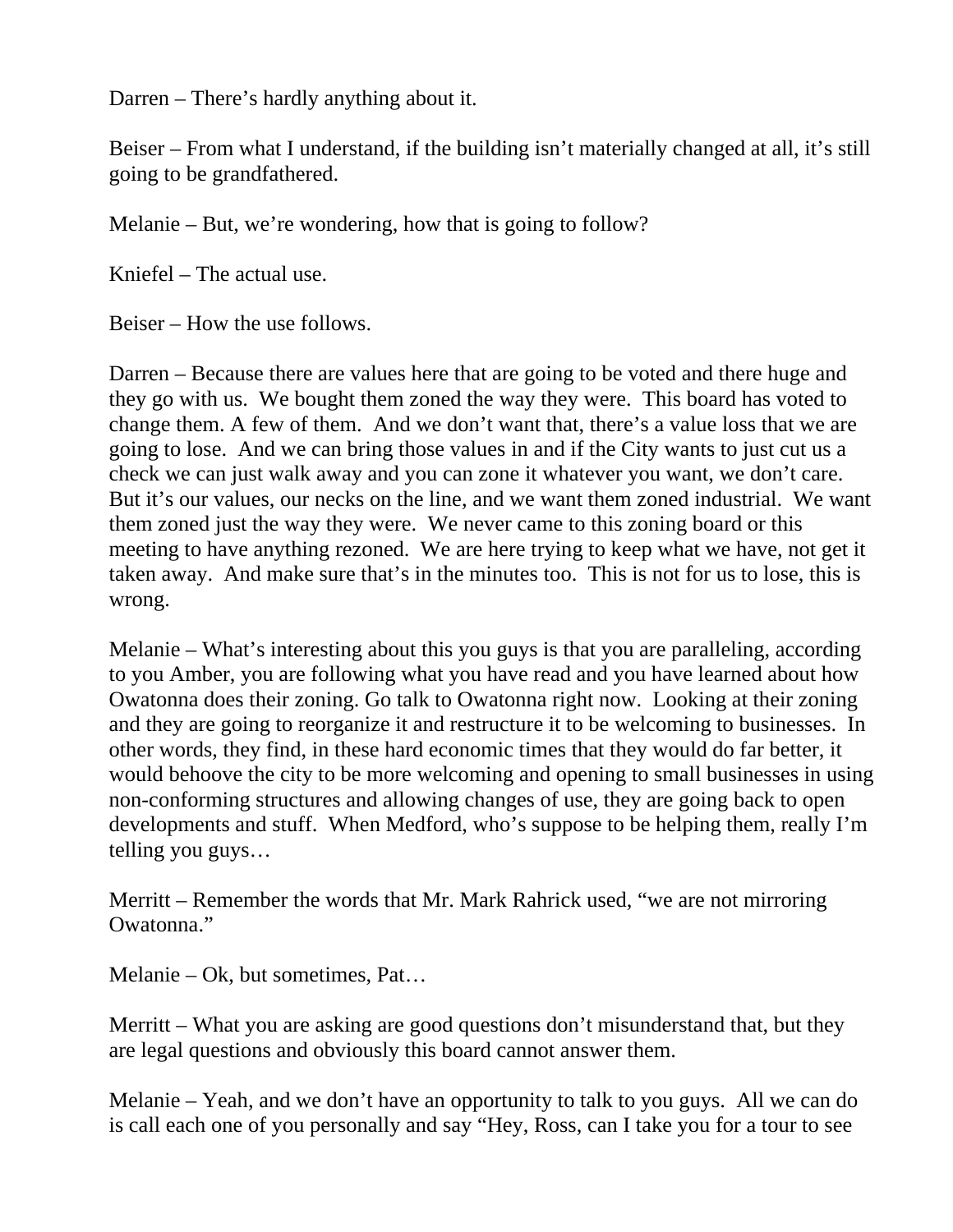Darren – There's hardly anything about it.

Beiser – From what I understand, if the building isn't materially changed at all, it's still going to be grandfathered.

Melanie – But, we're wondering, how that is going to follow?

Kniefel – The actual use.

Beiser – How the use follows.

Darren – Because there are values here that are going to be voted and there huge and they go with us. We bought them zoned the way they were. This board has voted to change them. A few of them. And we don't want that, there's a value loss that we are going to lose. And we can bring those values in and if the City wants to just cut us a check we can just walk away and you can zone it whatever you want, we don't care. But it's our values, our necks on the line, and we want them zoned industrial. We want them zoned just the way they were. We never came to this zoning board or this meeting to have anything rezoned. We are here trying to keep what we have, not get it taken away. And make sure that's in the minutes too. This is not for us to lose, this is wrong.

Melanie – What's interesting about this you guys is that you are paralleling, according to you Amber, you are following what you have read and you have learned about how Owatonna does their zoning. Go talk to Owatonna right now. Looking at their zoning and they are going to reorganize it and restructure it to be welcoming to businesses. In other words, they find, in these hard economic times that they would do far better, it would behoove the city to be more welcoming and opening to small businesses in using non-conforming structures and allowing changes of use, they are going back to open developments and stuff. When Medford, who's suppose to be helping them, really I'm telling you guys…

Merritt – Remember the words that Mr. Mark Rahrick used, "we are not mirroring Owatonna."

Melanie – Ok, but sometimes, Pat…

Merritt – What you are asking are good questions don't misunderstand that, but they are legal questions and obviously this board cannot answer them.

Melanie – Yeah, and we don't have an opportunity to talk to you guys. All we can do is call each one of you personally and say "Hey, Ross, can I take you for a tour to see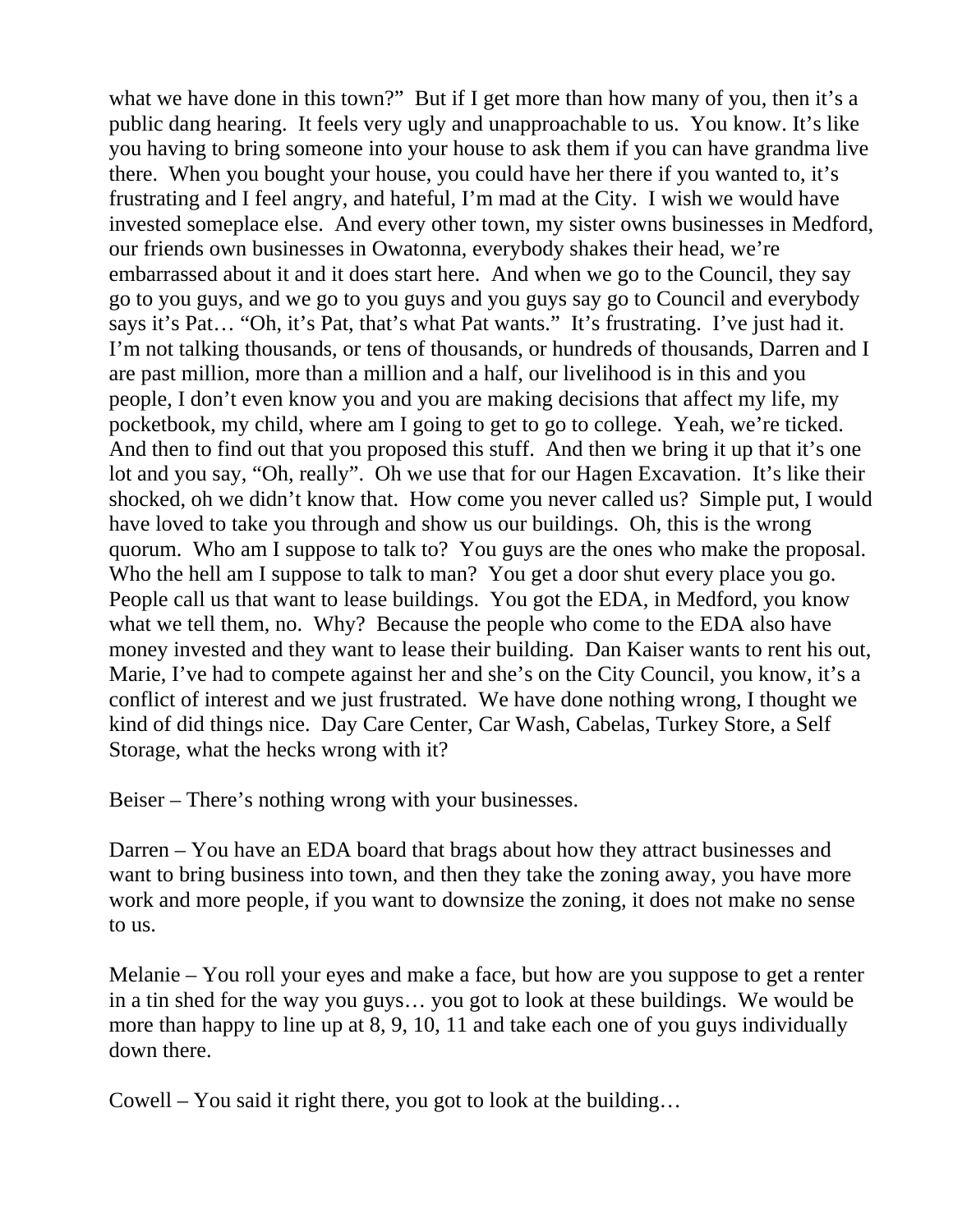what we have done in this town?" But if I get more than how many of you, then it's a public dang hearing. It feels very ugly and unapproachable to us. You know. It's like you having to bring someone into your house to ask them if you can have grandma live there. When you bought your house, you could have her there if you wanted to, it's frustrating and I feel angry, and hateful, I'm mad at the City. I wish we would have invested someplace else. And every other town, my sister owns businesses in Medford, our friends own businesses in Owatonna, everybody shakes their head, we're embarrassed about it and it does start here. And when we go to the Council, they say go to you guys, and we go to you guys and you guys say go to Council and everybody says it's Pat… "Oh, it's Pat, that's what Pat wants." It's frustrating. I've just had it. I'm not talking thousands, or tens of thousands, or hundreds of thousands, Darren and I are past million, more than a million and a half, our livelihood is in this and you people, I don't even know you and you are making decisions that affect my life, my pocketbook, my child, where am I going to get to go to college. Yeah, we're ticked. And then to find out that you proposed this stuff. And then we bring it up that it's one lot and you say, "Oh, really". Oh we use that for our Hagen Excavation. It's like their shocked, oh we didn't know that. How come you never called us? Simple put, I would have loved to take you through and show us our buildings. Oh, this is the wrong quorum. Who am I suppose to talk to? You guys are the ones who make the proposal. Who the hell am I suppose to talk to man? You get a door shut every place you go. People call us that want to lease buildings. You got the EDA, in Medford, you know what we tell them, no. Why? Because the people who come to the EDA also have money invested and they want to lease their building. Dan Kaiser wants to rent his out, Marie, I've had to compete against her and she's on the City Council, you know, it's a conflict of interest and we just frustrated. We have done nothing wrong, I thought we kind of did things nice. Day Care Center, Car Wash, Cabelas, Turkey Store, a Self Storage, what the hecks wrong with it?

Beiser – There's nothing wrong with your businesses.

Darren – You have an EDA board that brags about how they attract businesses and want to bring business into town, and then they take the zoning away, you have more work and more people, if you want to downsize the zoning, it does not make no sense to us.

Melanie – You roll your eyes and make a face, but how are you suppose to get a renter in a tin shed for the way you guys… you got to look at these buildings. We would be more than happy to line up at 8, 9, 10, 11 and take each one of you guys individually down there.

Cowell – You said it right there, you got to look at the building…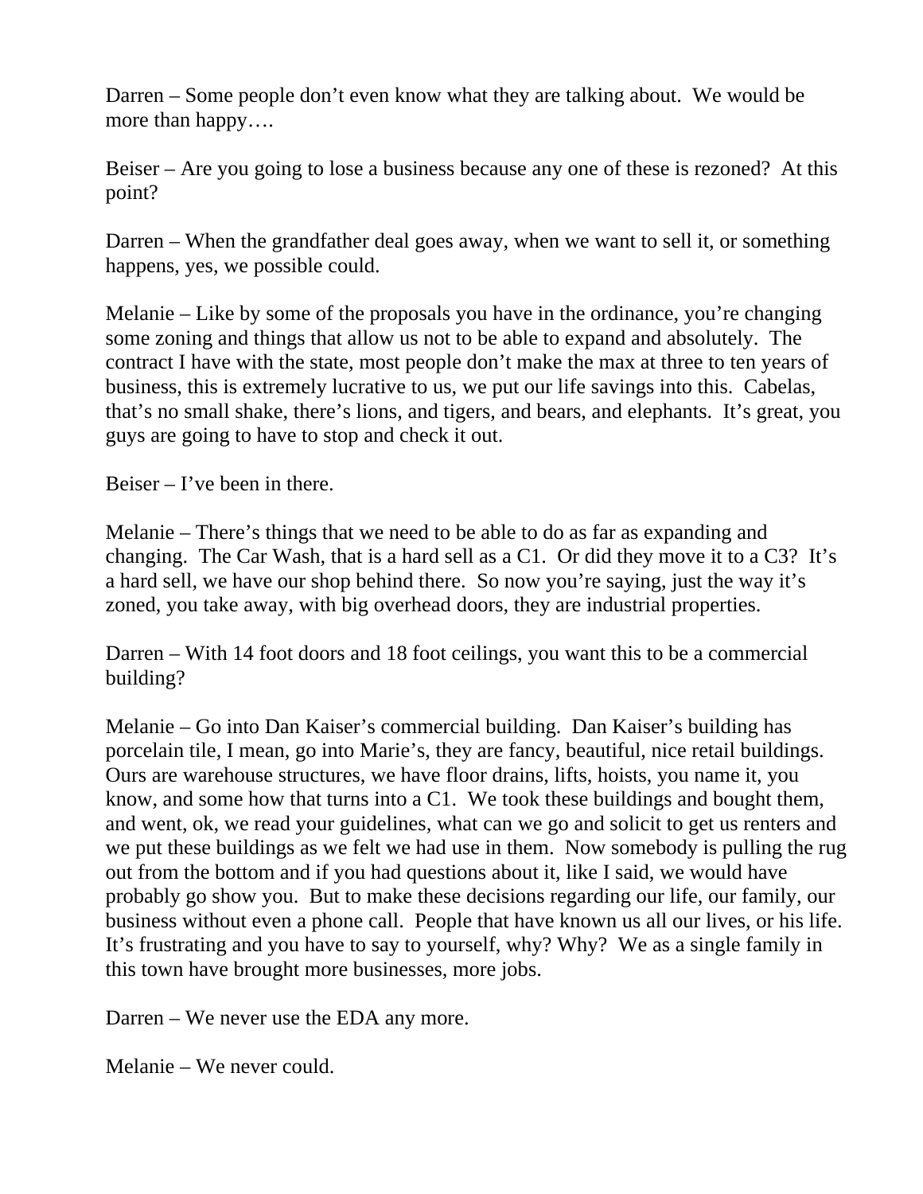Darren – Some people don't even know what they are talking about. We would be more than happy….

Beiser – Are you going to lose a business because any one of these is rezoned? At this point?

Darren – When the grandfather deal goes away, when we want to sell it, or something happens, yes, we possible could.

Melanie – Like by some of the proposals you have in the ordinance, you're changing some zoning and things that allow us not to be able to expand and absolutely. The contract I have with the state, most people don't make the max at three to ten years of business, this is extremely lucrative to us, we put our life savings into this. Cabelas, that's no small shake, there's lions, and tigers, and bears, and elephants. It's great, you guys are going to have to stop and check it out.

Beiser – I've been in there.

Melanie – There's things that we need to be able to do as far as expanding and changing. The Car Wash, that is a hard sell as a C1. Or did they move it to a C3? It's a hard sell, we have our shop behind there. So now you're saying, just the way it's zoned, you take away, with big overhead doors, they are industrial properties.

Darren – With 14 foot doors and 18 foot ceilings, you want this to be a commercial building?

Melanie – Go into Dan Kaiser's commercial building. Dan Kaiser's building has porcelain tile, I mean, go into Marie's, they are fancy, beautiful, nice retail buildings. Ours are warehouse structures, we have floor drains, lifts, hoists, you name it, you know, and some how that turns into a C1. We took these buildings and bought them, and went, ok, we read your guidelines, what can we go and solicit to get us renters and we put these buildings as we felt we had use in them. Now somebody is pulling the rug out from the bottom and if you had questions about it, like I said, we would have probably go show you. But to make these decisions regarding our life, our family, our business without even a phone call. People that have known us all our lives, or his life. It's frustrating and you have to say to yourself, why? Why? We as a single family in this town have brought more businesses, more jobs.

Darren – We never use the EDA any more.

Melanie – We never could.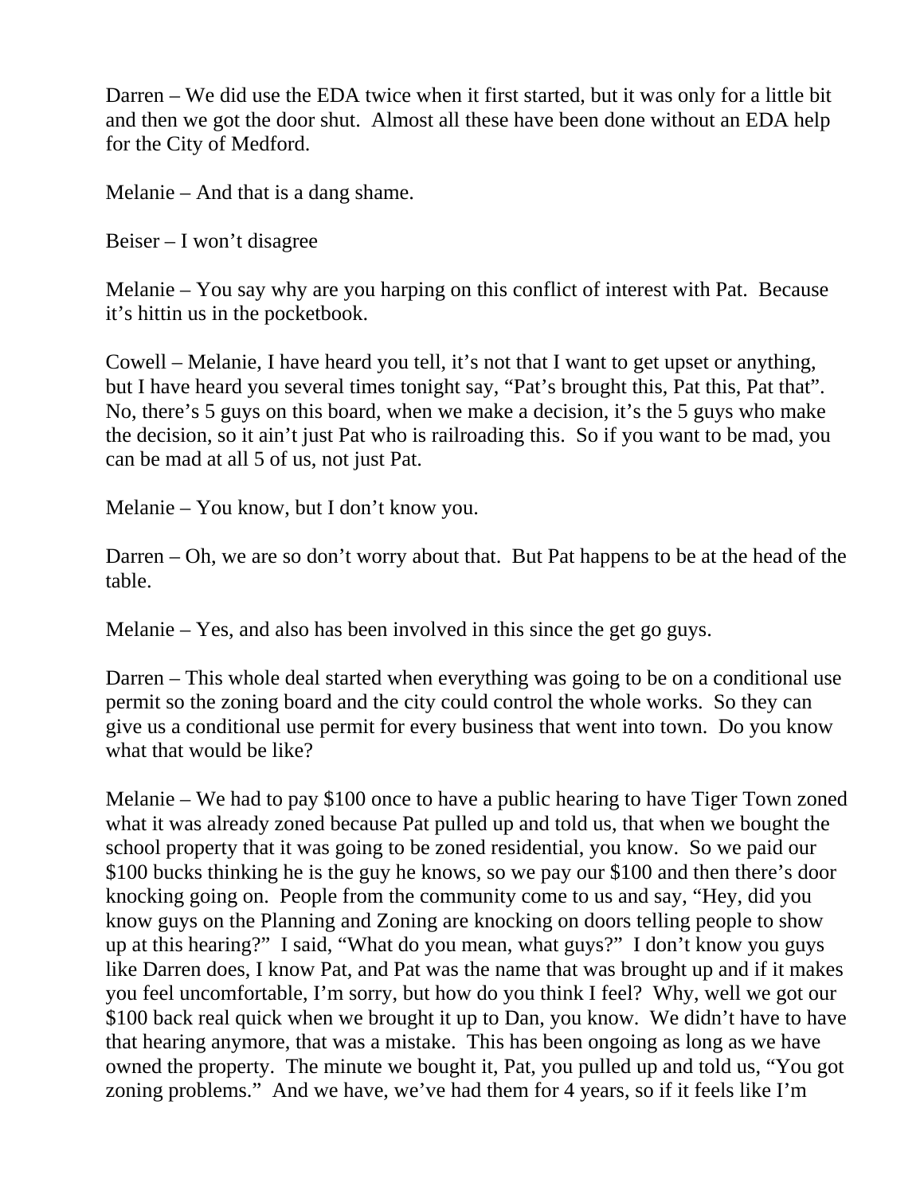Darren – We did use the EDA twice when it first started, but it was only for a little bit and then we got the door shut. Almost all these have been done without an EDA help for the City of Medford.

Melanie – And that is a dang shame.

Beiser – I won't disagree

Melanie – You say why are you harping on this conflict of interest with Pat. Because it's hittin us in the pocketbook.

Cowell – Melanie, I have heard you tell, it's not that I want to get upset or anything, but I have heard you several times tonight say, "Pat's brought this, Pat this, Pat that". No, there's 5 guys on this board, when we make a decision, it's the 5 guys who make the decision, so it ain't just Pat who is railroading this. So if you want to be mad, you can be mad at all 5 of us, not just Pat.

Melanie – You know, but I don't know you.

Darren – Oh, we are so don't worry about that. But Pat happens to be at the head of the table.

Melanie – Yes, and also has been involved in this since the get go guys.

Darren – This whole deal started when everything was going to be on a conditional use permit so the zoning board and the city could control the whole works. So they can give us a conditional use permit for every business that went into town. Do you know what that would be like?

Melanie – We had to pay $100 once to have a public hearing to have Tiger Town zoned what it was already zoned because Pat pulled up and told us, that when we bought the school property that it was going to be zoned residential, you know. So we paid our $100 bucks thinking he is the guy he knows, so we pay our $100 and then there's door knocking going on. People from the community come to us and say, "Hey, did you know guys on the Planning and Zoning are knocking on doors telling people to show up at this hearing?" I said, "What do you mean, what guys?" I don't know you guys like Darren does, I know Pat, and Pat was the name that was brought up and if it makes you feel uncomfortable, I'm sorry, but how do you think I feel? Why, well we got our $100 back real quick when we brought it up to Dan, you know. We didn't have to have that hearing anymore, that was a mistake. This has been ongoing as long as we have owned the property. The minute we bought it, Pat, you pulled up and told us, "You got zoning problems." And we have, we've had them for 4 years, so if it feels like I'm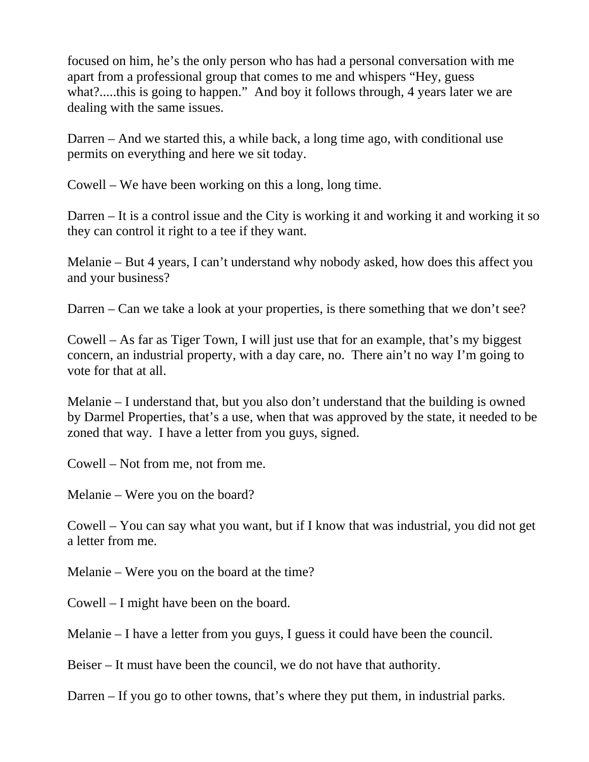focused on him, he's the only person who has had a personal conversation with me apart from a professional group that comes to me and whispers "Hey, guess what?.....this is going to happen." And boy it follows through, 4 years later we are dealing with the same issues.

Darren – And we started this, a while back, a long time ago, with conditional use permits on everything and here we sit today.

Cowell – We have been working on this a long, long time.

Darren – It is a control issue and the City is working it and working it and working it so they can control it right to a tee if they want.

Melanie – But 4 years, I can't understand why nobody asked, how does this affect you and your business?

Darren – Can we take a look at your properties, is there something that we don't see?

Cowell – As far as Tiger Town, I will just use that for an example, that's my biggest concern, an industrial property, with a day care, no. There ain't no way I'm going to vote for that at all.

Melanie – I understand that, but you also don't understand that the building is owned by Darmel Properties, that's a use, when that was approved by the state, it needed to be zoned that way. I have a letter from you guys, signed.

Cowell – Not from me, not from me.

Melanie – Were you on the board?

Cowell – You can say what you want, but if I know that was industrial, you did not get a letter from me.

Melanie – Were you on the board at the time?

Cowell – I might have been on the board.

Melanie – I have a letter from you guys, I guess it could have been the council.

Beiser – It must have been the council, we do not have that authority.

Darren – If you go to other towns, that's where they put them, in industrial parks.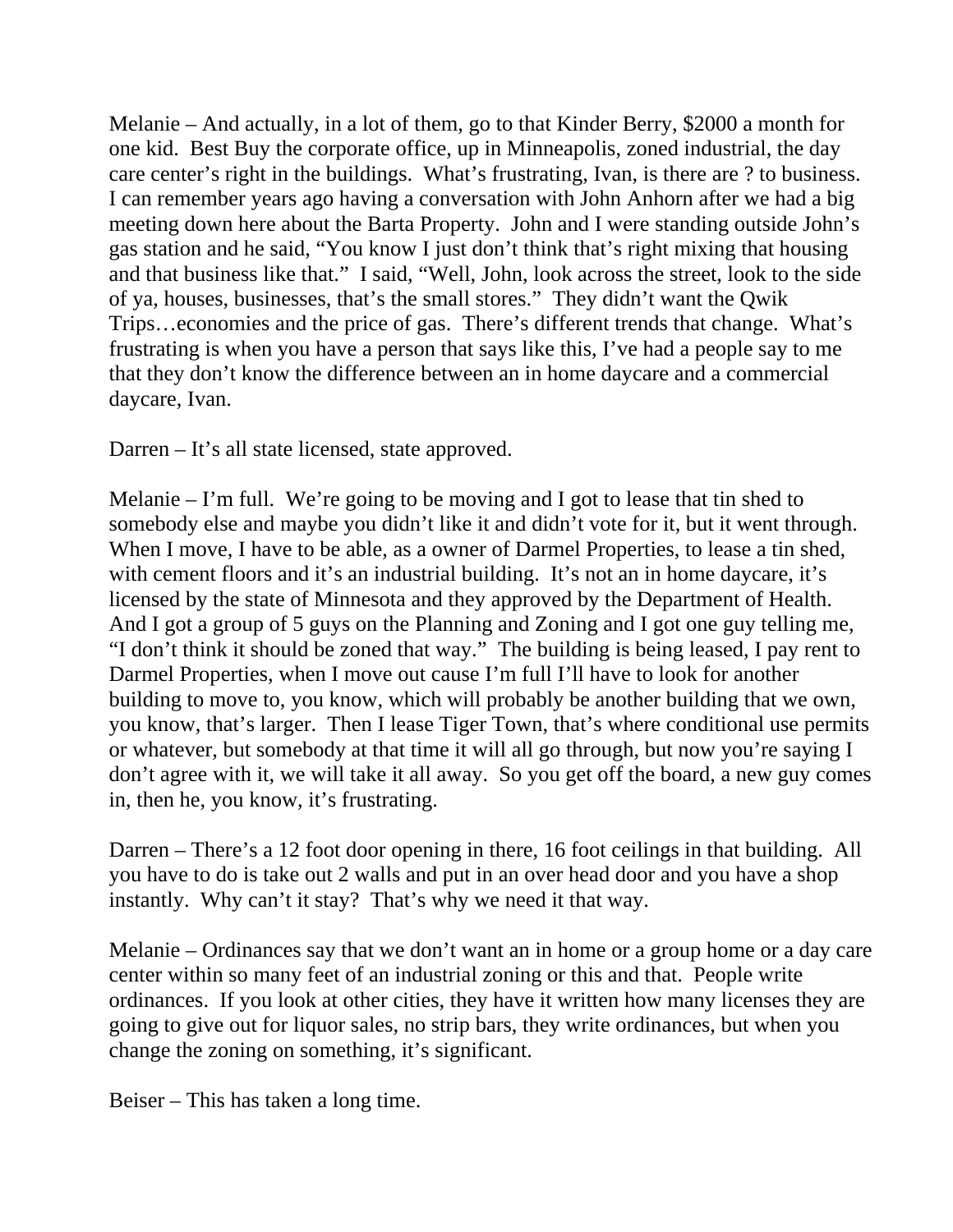Melanie – And actually, in a lot of them, go to that Kinder Berry, $2000 a month for one kid.  Best Buy the corporate office, up in Minneapolis, zoned industrial, the day care center's right in the buildings.  What's frustrating, Ivan, is there are ? to business.  I can remember years ago having a conversation with John Anhorn after we had a big meeting down here about the Barta Property.  John and I were standing outside John's gas station and he said, "You know I just don't think that's right mixing that housing and that business like that."  I said, "Well, John, look across the street, look to the side of ya, houses, businesses, that's the small stores."  They didn't want the Qwik Trips…economies and the price of gas.  There's different trends that change.  What's frustrating is when you have a person that says like this, I've had a people say to me that they don't know the difference between an in home daycare and a commercial daycare, Ivan.

Darren – It's all state licensed, state approved.

Melanie – I'm full.  We're going to be moving and I got to lease that tin shed to somebody else and maybe you didn't like it and didn't vote for it, but it went through.  When I move, I have to be able, as a owner of Darmel Properties, to lease a tin shed, with cement floors and it's an industrial building.  It's not an in home daycare, it's licensed by the state of Minnesota and they approved by the Department of Health.  And I got a group of 5 guys on the Planning and Zoning and I got one guy telling me, "I don't think it should be zoned that way."  The building is being leased, I pay rent to Darmel Properties, when I move out cause I'm full I'll have to look for another building to move to, you know, which will probably be another building that we own, you know, that's larger.  Then I lease Tiger Town, that's where conditional use permits or whatever, but somebody at that time it will all go through, but now you're saying I don't agree with it, we will take it all away.  So you get off the board, a new guy comes in, then he, you know, it's frustrating.

Darren – There's a 12 foot door opening in there, 16 foot ceilings in that building.  All you have to do is take out 2 walls and put in an over head door and you have a shop instantly.  Why can't it stay?  That's why we need it that way.

Melanie – Ordinances say that we don't want an in home or a group home or a day care center within so many feet of an industrial zoning or this and that.  People write ordinances.  If you look at other cities, they have it written how many licenses they are going to give out for liquor sales, no strip bars, they write ordinances, but when you change the zoning on something, it's significant.

Beiser – This has taken a long time.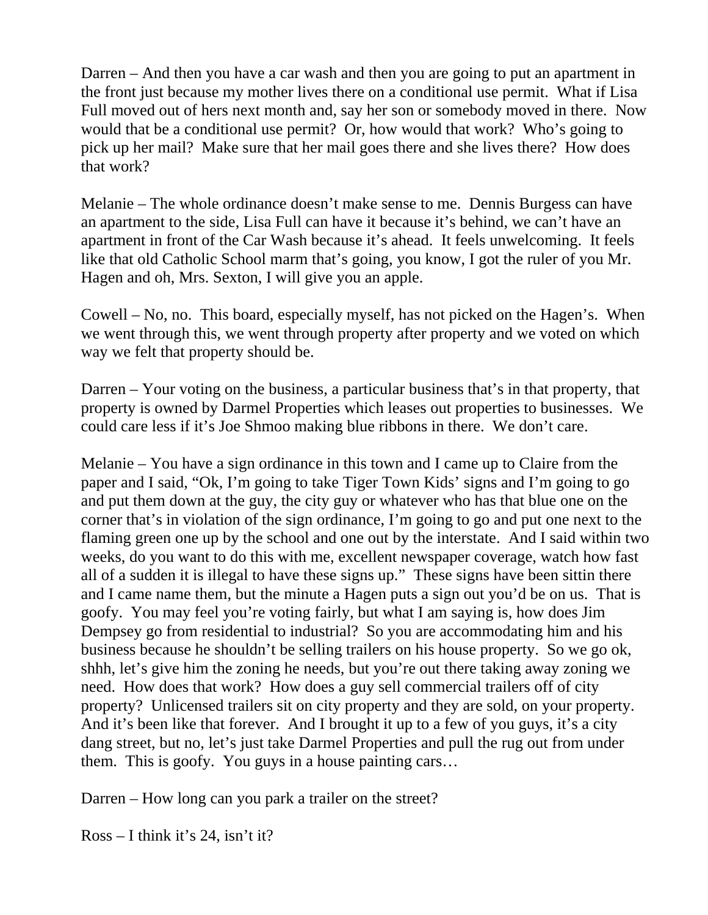Darren – And then you have a car wash and then you are going to put an apartment in the front just because my mother lives there on a conditional use permit. What if Lisa Full moved out of hers next month and, say her son or somebody moved in there. Now would that be a conditional use permit? Or, how would that work? Who's going to pick up her mail? Make sure that her mail goes there and she lives there? How does that work?

Melanie – The whole ordinance doesn't make sense to me. Dennis Burgess can have an apartment to the side, Lisa Full can have it because it's behind, we can't have an apartment in front of the Car Wash because it's ahead. It feels unwelcoming. It feels like that old Catholic School marm that's going, you know, I got the ruler of you Mr. Hagen and oh, Mrs. Sexton, I will give you an apple.

Cowell – No, no. This board, especially myself, has not picked on the Hagen's. When we went through this, we went through property after property and we voted on which way we felt that property should be.

Darren – Your voting on the business, a particular business that's in that property, that property is owned by Darmel Properties which leases out properties to businesses. We could care less if it's Joe Shmoo making blue ribbons in there. We don't care.

Melanie – You have a sign ordinance in this town and I came up to Claire from the paper and I said, "Ok, I'm going to take Tiger Town Kids' signs and I'm going to go and put them down at the guy, the city guy or whatever who has that blue one on the corner that's in violation of the sign ordinance, I'm going to go and put one next to the flaming green one up by the school and one out by the interstate. And I said within two weeks, do you want to do this with me, excellent newspaper coverage, watch how fast all of a sudden it is illegal to have these signs up." These signs have been sittin there and I came name them, but the minute a Hagen puts a sign out you'd be on us. That is goofy. You may feel you're voting fairly, but what I am saying is, how does Jim Dempsey go from residential to industrial? So you are accommodating him and his business because he shouldn't be selling trailers on his house property. So we go ok, shhh, let's give him the zoning he needs, but you're out there taking away zoning we need. How does that work? How does a guy sell commercial trailers off of city property? Unlicensed trailers sit on city property and they are sold, on your property. And it's been like that forever. And I brought it up to a few of you guys, it's a city dang street, but no, let's just take Darmel Properties and pull the rug out from under them. This is goofy. You guys in a house painting cars…

Darren – How long can you park a trailer on the street?

Ross – I think it's 24, isn't it?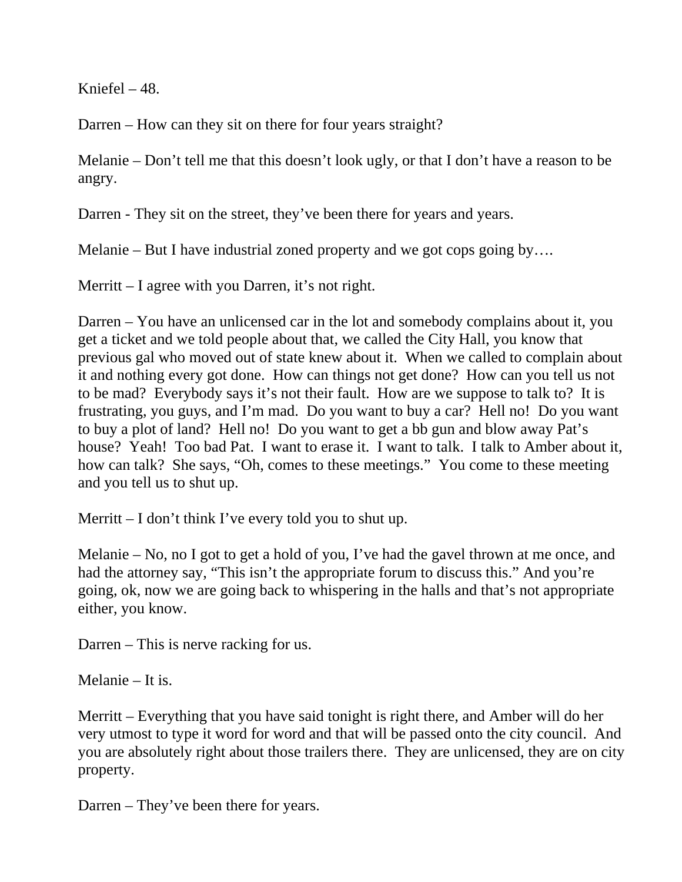Kniefel – 48.

Darren – How can they sit on there for four years straight?

Melanie – Don't tell me that this doesn't look ugly, or that I don't have a reason to be angry.

Darren - They sit on the street, they've been there for years and years.

Melanie – But I have industrial zoned property and we got cops going by….

Merritt – I agree with you Darren, it's not right.

Darren – You have an unlicensed car in the lot and somebody complains about it, you get a ticket and we told people about that, we called the City Hall, you know that previous gal who moved out of state knew about it. When we called to complain about it and nothing every got done. How can things not get done? How can you tell us not to be mad? Everybody says it's not their fault. How are we suppose to talk to? It is frustrating, you guys, and I'm mad. Do you want to buy a car? Hell no! Do you want to buy a plot of land? Hell no! Do you want to get a bb gun and blow away Pat's house? Yeah! Too bad Pat. I want to erase it. I want to talk. I talk to Amber about it, how can talk? She says, "Oh, comes to these meetings." You come to these meeting and you tell us to shut up.

Merritt – I don't think I've every told you to shut up.

Melanie – No, no I got to get a hold of you, I've had the gavel thrown at me once, and had the attorney say, "This isn't the appropriate forum to discuss this." And you're going, ok, now we are going back to whispering in the halls and that's not appropriate either, you know.

Darren – This is nerve racking for us.

Melanie – It is.

Merritt – Everything that you have said tonight is right there, and Amber will do her very utmost to type it word for word and that will be passed onto the city council. And you are absolutely right about those trailers there. They are unlicensed, they are on city property.

Darren – They've been there for years.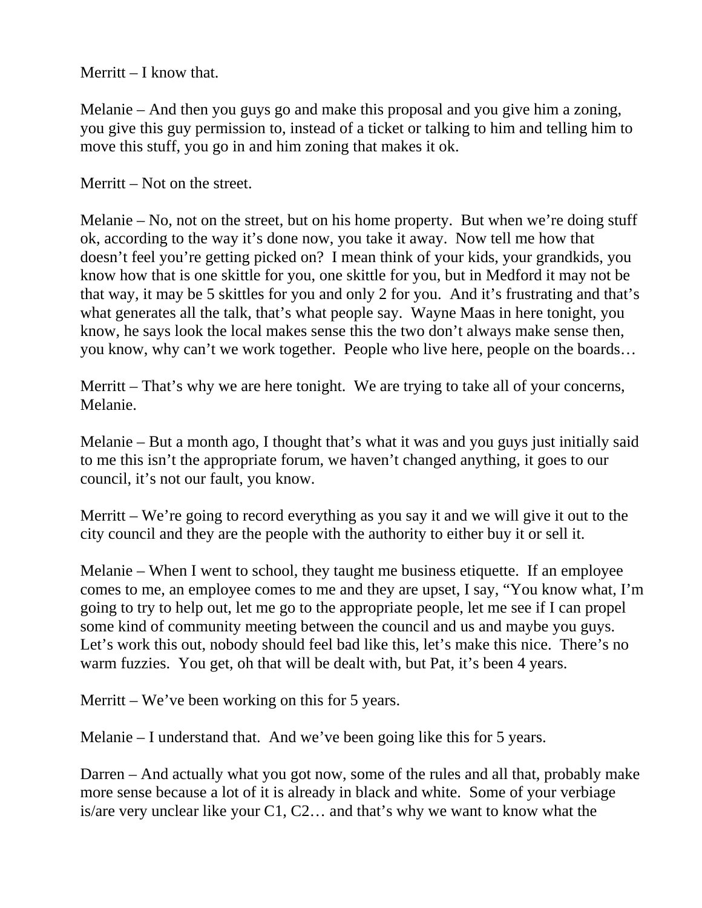Merritt – I know that.

Melanie – And then you guys go and make this proposal and you give him a zoning, you give this guy permission to, instead of a ticket or talking to him and telling him to move this stuff, you go in and him zoning that makes it ok.

Merritt – Not on the street.

Melanie – No, not on the street, but on his home property.  But when we're doing stuff ok, according to the way it's done now, you take it away.  Now tell me how that doesn't feel you're getting picked on?  I mean think of your kids, your grandkids, you know how that is one skittle for you, one skittle for you, but in Medford it may not be that way, it may be 5 skittles for you and only 2 for you.  And it's frustrating and that's what generates all the talk, that's what people say.  Wayne Maas in here tonight, you know, he says look the local makes sense this the two don't always make sense then, you know, why can't we work together.  People who live here, people on the boards…

Merritt – That's why we are here tonight.  We are trying to take all of your concerns, Melanie.

Melanie – But a month ago, I thought that's what it was and you guys just initially said to me this isn't the appropriate forum, we haven't changed anything, it goes to our council, it's not our fault, you know.

Merritt – We're going to record everything as you say it and we will give it out to the city council and they are the people with the authority to either buy it or sell it.

Melanie – When I went to school, they taught me business etiquette.  If an employee comes to me, an employee comes to me and they are upset, I say, "You know what, I'm going to try to help out, let me go to the appropriate people, let me see if I can propel some kind of community meeting between the council and us and maybe you guys.  Let's work this out, nobody should feel bad like this, let's make this nice.  There's no warm fuzzies.  You get, oh that will be dealt with, but Pat, it's been 4 years.

Merritt – We've been working on this for 5 years.

Melanie – I understand that.  And we've been going like this for 5 years.

Darren – And actually what you got now, some of the rules and all that, probably make more sense because a lot of it is already in black and white.  Some of your verbiage is/are very unclear like your C1, C2… and that's why we want to know what the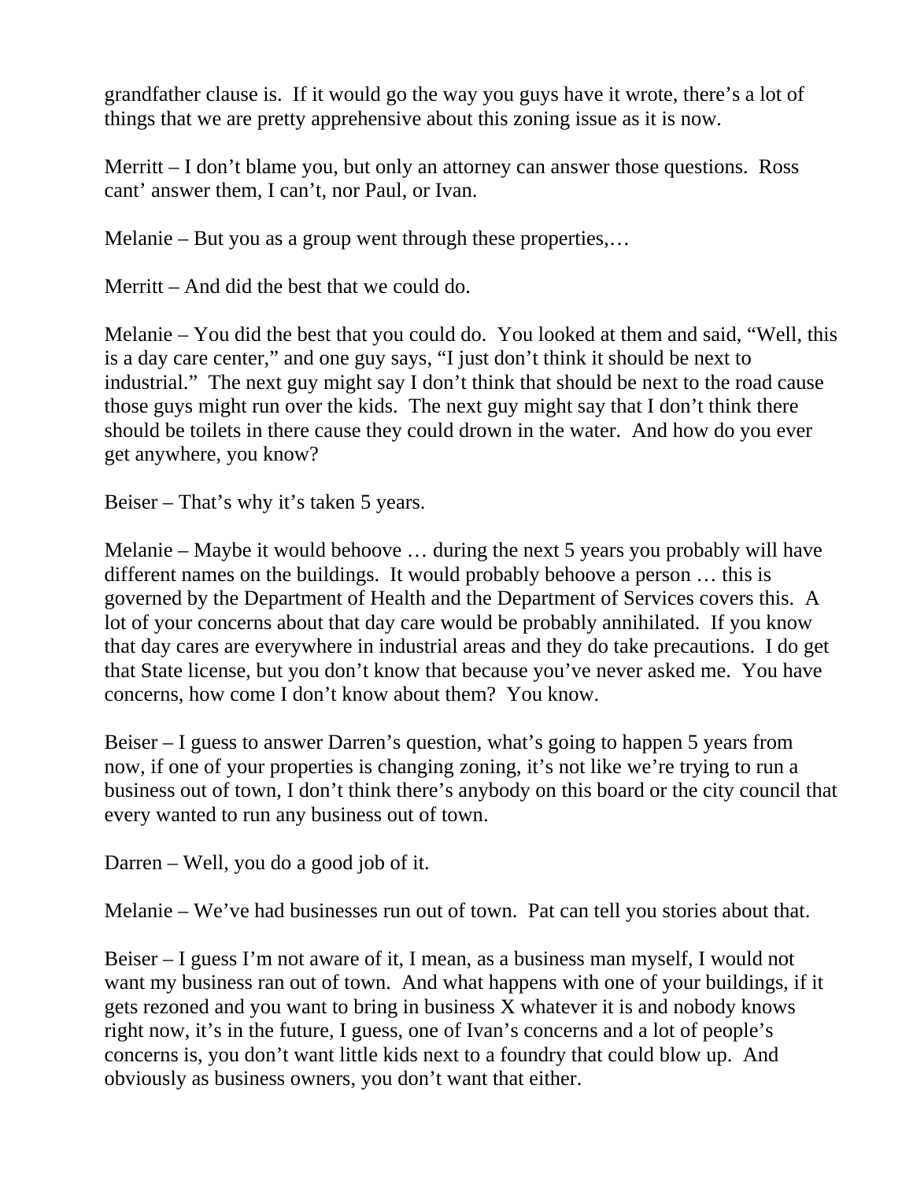grandfather clause is. If it would go the way you guys have it wrote, there's a lot of things that we are pretty apprehensive about this zoning issue as it is now.

Merritt – I don't blame you, but only an attorney can answer those questions. Ross cant' answer them, I can't, nor Paul, or Ivan.

Melanie – But you as a group went through these properties,…

Merritt – And did the best that we could do.

Melanie – You did the best that you could do. You looked at them and said, "Well, this is a day care center," and one guy says, "I just don't think it should be next to industrial." The next guy might say I don't think that should be next to the road cause those guys might run over the kids. The next guy might say that I don't think there should be toilets in there cause they could drown in the water. And how do you ever get anywhere, you know?

Beiser – That's why it's taken 5 years.

Melanie – Maybe it would behoove … during the next 5 years you probably will have different names on the buildings. It would probably behoove a person … this is governed by the Department of Health and the Department of Services covers this. A lot of your concerns about that day care would be probably annihilated. If you know that day cares are everywhere in industrial areas and they do take precautions. I do get that State license, but you don't know that because you've never asked me. You have concerns, how come I don't know about them? You know.

Beiser – I guess to answer Darren's question, what's going to happen 5 years from now, if one of your properties is changing zoning, it's not like we're trying to run a business out of town, I don't think there's anybody on this board or the city council that every wanted to run any business out of town.

Darren – Well, you do a good job of it.

Melanie – We've had businesses run out of town. Pat can tell you stories about that.

Beiser – I guess I'm not aware of it, I mean, as a business man myself, I would not want my business ran out of town. And what happens with one of your buildings, if it gets rezoned and you want to bring in business X whatever it is and nobody knows right now, it's in the future, I guess, one of Ivan's concerns and a lot of people's concerns is, you don't want little kids next to a foundry that could blow up. And obviously as business owners, you don't want that either.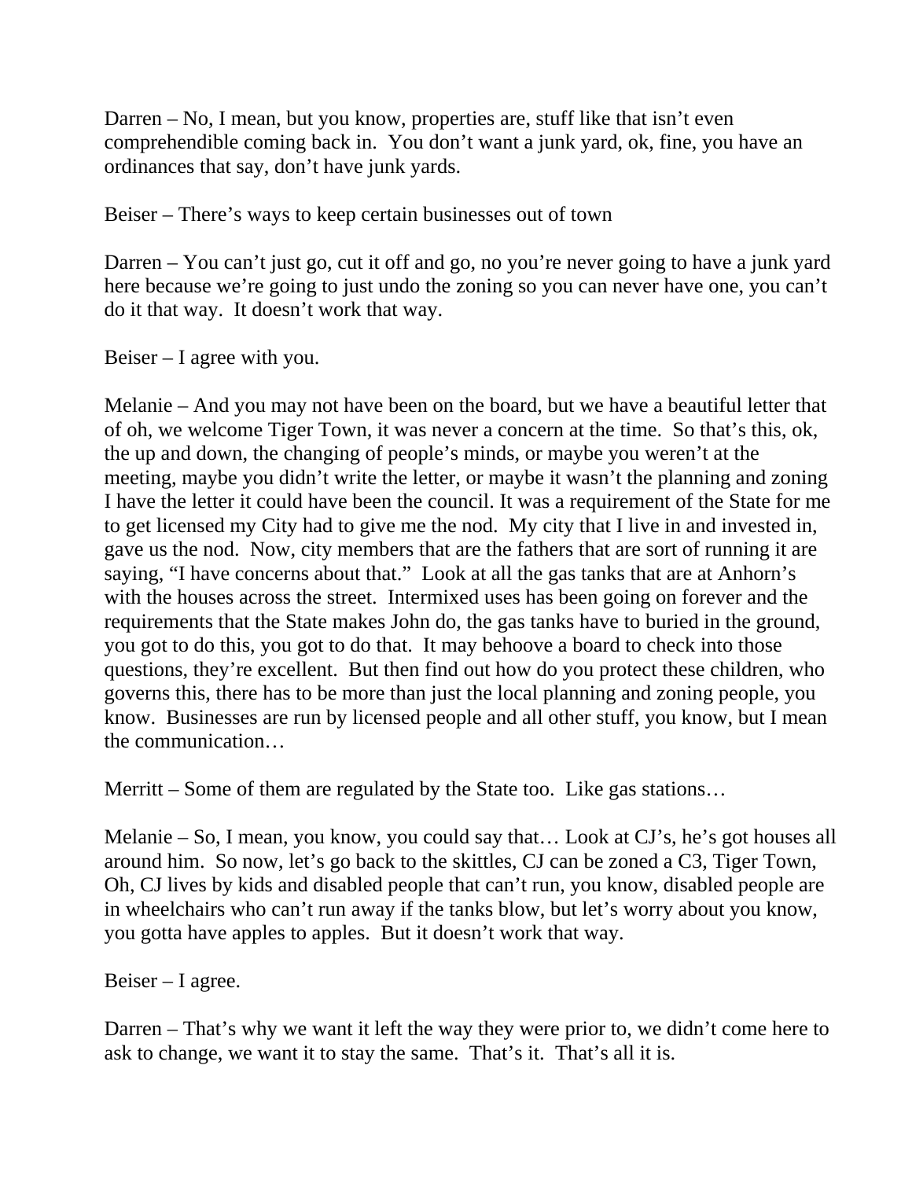Darren – No, I mean, but you know, properties are, stuff like that isn't even comprehendible coming back in. You don't want a junk yard, ok, fine, you have an ordinances that say, don't have junk yards.

Beiser – There's ways to keep certain businesses out of town

Darren – You can't just go, cut it off and go, no you're never going to have a junk yard here because we're going to just undo the zoning so you can never have one, you can't do it that way. It doesn't work that way.

Beiser – I agree with you.

Melanie – And you may not have been on the board, but we have a beautiful letter that of oh, we welcome Tiger Town, it was never a concern at the time. So that's this, ok, the up and down, the changing of people's minds, or maybe you weren't at the meeting, maybe you didn't write the letter, or maybe it wasn't the planning and zoning I have the letter it could have been the council. It was a requirement of the State for me to get licensed my City had to give me the nod. My city that I live in and invested in, gave us the nod. Now, city members that are the fathers that are sort of running it are saying, "I have concerns about that." Look at all the gas tanks that are at Anhorn's with the houses across the street. Intermixed uses has been going on forever and the requirements that the State makes John do, the gas tanks have to buried in the ground, you got to do this, you got to do that. It may behoove a board to check into those questions, they're excellent. But then find out how do you protect these children, who governs this, there has to be more than just the local planning and zoning people, you know. Businesses are run by licensed people and all other stuff, you know, but I mean the communication…

Merritt – Some of them are regulated by the State too. Like gas stations…

Melanie – So, I mean, you know, you could say that… Look at CJ's, he's got houses all around him. So now, let's go back to the skittles, CJ can be zoned a C3, Tiger Town, Oh, CJ lives by kids and disabled people that can't run, you know, disabled people are in wheelchairs who can't run away if the tanks blow, but let's worry about you know, you gotta have apples to apples. But it doesn't work that way.

Beiser – I agree.

Darren – That's why we want it left the way they were prior to, we didn't come here to ask to change, we want it to stay the same. That's it. That's all it is.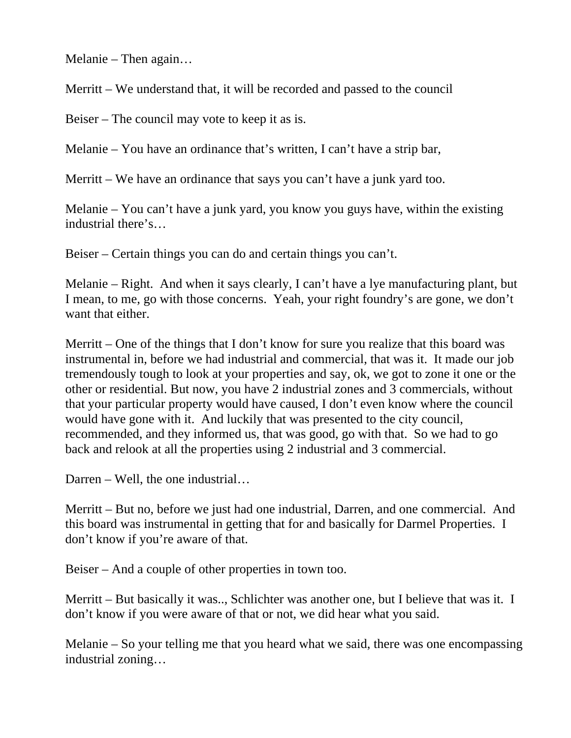Melanie – Then again…

Merritt – We understand that, it will be recorded and passed to the council

Beiser – The council may vote to keep it as is.

Melanie – You have an ordinance that's written, I can't have a strip bar,

Merritt – We have an ordinance that says you can't have a junk yard too.

Melanie – You can't have a junk yard, you know you guys have, within the existing industrial there's…

Beiser – Certain things you can do and certain things you can't.

Melanie – Right. And when it says clearly, I can't have a lye manufacturing plant, but I mean, to me, go with those concerns. Yeah, your right foundry's are gone, we don't want that either.

Merritt – One of the things that I don't know for sure you realize that this board was instrumental in, before we had industrial and commercial, that was it. It made our job tremendously tough to look at your properties and say, ok, we got to zone it one or the other or residential. But now, you have 2 industrial zones and 3 commercials, without that your particular property would have caused, I don't even know where the council would have gone with it. And luckily that was presented to the city council, recommended, and they informed us, that was good, go with that. So we had to go back and relook at all the properties using 2 industrial and 3 commercial.

Darren – Well, the one industrial…

Merritt – But no, before we just had one industrial, Darren, and one commercial. And this board was instrumental in getting that for and basically for Darmel Properties. I don't know if you're aware of that.

Beiser – And a couple of other properties in town too.

Merritt – But basically it was.., Schlichter was another one, but I believe that was it. I don't know if you were aware of that or not, we did hear what you said.

Melanie – So your telling me that you heard what we said, there was one encompassing industrial zoning…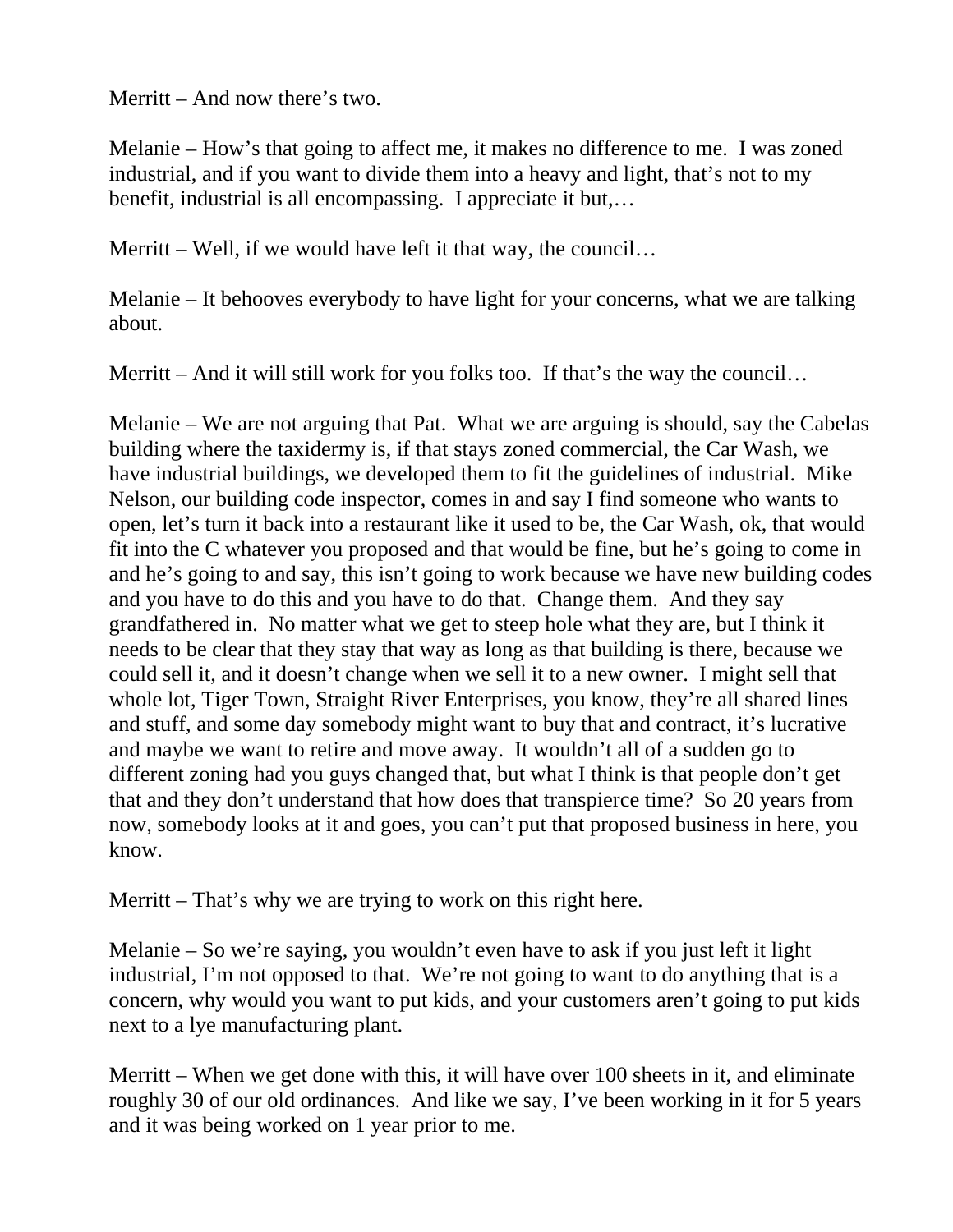Merritt – And now there's two.

Melanie – How's that going to affect me, it makes no difference to me. I was zoned industrial, and if you want to divide them into a heavy and light, that's not to my benefit, industrial is all encompassing. I appreciate it but,…

Merritt – Well, if we would have left it that way, the council…

Melanie – It behooves everybody to have light for your concerns, what we are talking about.

Merritt – And it will still work for you folks too. If that's the way the council…

Melanie – We are not arguing that Pat. What we are arguing is should, say the Cabelas building where the taxidermy is, if that stays zoned commercial, the Car Wash, we have industrial buildings, we developed them to fit the guidelines of industrial. Mike Nelson, our building code inspector, comes in and say I find someone who wants to open, let's turn it back into a restaurant like it used to be, the Car Wash, ok, that would fit into the C whatever you proposed and that would be fine, but he's going to come in and he's going to and say, this isn't going to work because we have new building codes and you have to do this and you have to do that. Change them. And they say grandfathered in. No matter what we get to steep hole what they are, but I think it needs to be clear that they stay that way as long as that building is there, because we could sell it, and it doesn't change when we sell it to a new owner. I might sell that whole lot, Tiger Town, Straight River Enterprises, you know, they're all shared lines and stuff, and some day somebody might want to buy that and contract, it's lucrative and maybe we want to retire and move away. It wouldn't all of a sudden go to different zoning had you guys changed that, but what I think is that people don't get that and they don't understand that how does that transpierce time? So 20 years from now, somebody looks at it and goes, you can't put that proposed business in here, you know.

Merritt – That's why we are trying to work on this right here.

Melanie – So we're saying, you wouldn't even have to ask if you just left it light industrial, I'm not opposed to that. We're not going to want to do anything that is a concern, why would you want to put kids, and your customers aren't going to put kids next to a lye manufacturing plant.

Merritt – When we get done with this, it will have over 100 sheets in it, and eliminate roughly 30 of our old ordinances. And like we say, I've been working in it for 5 years and it was being worked on 1 year prior to me.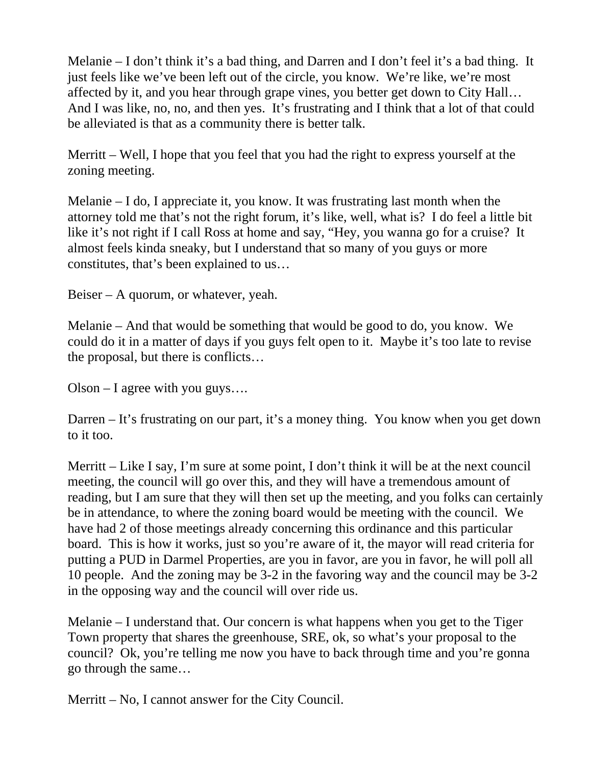Melanie – I don't think it's a bad thing, and Darren and I don't feel it's a bad thing. It just feels like we've been left out of the circle, you know. We're like, we're most affected by it, and you hear through grape vines, you better get down to City Hall… And I was like, no, no, and then yes. It's frustrating and I think that a lot of that could be alleviated is that as a community there is better talk.

Merritt – Well, I hope that you feel that you had the right to express yourself at the zoning meeting.

Melanie – I do, I appreciate it, you know. It was frustrating last month when the attorney told me that's not the right forum, it's like, well, what is? I do feel a little bit like it's not right if I call Ross at home and say, "Hey, you wanna go for a cruise? It almost feels kinda sneaky, but I understand that so many of you guys or more constitutes, that's been explained to us…

Beiser – A quorum, or whatever, yeah.

Melanie – And that would be something that would be good to do, you know. We could do it in a matter of days if you guys felt open to it. Maybe it's too late to revise the proposal, but there is conflicts…

Olson – I agree with you guys….

Darren – It's frustrating on our part, it's a money thing. You know when you get down to it too.

Merritt – Like I say, I'm sure at some point, I don't think it will be at the next council meeting, the council will go over this, and they will have a tremendous amount of reading, but I am sure that they will then set up the meeting, and you folks can certainly be in attendance, to where the zoning board would be meeting with the council. We have had 2 of those meetings already concerning this ordinance and this particular board. This is how it works, just so you're aware of it, the mayor will read criteria for putting a PUD in Darmel Properties, are you in favor, are you in favor, he will poll all 10 people. And the zoning may be 3-2 in the favoring way and the council may be 3-2 in the opposing way and the council will over ride us.

Melanie – I understand that. Our concern is what happens when you get to the Tiger Town property that shares the greenhouse, SRE, ok, so what's your proposal to the council? Ok, you're telling me now you have to back through time and you're gonna go through the same…

Merritt – No, I cannot answer for the City Council.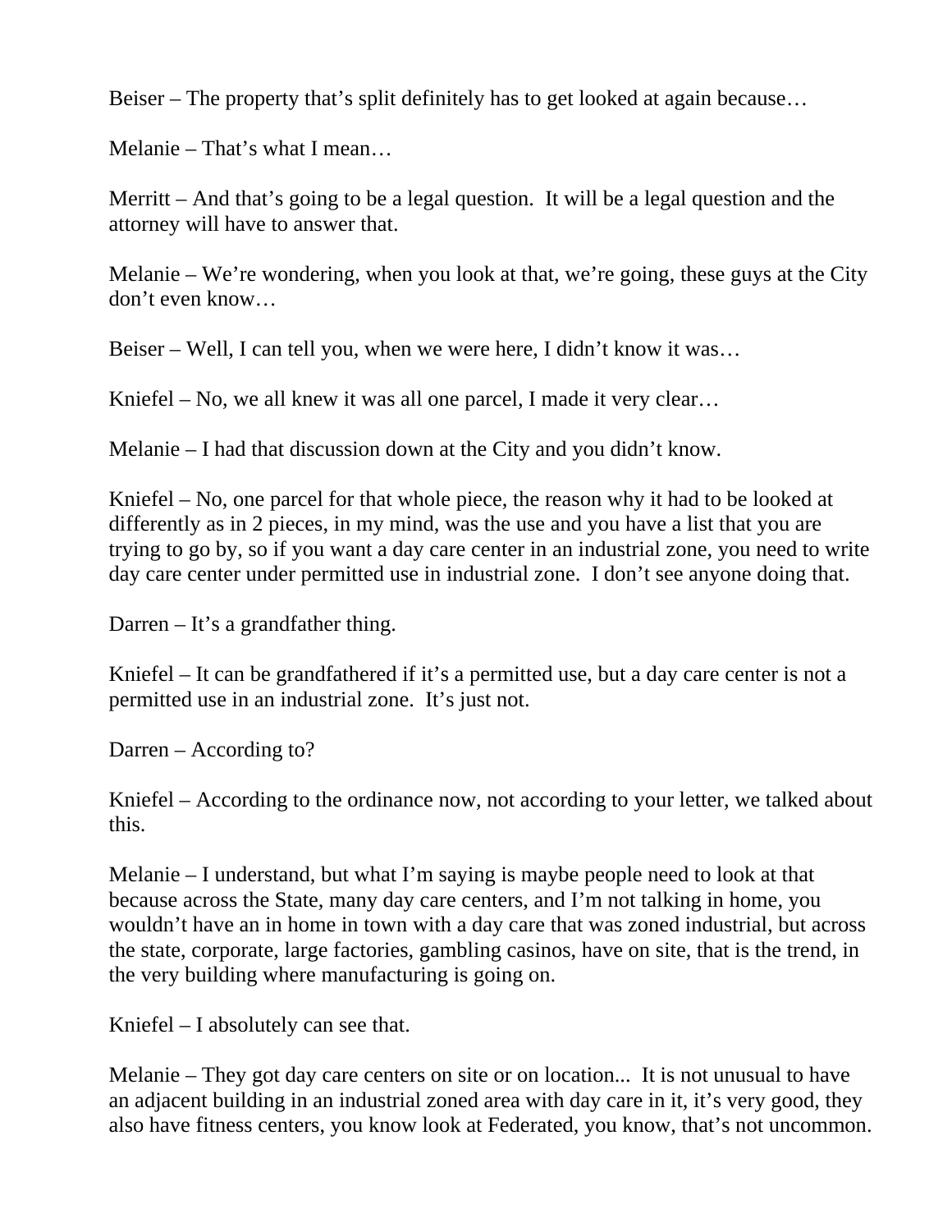Beiser – The property that's split definitely has to get looked at again because…

Melanie – That's what I mean…

Merritt – And that's going to be a legal question. It will be a legal question and the attorney will have to answer that.

Melanie – We're wondering, when you look at that, we're going, these guys at the City don't even know…

Beiser – Well, I can tell you, when we were here, I didn't know it was…

Kniefel – No, we all knew it was all one parcel, I made it very clear…

Melanie – I had that discussion down at the City and you didn't know.

Kniefel – No, one parcel for that whole piece, the reason why it had to be looked at differently as in 2 pieces, in my mind, was the use and you have a list that you are trying to go by, so if you want a day care center in an industrial zone, you need to write day care center under permitted use in industrial zone. I don't see anyone doing that.

Darren – It's a grandfather thing.

Kniefel – It can be grandfathered if it's a permitted use, but a day care center is not a permitted use in an industrial zone. It's just not.

Darren – According to?

Kniefel – According to the ordinance now, not according to your letter, we talked about this.

Melanie – I understand, but what I'm saying is maybe people need to look at that because across the State, many day care centers, and I'm not talking in home, you wouldn't have an in home in town with a day care that was zoned industrial, but across the state, corporate, large factories, gambling casinos, have on site, that is the trend, in the very building where manufacturing is going on.

Kniefel – I absolutely can see that.

Melanie – They got day care centers on site or on location... It is not unusual to have an adjacent building in an industrial zoned area with day care in it, it's very good, they also have fitness centers, you know look at Federated, you know, that's not uncommon.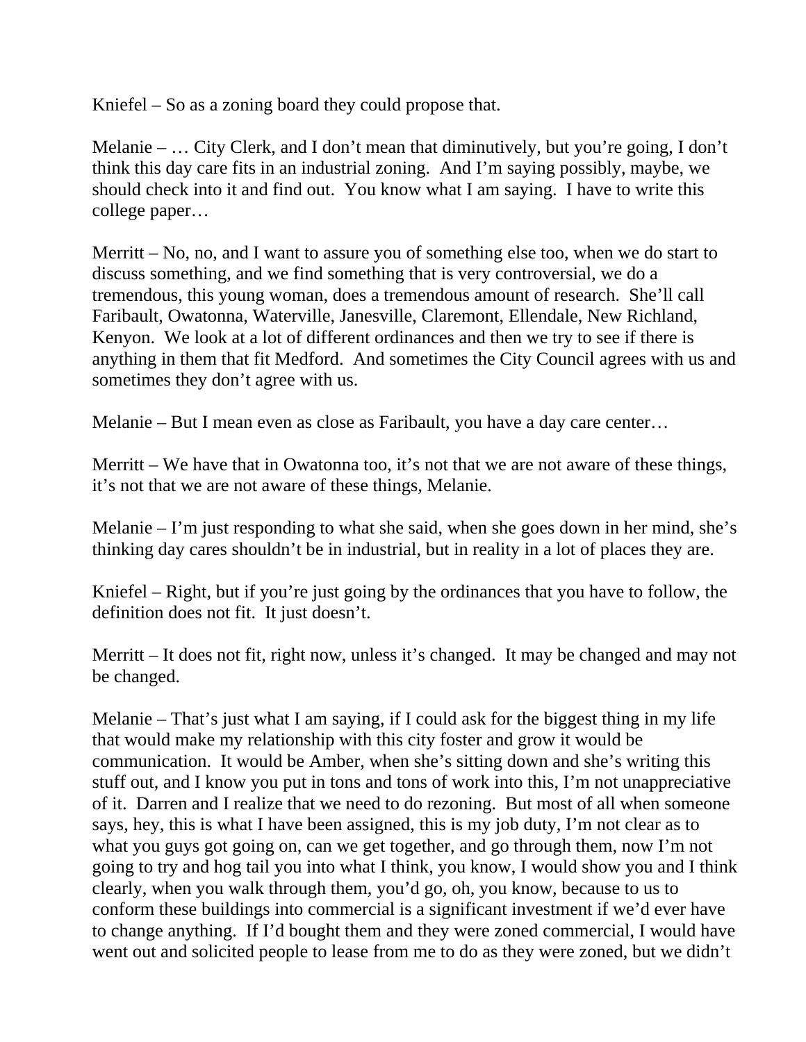Kniefel – So as a zoning board they could propose that.

Melanie – … City Clerk, and I don't mean that diminutively, but you're going, I don't think this day care fits in an industrial zoning. And I'm saying possibly, maybe, we should check into it and find out. You know what I am saying. I have to write this college paper…

Merritt – No, no, and I want to assure you of something else too, when we do start to discuss something, and we find something that is very controversial, we do a tremendous, this young woman, does a tremendous amount of research. She'll call Faribault, Owatonna, Waterville, Janesville, Claremont, Ellendale, New Richland, Kenyon. We look at a lot of different ordinances and then we try to see if there is anything in them that fit Medford. And sometimes the City Council agrees with us and sometimes they don't agree with us.

Melanie – But I mean even as close as Faribault, you have a day care center…

Merritt – We have that in Owatonna too, it's not that we are not aware of these things, it's not that we are not aware of these things, Melanie.

Melanie – I'm just responding to what she said, when she goes down in her mind, she's thinking day cares shouldn't be in industrial, but in reality in a lot of places they are.

Kniefel – Right, but if you're just going by the ordinances that you have to follow, the definition does not fit. It just doesn't.

Merritt – It does not fit, right now, unless it's changed. It may be changed and may not be changed.

Melanie – That's just what I am saying, if I could ask for the biggest thing in my life that would make my relationship with this city foster and grow it would be communication. It would be Amber, when she's sitting down and she's writing this stuff out, and I know you put in tons and tons of work into this, I'm not unappreciative of it. Darren and I realize that we need to do rezoning. But most of all when someone says, hey, this is what I have been assigned, this is my job duty, I'm not clear as to what you guys got going on, can we get together, and go through them, now I'm not going to try and hog tail you into what I think, you know, I would show you and I think clearly, when you walk through them, you'd go, oh, you know, because to us to conform these buildings into commercial is a significant investment if we'd ever have to change anything. If I'd bought them and they were zoned commercial, I would have went out and solicited people to lease from me to do as they were zoned, but we didn't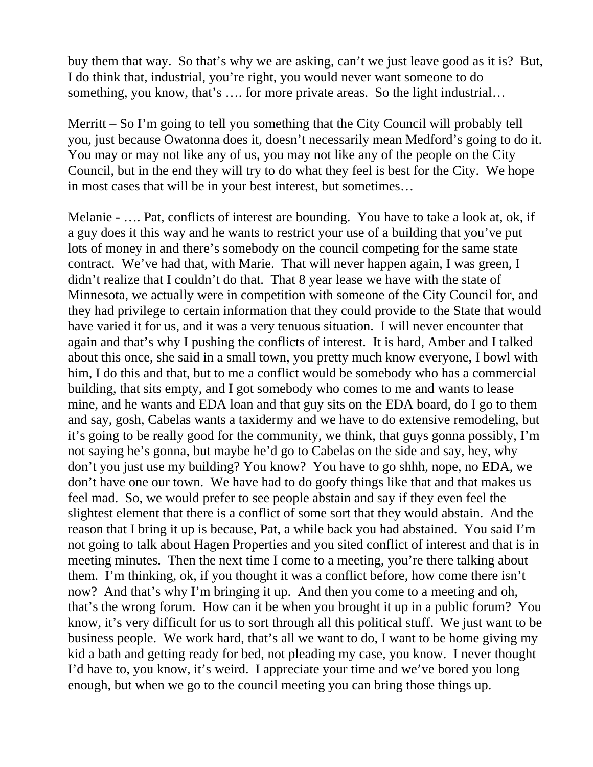buy them that way. So that's why we are asking, can't we just leave good as it is? But, I do think that, industrial, you're right, you would never want someone to do something, you know, that's …. for more private areas. So the light industrial…

Merritt – So I'm going to tell you something that the City Council will probably tell you, just because Owatonna does it, doesn't necessarily mean Medford's going to do it. You may or may not like any of us, you may not like any of the people on the City Council, but in the end they will try to do what they feel is best for the City. We hope in most cases that will be in your best interest, but sometimes…

Melanie - …. Pat, conflicts of interest are bounding. You have to take a look at, ok, if a guy does it this way and he wants to restrict your use of a building that you've put lots of money in and there's somebody on the council competing for the same state contract. We've had that, with Marie. That will never happen again, I was green, I didn't realize that I couldn't do that. That 8 year lease we have with the state of Minnesota, we actually were in competition with someone of the City Council for, and they had privilege to certain information that they could provide to the State that would have varied it for us, and it was a very tenuous situation. I will never encounter that again and that's why I pushing the conflicts of interest. It is hard, Amber and I talked about this once, she said in a small town, you pretty much know everyone, I bowl with him, I do this and that, but to me a conflict would be somebody who has a commercial building, that sits empty, and I got somebody who comes to me and wants to lease mine, and he wants and EDA loan and that guy sits on the EDA board, do I go to them and say, gosh, Cabelas wants a taxidermy and we have to do extensive remodeling, but it's going to be really good for the community, we think, that guys gonna possibly, I'm not saying he's gonna, but maybe he'd go to Cabelas on the side and say, hey, why don't you just use my building? You know? You have to go shhh, nope, no EDA, we don't have one our town. We have had to do goofy things like that and that makes us feel mad. So, we would prefer to see people abstain and say if they even feel the slightest element that there is a conflict of some sort that they would abstain. And the reason that I bring it up is because, Pat, a while back you had abstained. You said I'm not going to talk about Hagen Properties and you sited conflict of interest and that is in meeting minutes. Then the next time I come to a meeting, you're there talking about them. I'm thinking, ok, if you thought it was a conflict before, how come there isn't now? And that's why I'm bringing it up. And then you come to a meeting and oh, that's the wrong forum. How can it be when you brought it up in a public forum? You know, it's very difficult for us to sort through all this political stuff. We just want to be business people. We work hard, that's all we want to do, I want to be home giving my kid a bath and getting ready for bed, not pleading my case, you know. I never thought I'd have to, you know, it's weird. I appreciate your time and we've bored you long enough, but when we go to the council meeting you can bring those things up.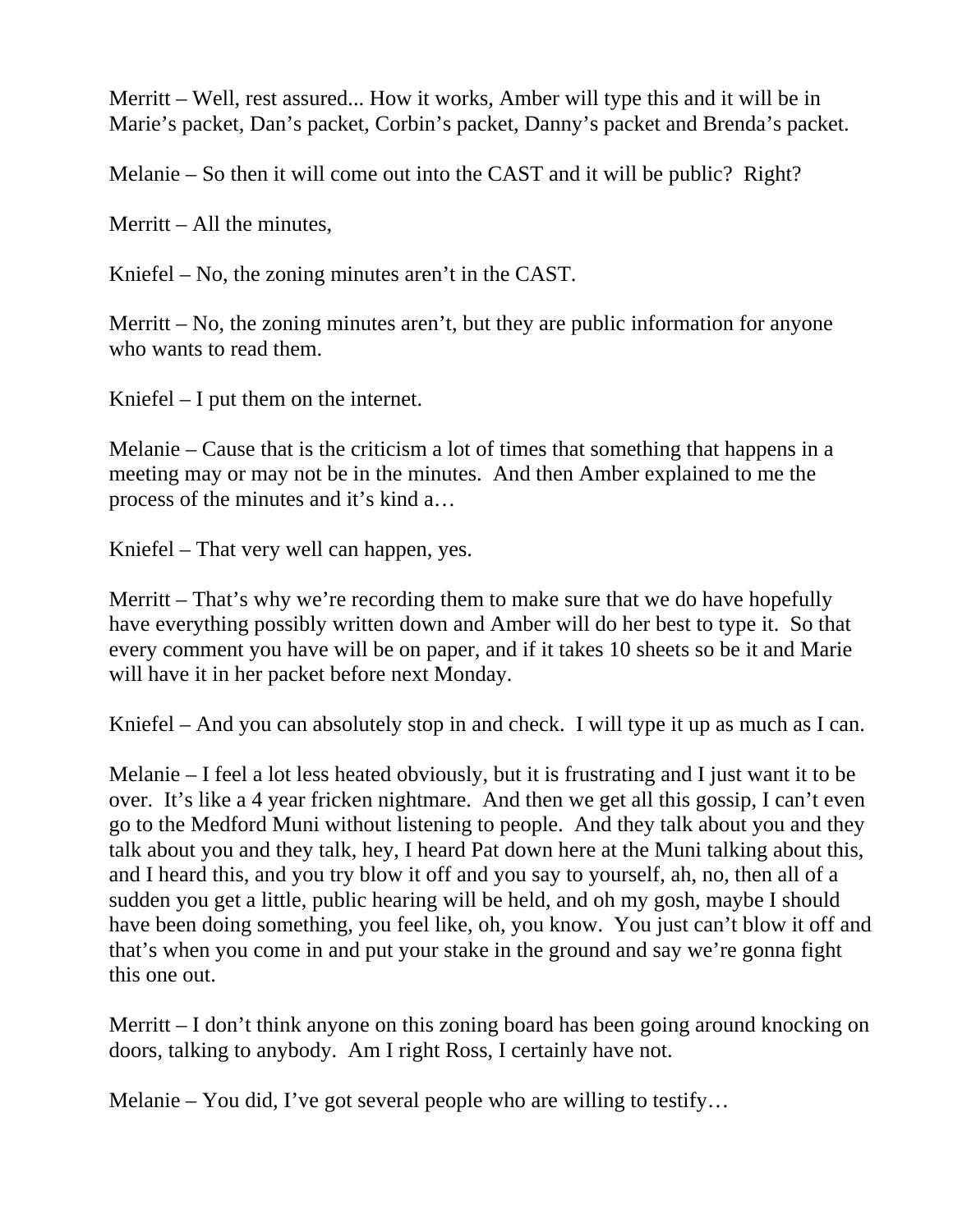Merritt – Well, rest assured... How it works, Amber will type this and it will be in Marie's packet, Dan's packet, Corbin's packet, Danny's packet and Brenda's packet.

Melanie – So then it will come out into the CAST and it will be public? Right?

Merritt – All the minutes,

Kniefel – No, the zoning minutes aren't in the CAST.

Merritt – No, the zoning minutes aren't, but they are public information for anyone who wants to read them.

Kniefel – I put them on the internet.

Melanie – Cause that is the criticism a lot of times that something that happens in a meeting may or may not be in the minutes. And then Amber explained to me the process of the minutes and it's kind a…

Kniefel – That very well can happen, yes.

Merritt – That's why we're recording them to make sure that we do have hopefully have everything possibly written down and Amber will do her best to type it. So that every comment you have will be on paper, and if it takes 10 sheets so be it and Marie will have it in her packet before next Monday.

Kniefel – And you can absolutely stop in and check. I will type it up as much as I can.

Melanie – I feel a lot less heated obviously, but it is frustrating and I just want it to be over. It's like a 4 year fricken nightmare. And then we get all this gossip, I can't even go to the Medford Muni without listening to people. And they talk about you and they talk about you and they talk, hey, I heard Pat down here at the Muni talking about this, and I heard this, and you try blow it off and you say to yourself, ah, no, then all of a sudden you get a little, public hearing will be held, and oh my gosh, maybe I should have been doing something, you feel like, oh, you know. You just can't blow it off and that's when you come in and put your stake in the ground and say we're gonna fight this one out.

Merritt – I don't think anyone on this zoning board has been going around knocking on doors, talking to anybody. Am I right Ross, I certainly have not.

Melanie – You did, I've got several people who are willing to testify…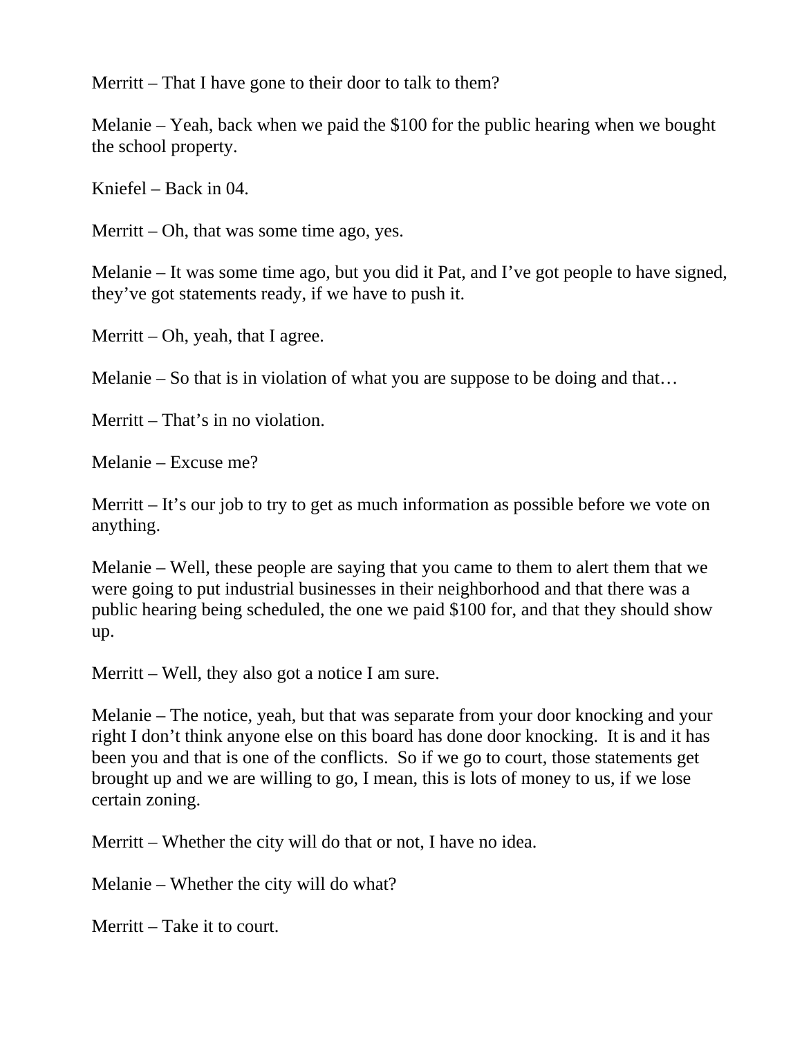Merritt – That I have gone to their door to talk to them?

Melanie – Yeah, back when we paid the $100 for the public hearing when we bought the school property.

Kniefel – Back in 04.

Merritt – Oh, that was some time ago, yes.

Melanie – It was some time ago, but you did it Pat, and I've got people to have signed, they've got statements ready, if we have to push it.

Merritt – Oh, yeah, that I agree.

Melanie – So that is in violation of what you are suppose to be doing and that…

Merritt – That's in no violation.

Melanie – Excuse me?

Merritt – It's our job to try to get as much information as possible before we vote on anything.

Melanie – Well, these people are saying that you came to them to alert them that we were going to put industrial businesses in their neighborhood and that there was a public hearing being scheduled, the one we paid $100 for, and that they should show up.

Merritt – Well, they also got a notice I am sure.

Melanie – The notice, yeah, but that was separate from your door knocking and your right I don't think anyone else on this board has done door knocking. It is and it has been you and that is one of the conflicts. So if we go to court, those statements get brought up and we are willing to go, I mean, this is lots of money to us, if we lose certain zoning.

Merritt – Whether the city will do that or not, I have no idea.

Melanie – Whether the city will do what?

Merritt – Take it to court.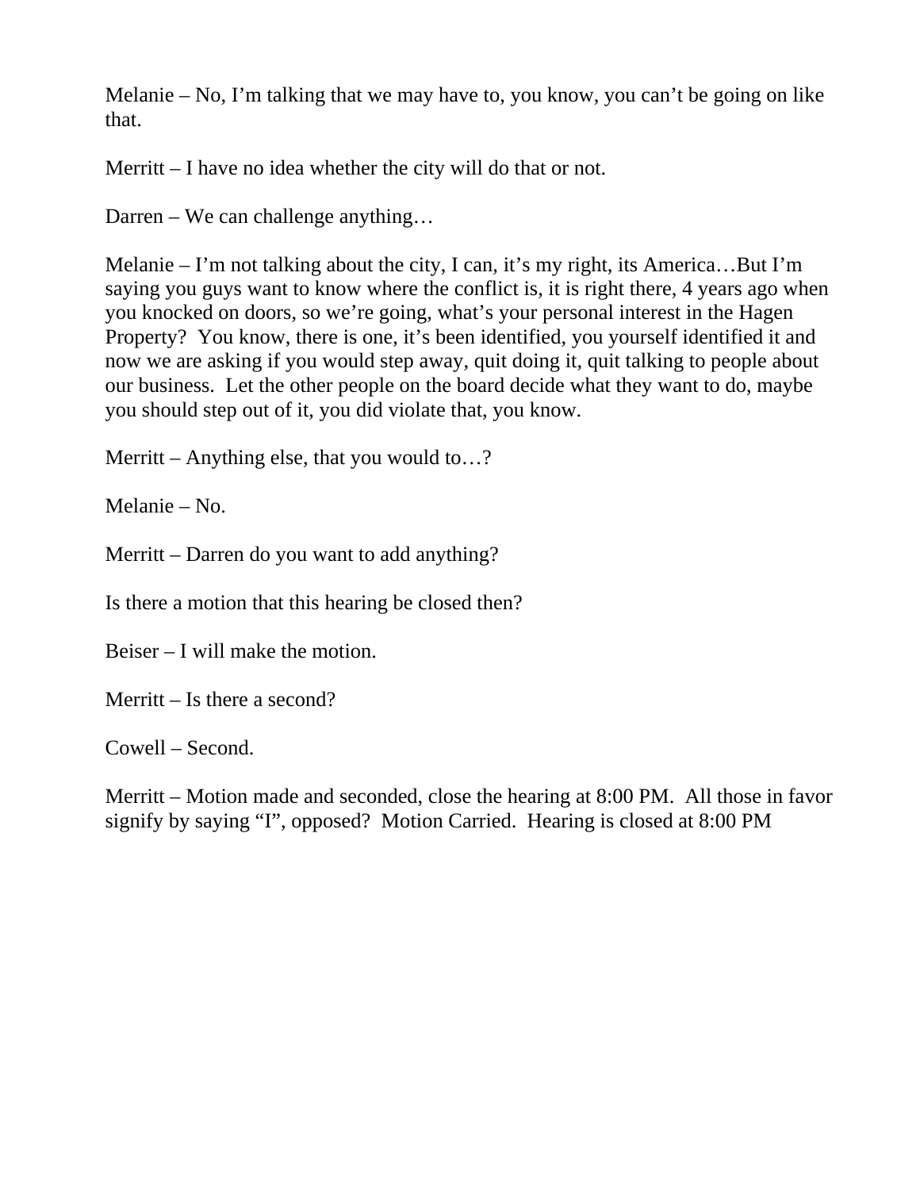Melanie – No, I'm talking that we may have to, you know, you can't be going on like that.

Merritt – I have no idea whether the city will do that or not.

Darren – We can challenge anything…

Melanie – I'm not talking about the city, I can, it's my right, its America…But I'm saying you guys want to know where the conflict is, it is right there, 4 years ago when you knocked on doors, so we're going, what's your personal interest in the Hagen Property? You know, there is one, it's been identified, you yourself identified it and now we are asking if you would step away, quit doing it, quit talking to people about our business. Let the other people on the board decide what they want to do, maybe you should step out of it, you did violate that, you know.

Merritt – Anything else, that you would to…?

Melanie – No.

Merritt – Darren do you want to add anything?

Is there a motion that this hearing be closed then?

Beiser – I will make the motion.

Merritt – Is there a second?

Cowell – Second.

Merritt – Motion made and seconded, close the hearing at 8:00 PM. All those in favor signify by saying "I", opposed? Motion Carried. Hearing is closed at 8:00 PM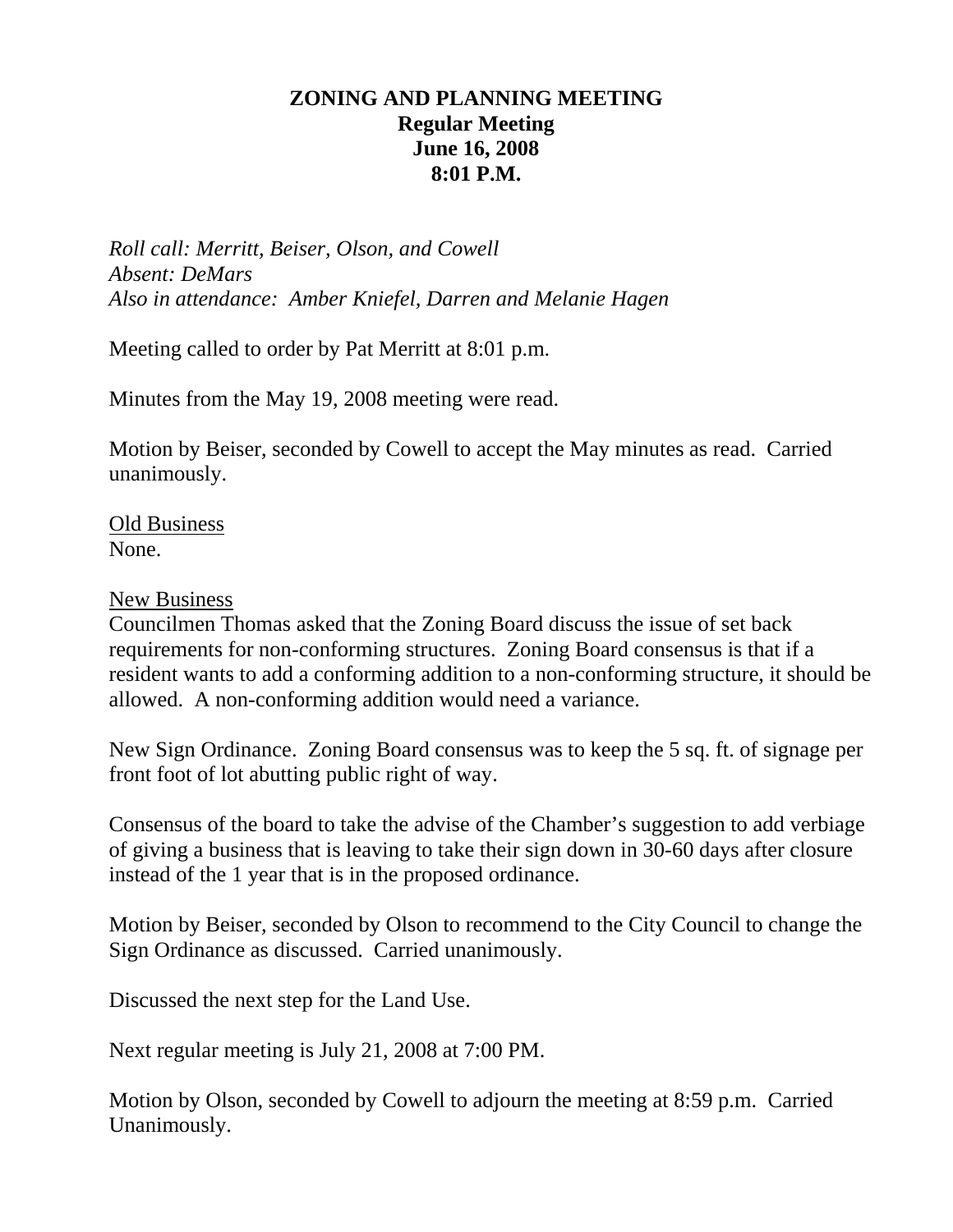**ZONING AND PLANNING MEETING**
**Regular Meeting**
**June 16, 2008**
**8:01 P.M.**

*Roll call: Merritt, Beiser, Olson, and Cowell*
*Absent: DeMars*
*Also in attendance: Amber Kniefel, Darren and Melanie Hagen*

Meeting called to order by Pat Merritt at 8:01 p.m.

Minutes from the May 19, 2008 meeting were read.

Motion by Beiser, seconded by Cowell to accept the May minutes as read. Carried unanimously.

<u>Old Business</u>
None.

<u>New Business</u>
Councilmen Thomas asked that the Zoning Board discuss the issue of set back requirements for non-conforming structures. Zoning Board consensus is that if a resident wants to add a conforming addition to a non-conforming structure, it should be allowed. A non-conforming addition would need a variance.

New Sign Ordinance. Zoning Board consensus was to keep the 5 sq. ft. of signage per front foot of lot abutting public right of way.

Consensus of the board to take the advise of the Chamber's suggestion to add verbiage of giving a business that is leaving to take their sign down in 30-60 days after closure instead of the 1 year that is in the proposed ordinance.

Motion by Beiser, seconded by Olson to recommend to the City Council to change the Sign Ordinance as discussed. Carried unanimously.

Discussed the next step for the Land Use.

Next regular meeting is July 21, 2008 at 7:00 PM.

Motion by Olson, seconded by Cowell to adjourn the meeting at 8:59 p.m. Carried Unanimously.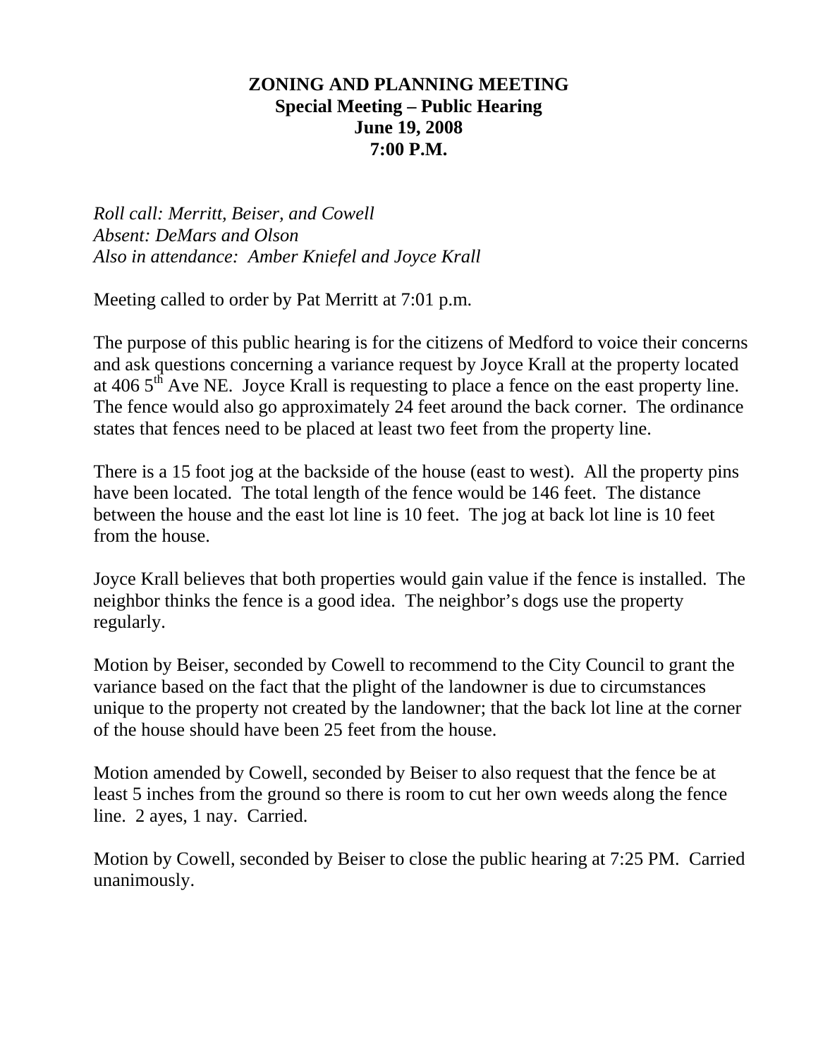# ZONING AND PLANNING MEETING
## Special Meeting – Public Hearing
## June 19, 2008
## 7:00 P.M.

*Roll call: Merritt, Beiser, and Cowell*
*Absent: DeMars and Olson*
*Also in attendance: Amber Kniefel and Joyce Krall*

Meeting called to order by Pat Merritt at 7:01 p.m.

The purpose of this public hearing is for the citizens of Medford to voice their concerns and ask questions concerning a variance request by Joyce Krall at the property located at 406 5th Ave NE. Joyce Krall is requesting to place a fence on the east property line. The fence would also go approximately 24 feet around the back corner. The ordinance states that fences need to be placed at least two feet from the property line.

There is a 15 foot jog at the backside of the house (east to west). All the property pins have been located. The total length of the fence would be 146 feet. The distance between the house and the east lot line is 10 feet. The jog at back lot line is 10 feet from the house.

Joyce Krall believes that both properties would gain value if the fence is installed. The neighbor thinks the fence is a good idea. The neighbor's dogs use the property regularly.

Motion by Beiser, seconded by Cowell to recommend to the City Council to grant the variance based on the fact that the plight of the landowner is due to circumstances unique to the property not created by the landowner; that the back lot line at the corner of the house should have been 25 feet from the house.

Motion amended by Cowell, seconded by Beiser to also request that the fence be at least 5 inches from the ground so there is room to cut her own weeds along the fence line. 2 ayes, 1 nay. Carried.

Motion by Cowell, seconded by Beiser to close the public hearing at 7:25 PM. Carried unanimously.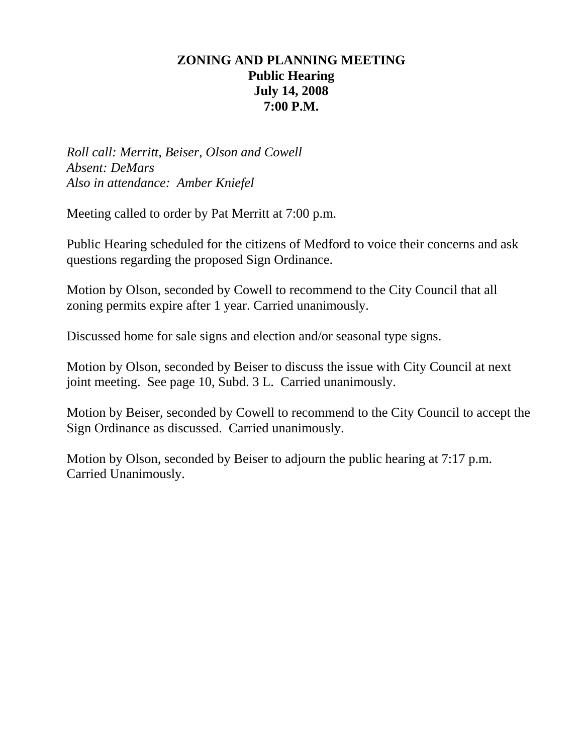**ZONING AND PLANNING MEETING**
**Public Hearing**
**July 14, 2008**
**7:00 P.M.**

*Roll call: Merritt, Beiser, Olson and Cowell*
*Absent: DeMars*
*Also in attendance: Amber Kniefel*

Meeting called to order by Pat Merritt at 7:00 p.m.

Public Hearing scheduled for the citizens of Medford to voice their concerns and ask questions regarding the proposed Sign Ordinance.

Motion by Olson, seconded by Cowell to recommend to the City Council that all zoning permits expire after 1 year. Carried unanimously.

Discussed home for sale signs and election and/or seasonal type signs.

Motion by Olson, seconded by Beiser to discuss the issue with City Council at next joint meeting. See page 10, Subd. 3 L. Carried unanimously.

Motion by Beiser, seconded by Cowell to recommend to the City Council to accept the Sign Ordinance as discussed. Carried unanimously.

Motion by Olson, seconded by Beiser to adjourn the public hearing at 7:17 p.m. Carried Unanimously.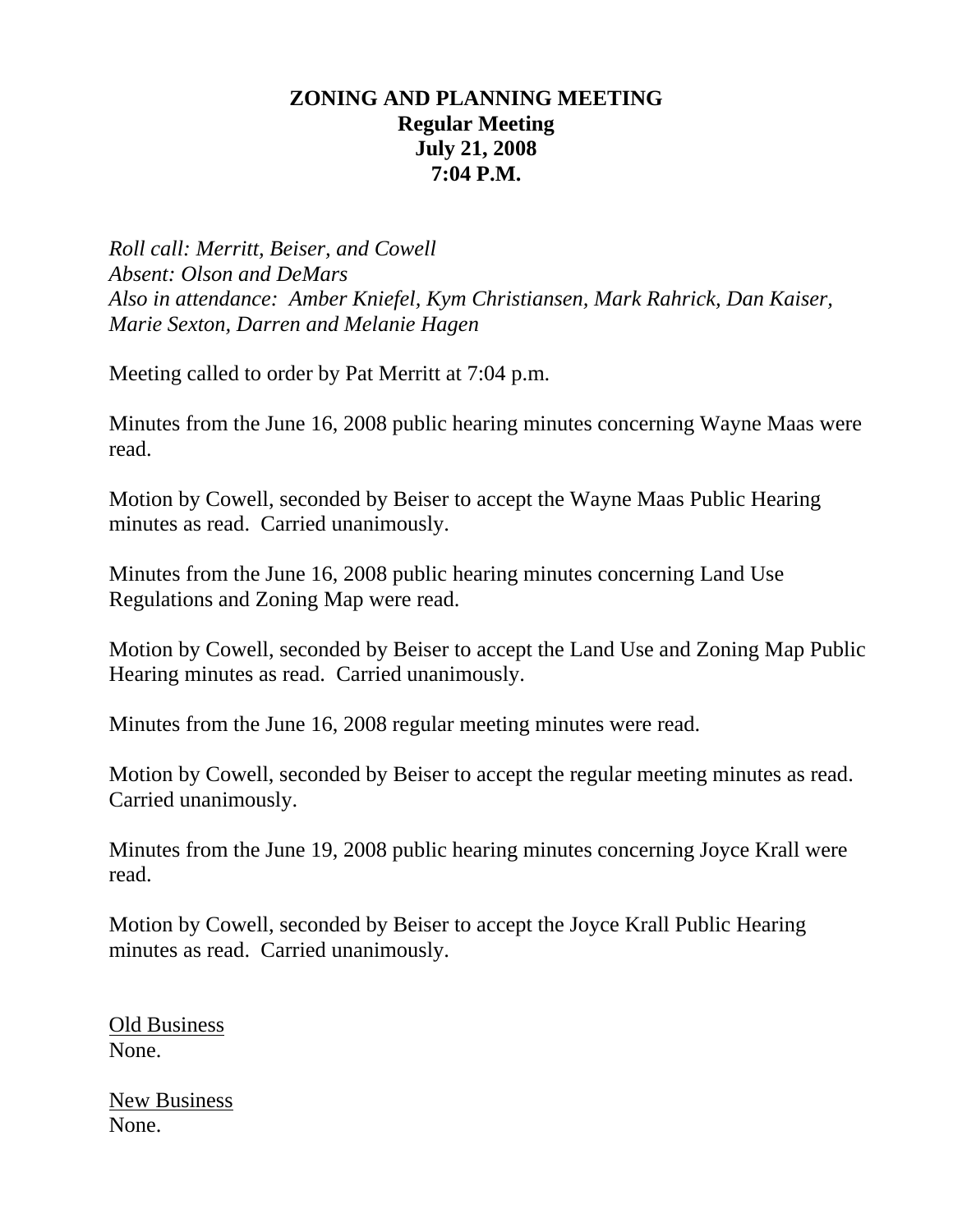**ZONING AND PLANNING MEETING**
**Regular Meeting**
**July 21, 2008**
**7:04 P.M.**

*Roll call: Merritt, Beiser, and Cowell*
*Absent: Olson and DeMars*
*Also in attendance: Amber Kniefel, Kym Christiansen, Mark Rahrick, Dan Kaiser, Marie Sexton, Darren and Melanie Hagen*

Meeting called to order by Pat Merritt at 7:04 p.m.

Minutes from the June 16, 2008 public hearing minutes concerning Wayne Maas were read.

Motion by Cowell, seconded by Beiser to accept the Wayne Maas Public Hearing minutes as read. Carried unanimously.

Minutes from the June 16, 2008 public hearing minutes concerning Land Use Regulations and Zoning Map were read.

Motion by Cowell, seconded by Beiser to accept the Land Use and Zoning Map Public Hearing minutes as read. Carried unanimously.

Minutes from the June 16, 2008 regular meeting minutes were read.

Motion by Cowell, seconded by Beiser to accept the regular meeting minutes as read. Carried unanimously.

Minutes from the June 19, 2008 public hearing minutes concerning Joyce Krall were read.

Motion by Cowell, seconded by Beiser to accept the Joyce Krall Public Hearing minutes as read. Carried unanimously.

<u>Old Business</u>
None.

<u>New Business</u>
None.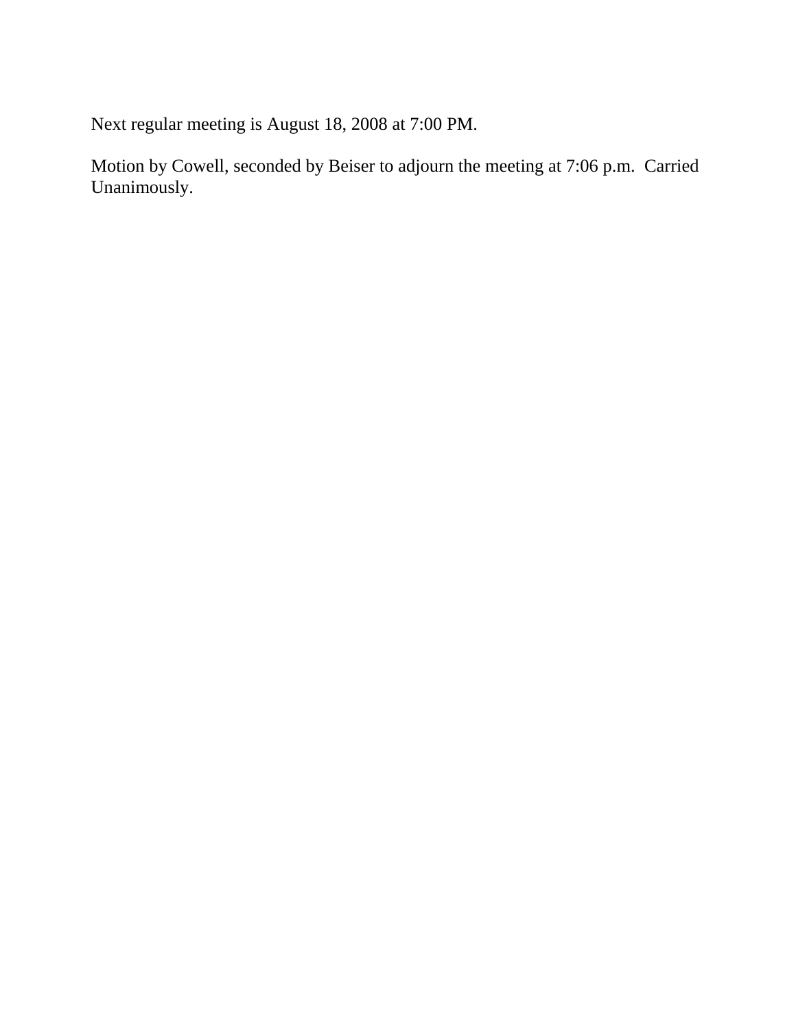Next regular meeting is August 18, 2008 at 7:00 PM.

Motion by Cowell, seconded by Beiser to adjourn the meeting at 7:06 p.m. Carried Unanimously.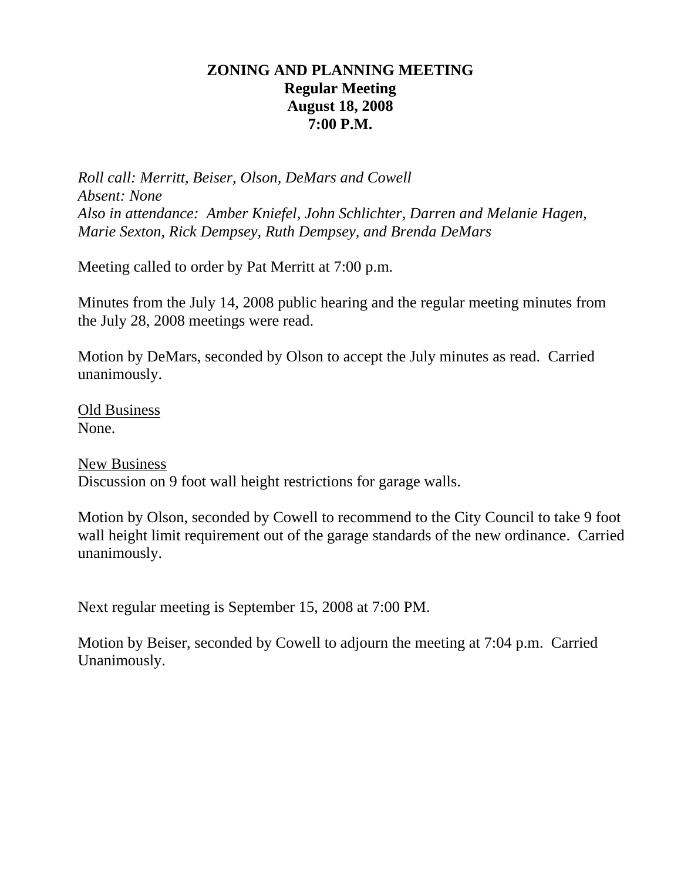**ZONING AND PLANNING MEETING**
**Regular Meeting**
**August 18, 2008**
**7:00 P.M.**

*Roll call: Merritt, Beiser, Olson, DeMars and Cowell*
*Absent: None*
*Also in attendance: Amber Kniefel, John Schlichter, Darren and Melanie Hagen, Marie Sexton, Rick Dempsey, Ruth Dempsey, and Brenda DeMars*

Meeting called to order by Pat Merritt at 7:00 p.m.

Minutes from the July 14, 2008 public hearing and the regular meeting minutes from the July 28, 2008 meetings were read.

Motion by DeMars, seconded by Olson to accept the July minutes as read. Carried unanimously.

<u>Old Business</u>
None.

<u>New Business</u>
Discussion on 9 foot wall height restrictions for garage walls.

Motion by Olson, seconded by Cowell to recommend to the City Council to take 9 foot wall height limit requirement out of the garage standards of the new ordinance. Carried unanimously.

Next regular meeting is September 15, 2008 at 7:00 PM.

Motion by Beiser, seconded by Cowell to adjourn the meeting at 7:04 p.m. Carried Unanimously.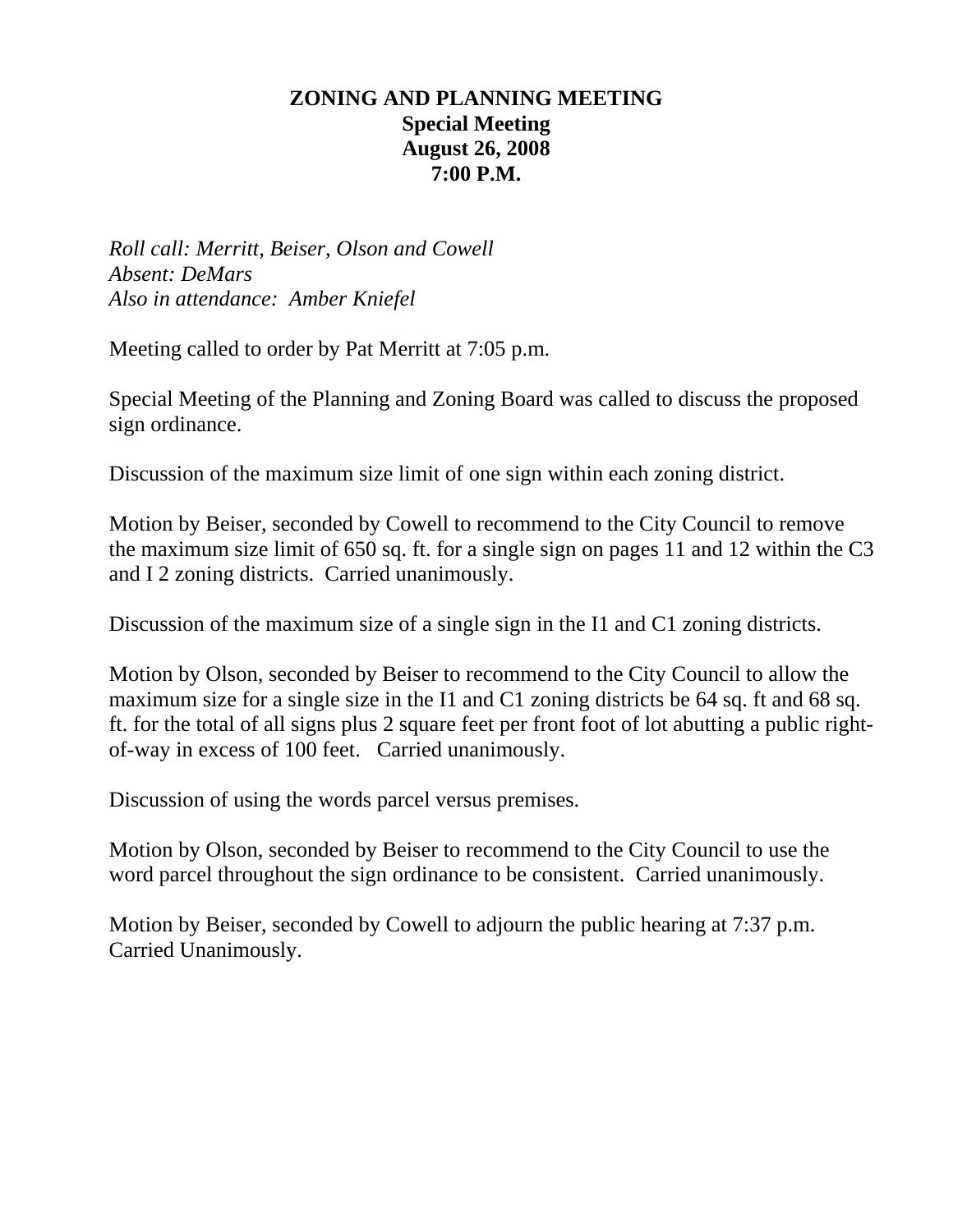**ZONING AND PLANNING MEETING**
**Special Meeting**
**August 26, 2008**
**7:00 P.M.**

*Roll call: Merritt, Beiser, Olson and Cowell*
*Absent: DeMars*
*Also in attendance: Amber Kniefel*

Meeting called to order by Pat Merritt at 7:05 p.m.

Special Meeting of the Planning and Zoning Board was called to discuss the proposed sign ordinance.

Discussion of the maximum size limit of one sign within each zoning district.

Motion by Beiser, seconded by Cowell to recommend to the City Council to remove the maximum size limit of 650 sq. ft. for a single sign on pages 11 and 12 within the C3 and I 2 zoning districts. Carried unanimously.

Discussion of the maximum size of a single sign in the I1 and C1 zoning districts.

Motion by Olson, seconded by Beiser to recommend to the City Council to allow the maximum size for a single size in the I1 and C1 zoning districts be 64 sq. ft and 68 sq. ft. for the total of all signs plus 2 square feet per front foot of lot abutting a public right-of-way in excess of 100 feet. Carried unanimously.

Discussion of using the words parcel versus premises.

Motion by Olson, seconded by Beiser to recommend to the City Council to use the word parcel throughout the sign ordinance to be consistent. Carried unanimously.

Motion by Beiser, seconded by Cowell to adjourn the public hearing at 7:37 p.m. Carried Unanimously.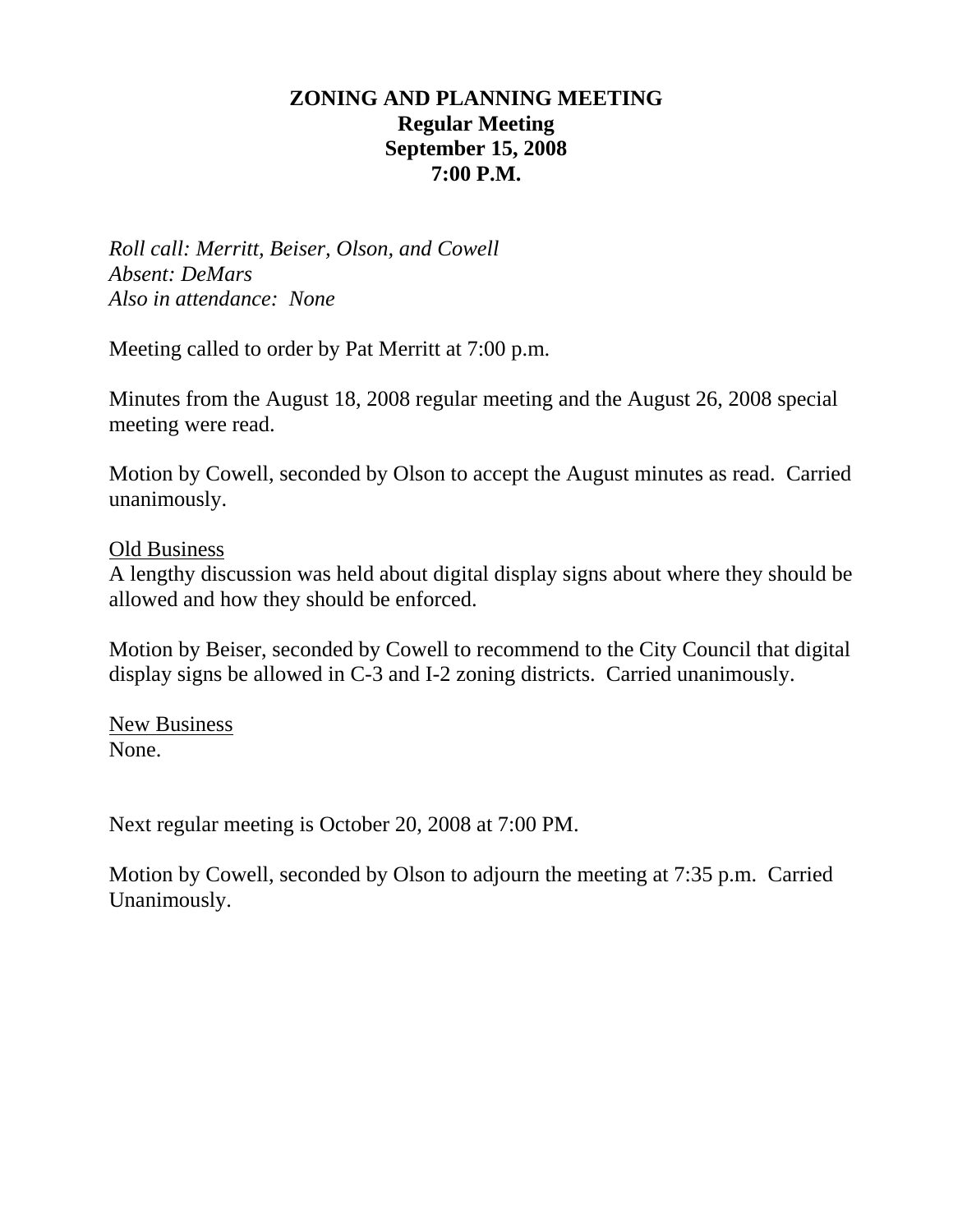# ZONING AND PLANNING MEETING
**Regular Meeting**
**September 15, 2008**
**7:00 P.M.**

*Roll call: Merritt, Beiser, Olson, and Cowell*
*Absent: DeMars*
*Also in attendance: None*

Meeting called to order by Pat Merritt at 7:00 p.m.

Minutes from the August 18, 2008 regular meeting and the August 26, 2008 special meeting were read.

Motion by Cowell, seconded by Olson to accept the August minutes as read. Carried unanimously.

<u>Old Business</u>
A lengthy discussion was held about digital display signs about where they should be allowed and how they should be enforced.

Motion by Beiser, seconded by Cowell to recommend to the City Council that digital display signs be allowed in C-3 and I-2 zoning districts. Carried unanimously.

<u>New Business</u>
None.

Next regular meeting is October 20, 2008 at 7:00 PM.

Motion by Cowell, seconded by Olson to adjourn the meeting at 7:35 p.m. Carried Unanimously.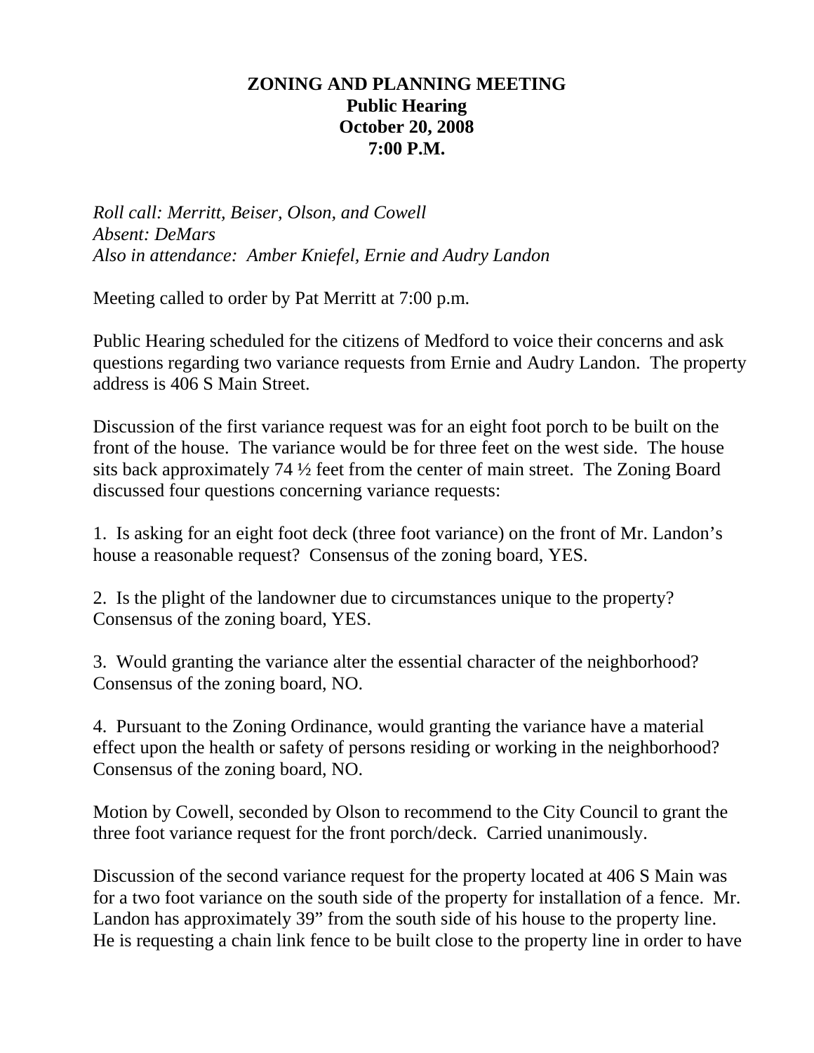# ZONING AND PLANNING MEETING
## Public Hearing
## October 20, 2008
## 7:00 P.M.

*Roll call: Merritt, Beiser, Olson, and Cowell*
*Absent: DeMars*
*Also in attendance: Amber Kniefel, Ernie and Audry Landon*

Meeting called to order by Pat Merritt at 7:00 p.m.

Public Hearing scheduled for the citizens of Medford to voice their concerns and ask questions regarding two variance requests from Ernie and Audry Landon. The property address is 406 S Main Street.

Discussion of the first variance request was for an eight foot porch to be built on the front of the house. The variance would be for three feet on the west side. The house sits back approximately 74 ½ feet from the center of main street. The Zoning Board discussed four questions concerning variance requests:

1. Is asking for an eight foot deck (three foot variance) on the front of Mr. Landon's house a reasonable request? Consensus of the zoning board, YES.

2. Is the plight of the landowner due to circumstances unique to the property? Consensus of the zoning board, YES.

3. Would granting the variance alter the essential character of the neighborhood? Consensus of the zoning board, NO.

4. Pursuant to the Zoning Ordinance, would granting the variance have a material effect upon the health or safety of persons residing or working in the neighborhood? Consensus of the zoning board, NO.

Motion by Cowell, seconded by Olson to recommend to the City Council to grant the three foot variance request for the front porch/deck. Carried unanimously.

Discussion of the second variance request for the property located at 406 S Main was for a two foot variance on the south side of the property for installation of a fence. Mr. Landon has approximately 39" from the south side of his house to the property line. He is requesting a chain link fence to be built close to the property line in order to have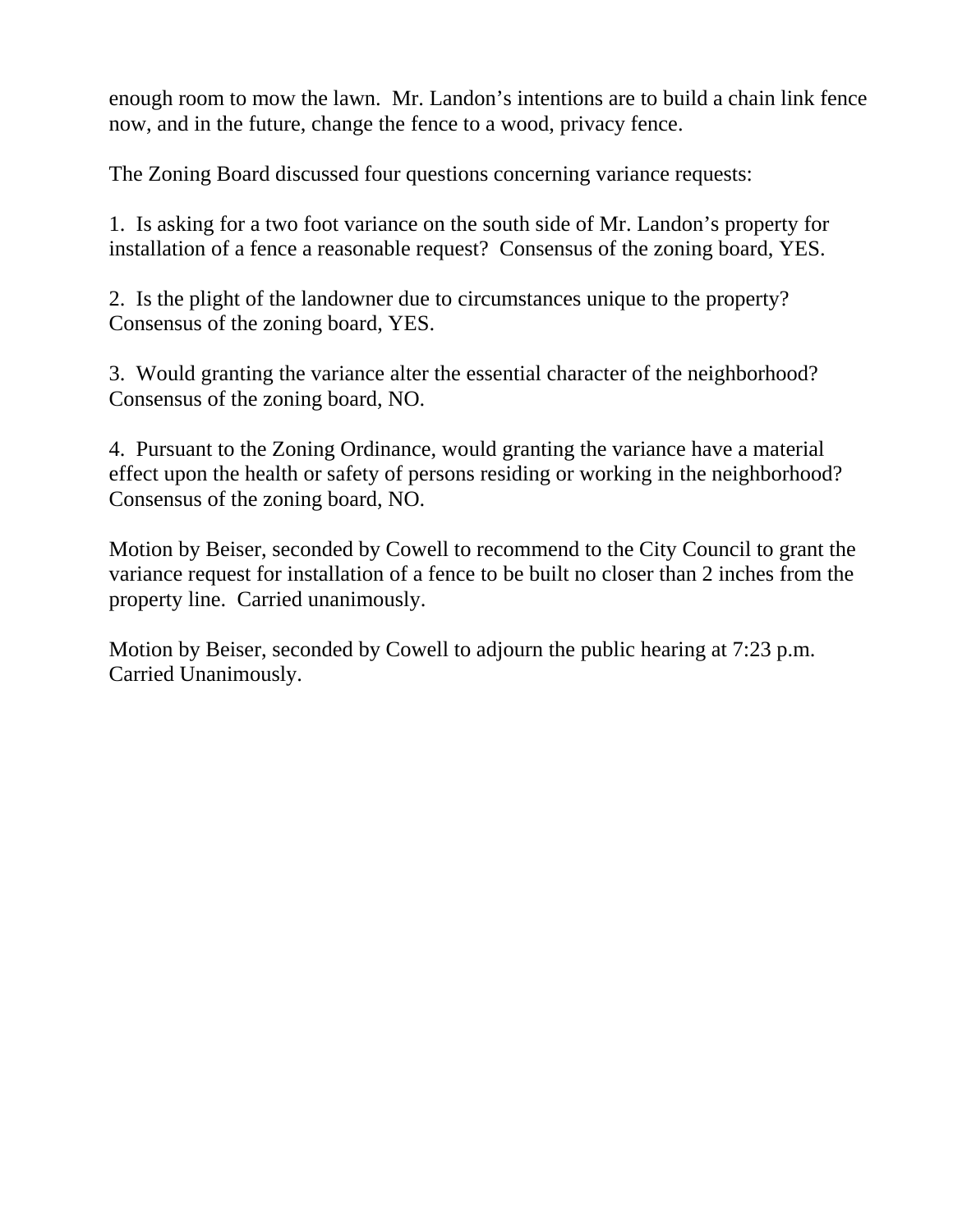enough room to mow the lawn.  Mr. Landon's intentions are to build a chain link fence now, and in the future, change the fence to a wood, privacy fence.

The Zoning Board discussed four questions concerning variance requests:

1.  Is asking for a two foot variance on the south side of Mr. Landon's property for installation of a fence a reasonable request?  Consensus of the zoning board, YES.

2.  Is the plight of the landowner due to circumstances unique to the property?  Consensus of the zoning board, YES.

3.  Would granting the variance alter the essential character of the neighborhood?  Consensus of the zoning board, NO.

4.  Pursuant to the Zoning Ordinance, would granting the variance have a material effect upon the health or safety of persons residing or working in the neighborhood?  Consensus of the zoning board, NO.

Motion by Beiser, seconded by Cowell to recommend to the City Council to grant the variance request for installation of a fence to be built no closer than 2 inches from the property line.  Carried unanimously.

Motion by Beiser, seconded by Cowell to adjourn the public hearing at 7:23 p.m.  Carried Unanimously.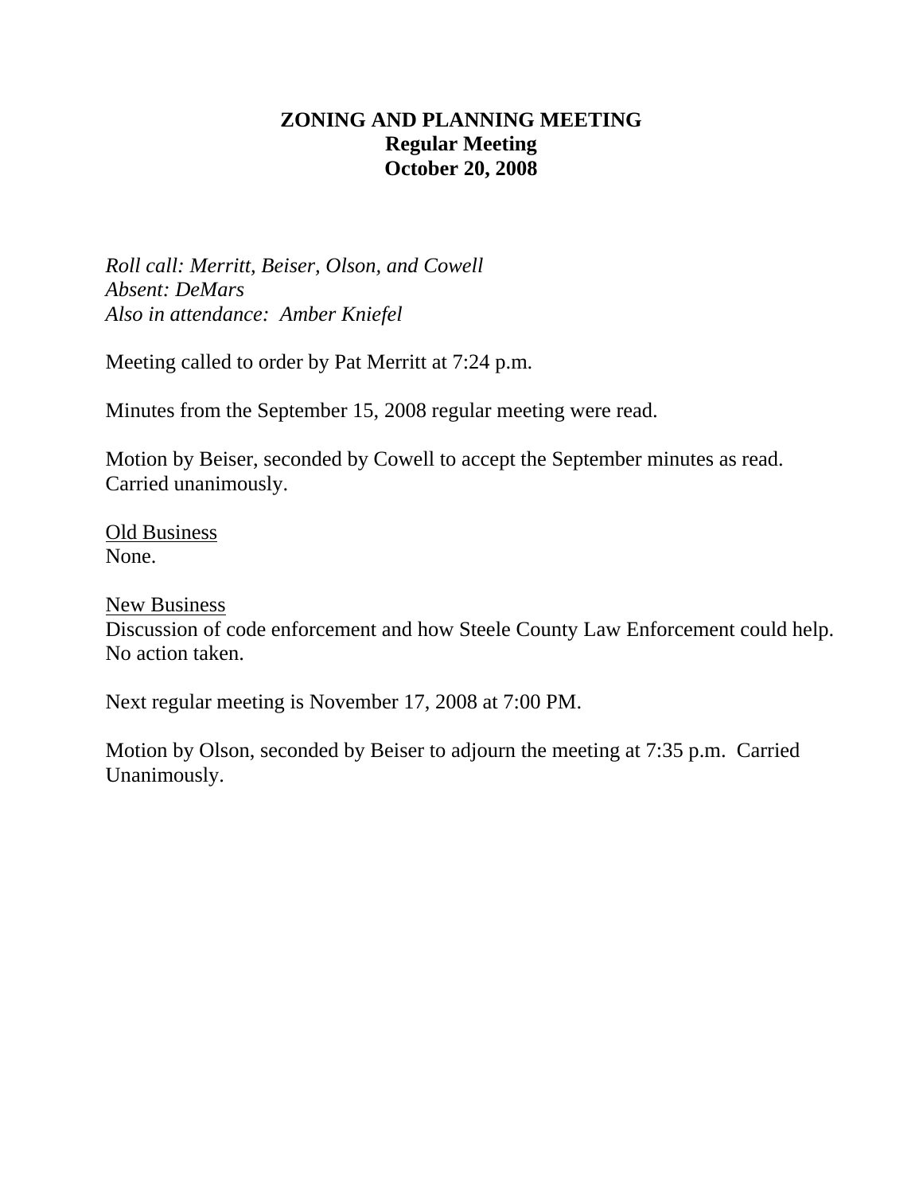# ZONING AND PLANNING MEETING
## Regular Meeting
## October 20, 2008

*Roll call: Merritt, Beiser, Olson, and Cowell*
*Absent: DeMars*
*Also in attendance: Amber Kniefel*

Meeting called to order by Pat Merritt at 7:24 p.m.

Minutes from the September 15, 2008 regular meeting were read.

Motion by Beiser, seconded by Cowell to accept the September minutes as read. Carried unanimously.

<u>Old Business</u>
None.

<u>New Business</u>
Discussion of code enforcement and how Steele County Law Enforcement could help. No action taken.

Next regular meeting is November 17, 2008 at 7:00 PM.

Motion by Olson, seconded by Beiser to adjourn the meeting at 7:35 p.m. Carried Unanimously.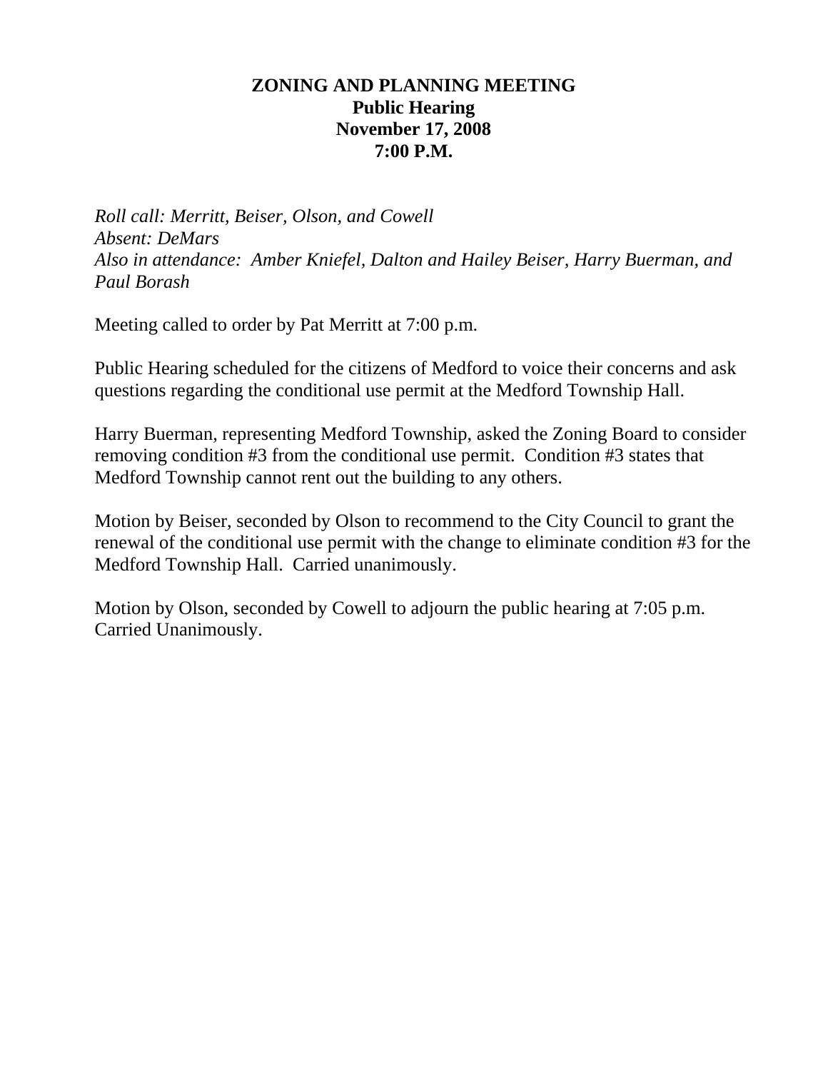# ZONING AND PLANNING MEETING
## Public Hearing
## November 17, 2008
## 7:00 P.M.

*Roll call: Merritt, Beiser, Olson, and Cowell*
*Absent: DeMars*
*Also in attendance: Amber Kniefel, Dalton and Hailey Beiser, Harry Buerman, and Paul Borash*

Meeting called to order by Pat Merritt at 7:00 p.m.

Public Hearing scheduled for the citizens of Medford to voice their concerns and ask questions regarding the conditional use permit at the Medford Township Hall.

Harry Buerman, representing Medford Township, asked the Zoning Board to consider removing condition #3 from the conditional use permit. Condition #3 states that Medford Township cannot rent out the building to any others.

Motion by Beiser, seconded by Olson to recommend to the City Council to grant the renewal of the conditional use permit with the change to eliminate condition #3 for the Medford Township Hall. Carried unanimously.

Motion by Olson, seconded by Cowell to adjourn the public hearing at 7:05 p.m. Carried Unanimously.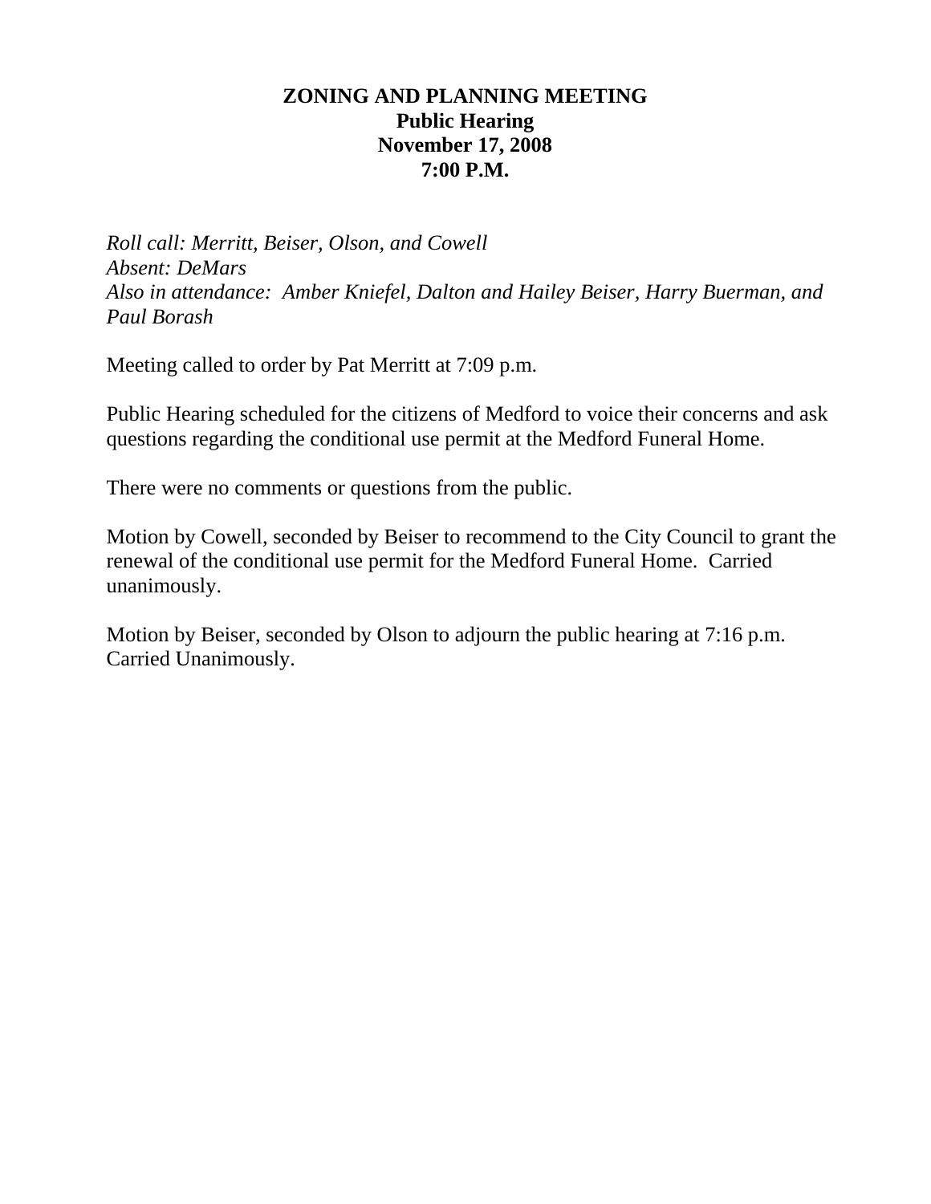**ZONING AND PLANNING MEETING**
**Public Hearing**
**November 17, 2008**
**7:00 P.M.**

*Roll call: Merritt, Beiser, Olson, and Cowell*
*Absent: DeMars*
*Also in attendance: Amber Kniefel, Dalton and Hailey Beiser, Harry Buerman, and Paul Borash*

Meeting called to order by Pat Merritt at 7:09 p.m.

Public Hearing scheduled for the citizens of Medford to voice their concerns and ask questions regarding the conditional use permit at the Medford Funeral Home.

There were no comments or questions from the public.

Motion by Cowell, seconded by Beiser to recommend to the City Council to grant the renewal of the conditional use permit for the Medford Funeral Home. Carried unanimously.

Motion by Beiser, seconded by Olson to adjourn the public hearing at 7:16 p.m. Carried Unanimously.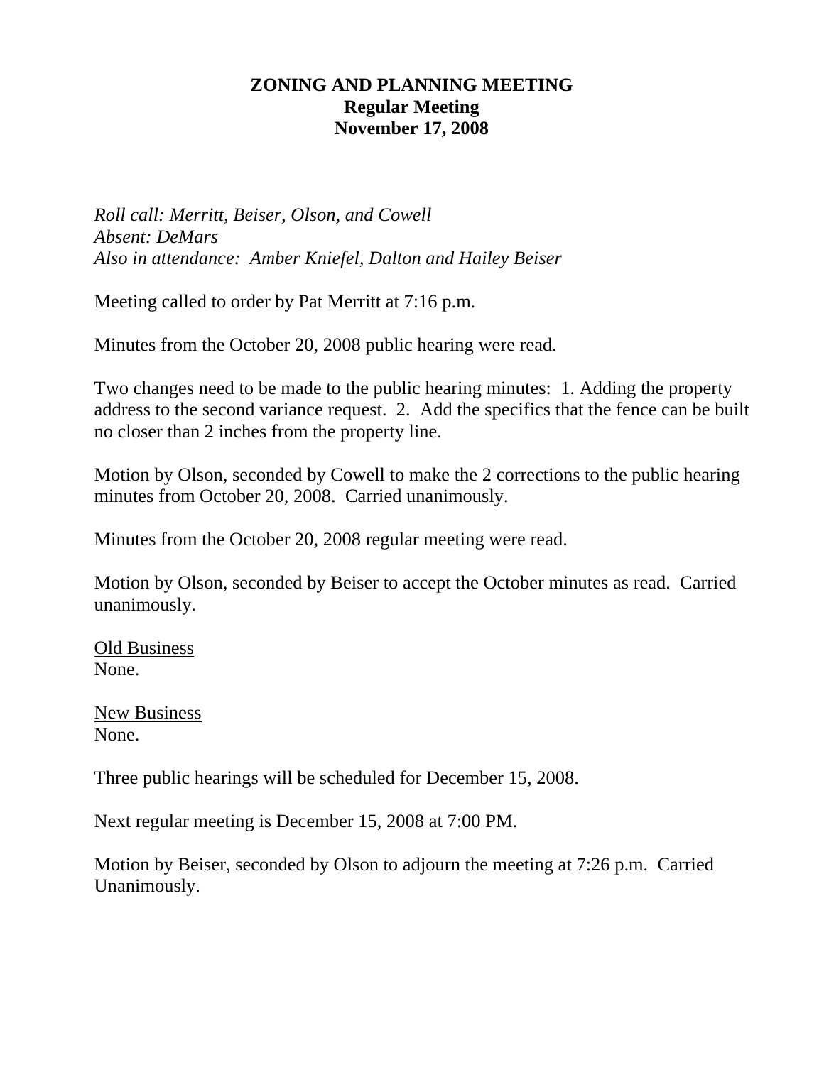# ZONING AND PLANNING MEETING
## Regular Meeting
## November 17, 2008

*Roll call: Merritt, Beiser, Olson, and Cowell*
*Absent: DeMars*
*Also in attendance: Amber Kniefel, Dalton and Hailey Beiser*

Meeting called to order by Pat Merritt at 7:16 p.m.

Minutes from the October 20, 2008 public hearing were read.

Two changes need to be made to the public hearing minutes: 1. Adding the property address to the second variance request. 2. Add the specifics that the fence can be built no closer than 2 inches from the property line.

Motion by Olson, seconded by Cowell to make the 2 corrections to the public hearing minutes from October 20, 2008. Carried unanimously.

Minutes from the October 20, 2008 regular meeting were read.

Motion by Olson, seconded by Beiser to accept the October minutes as read. Carried unanimously.

<u>Old Business</u>
None.

<u>New Business</u>
None.

Three public hearings will be scheduled for December 15, 2008.

Next regular meeting is December 15, 2008 at 7:00 PM.

Motion by Beiser, seconded by Olson to adjourn the meeting at 7:26 p.m. Carried Unanimously.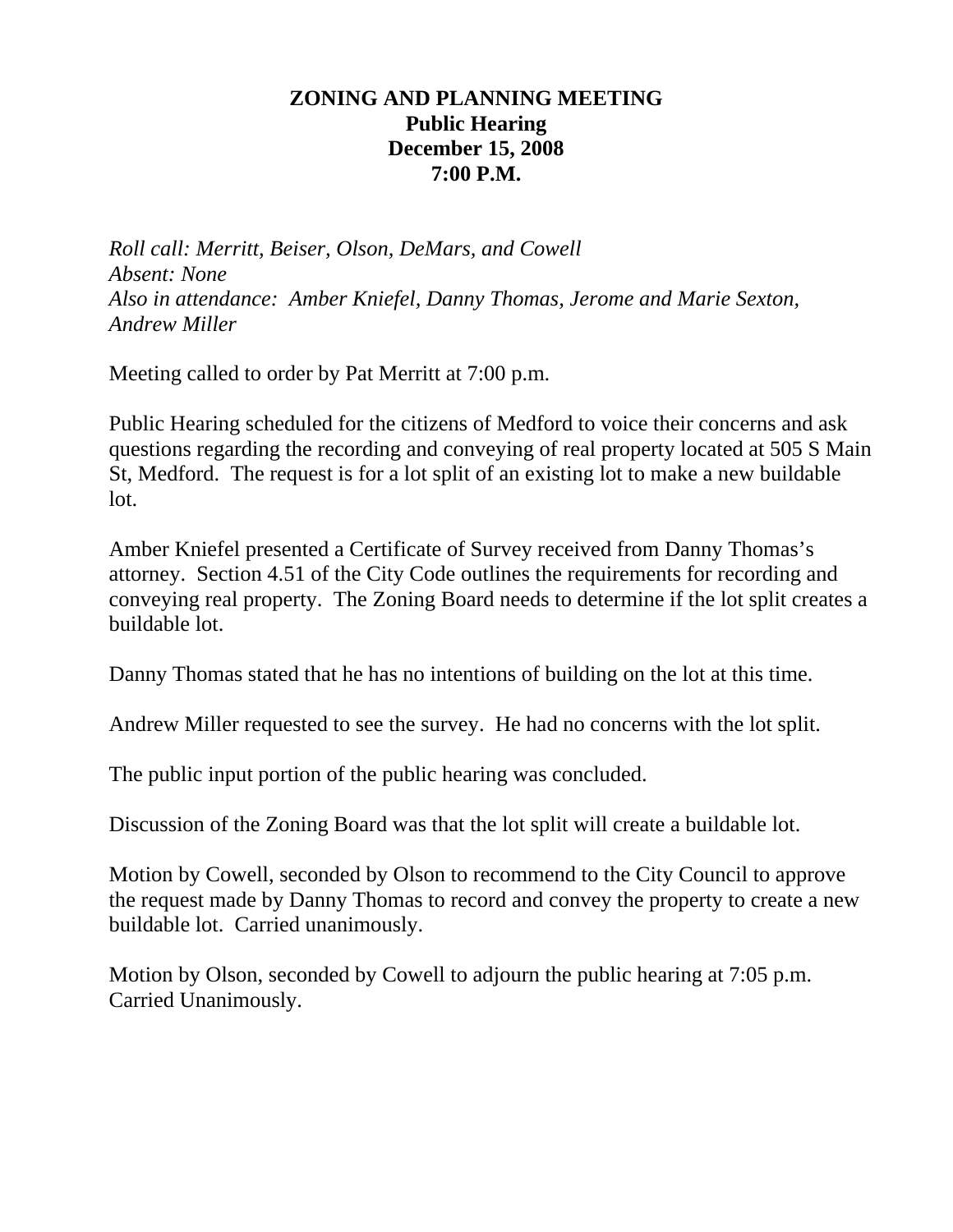# ZONING AND PLANNING MEETING
## Public Hearing
## December 15, 2008
## 7:00 P.M.

*Roll call: Merritt, Beiser, Olson, DeMars, and Cowell*
*Absent: None*
*Also in attendance: Amber Kniefel, Danny Thomas, Jerome and Marie Sexton, Andrew Miller*

Meeting called to order by Pat Merritt at 7:00 p.m.

Public Hearing scheduled for the citizens of Medford to voice their concerns and ask questions regarding the recording and conveying of real property located at 505 S Main St, Medford. The request is for a lot split of an existing lot to make a new buildable lot.

Amber Kniefel presented a Certificate of Survey received from Danny Thomas's attorney. Section 4.51 of the City Code outlines the requirements for recording and conveying real property. The Zoning Board needs to determine if the lot split creates a buildable lot.

Danny Thomas stated that he has no intentions of building on the lot at this time.

Andrew Miller requested to see the survey. He had no concerns with the lot split.

The public input portion of the public hearing was concluded.

Discussion of the Zoning Board was that the lot split will create a buildable lot.

Motion by Cowell, seconded by Olson to recommend to the City Council to approve the request made by Danny Thomas to record and convey the property to create a new buildable lot. Carried unanimously.

Motion by Olson, seconded by Cowell to adjourn the public hearing at 7:05 p.m. Carried Unanimously.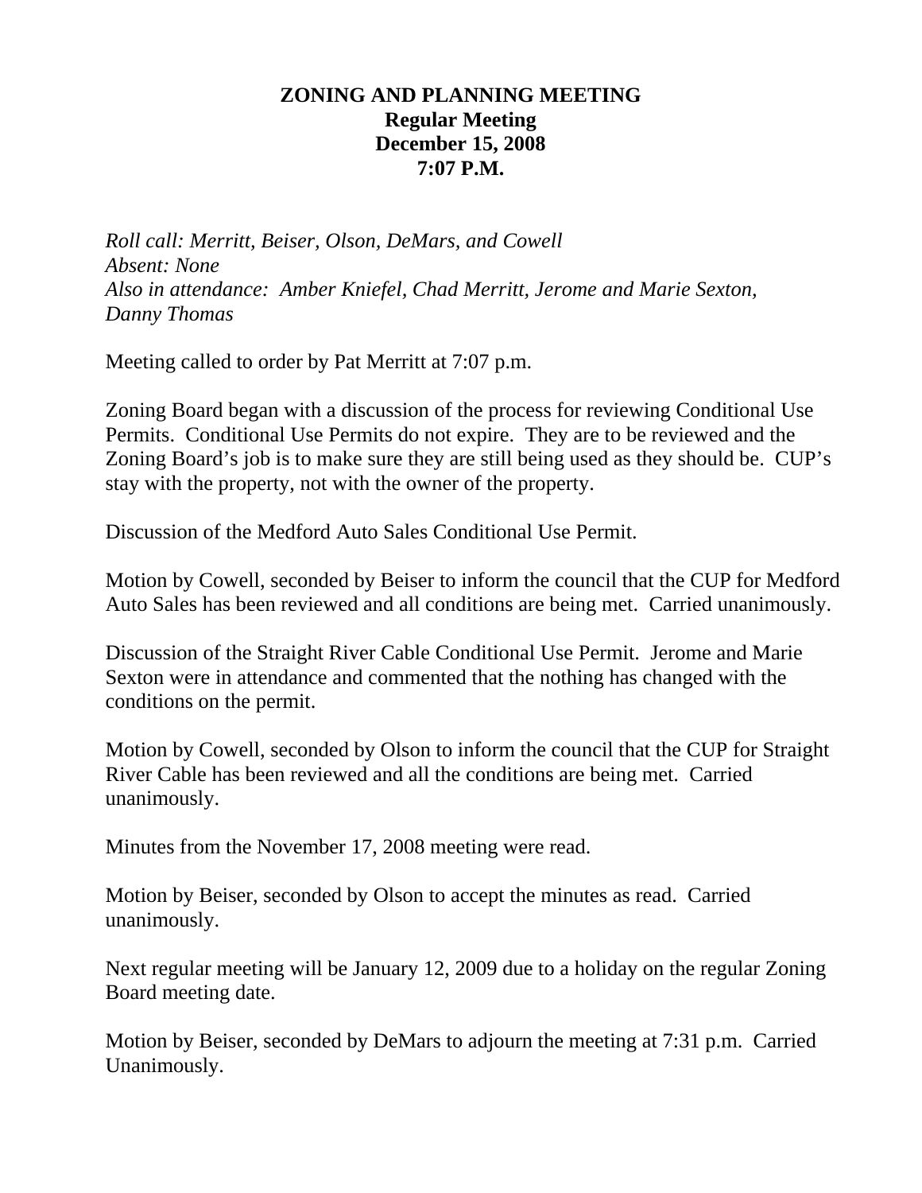# ZONING AND PLANNING MEETING
## Regular Meeting
## December 15, 2008
## 7:07 P.M.

*Roll call: Merritt, Beiser, Olson, DeMars, and Cowell*
*Absent: None*
*Also in attendance: Amber Kniefel, Chad Merritt, Jerome and Marie Sexton, Danny Thomas*

Meeting called to order by Pat Merritt at 7:07 p.m.

Zoning Board began with a discussion of the process for reviewing Conditional Use Permits. Conditional Use Permits do not expire. They are to be reviewed and the Zoning Board's job is to make sure they are still being used as they should be. CUP's stay with the property, not with the owner of the property.

Discussion of the Medford Auto Sales Conditional Use Permit.

Motion by Cowell, seconded by Beiser to inform the council that the CUP for Medford Auto Sales has been reviewed and all conditions are being met. Carried unanimously.

Discussion of the Straight River Cable Conditional Use Permit. Jerome and Marie Sexton were in attendance and commented that the nothing has changed with the conditions on the permit.

Motion by Cowell, seconded by Olson to inform the council that the CUP for Straight River Cable has been reviewed and all the conditions are being met. Carried unanimously.

Minutes from the November 17, 2008 meeting were read.

Motion by Beiser, seconded by Olson to accept the minutes as read. Carried unanimously.

Next regular meeting will be January 12, 2009 due to a holiday on the regular Zoning Board meeting date.

Motion by Beiser, seconded by DeMars to adjourn the meeting at 7:31 p.m. Carried Unanimously.